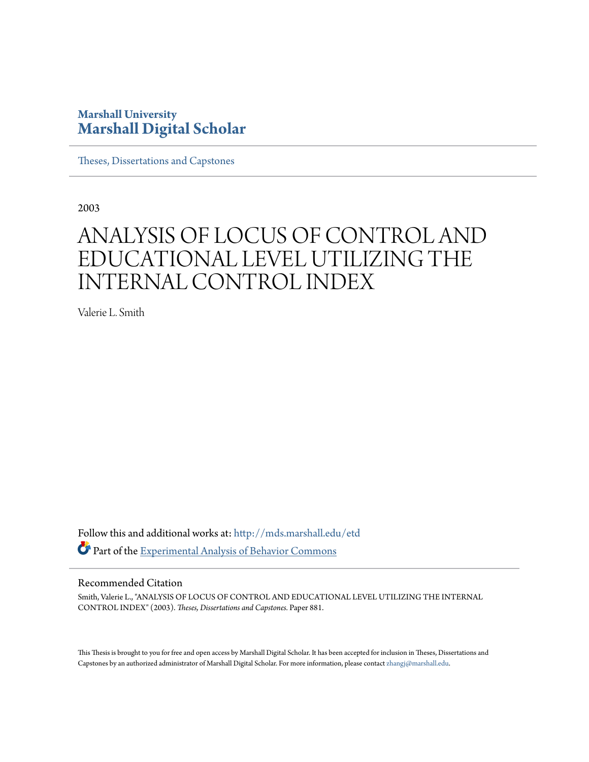Marshall University
# Marshall Digital Scholar

Theses, Dissertations and Capstones

2003

# ANALYSIS OF LOCUS OF CONTROL AND EDUCATIONAL LEVEL UTILIZING THE INTERNAL CONTROL INDEX

Valerie L. Smith

Follow this and additional works at: http://mds.marshall.edu/etd

Part of the Experimental Analysis of Behavior Commons

## Recommended Citation

Smith, Valerie L., "ANALYSIS OF LOCUS OF CONTROL AND EDUCATIONAL LEVEL UTILIZING THE INTERNAL CONTROL INDEX" (2003). *Theses, Dissertations and Capstones*. Paper 881.

This Thesis is brought to you for free and open access by Marshall Digital Scholar. It has been accepted for inclusion in Theses, Dissertations and Capstones by an authorized administrator of Marshall Digital Scholar. For more information, please contact zhangj@marshall.edu.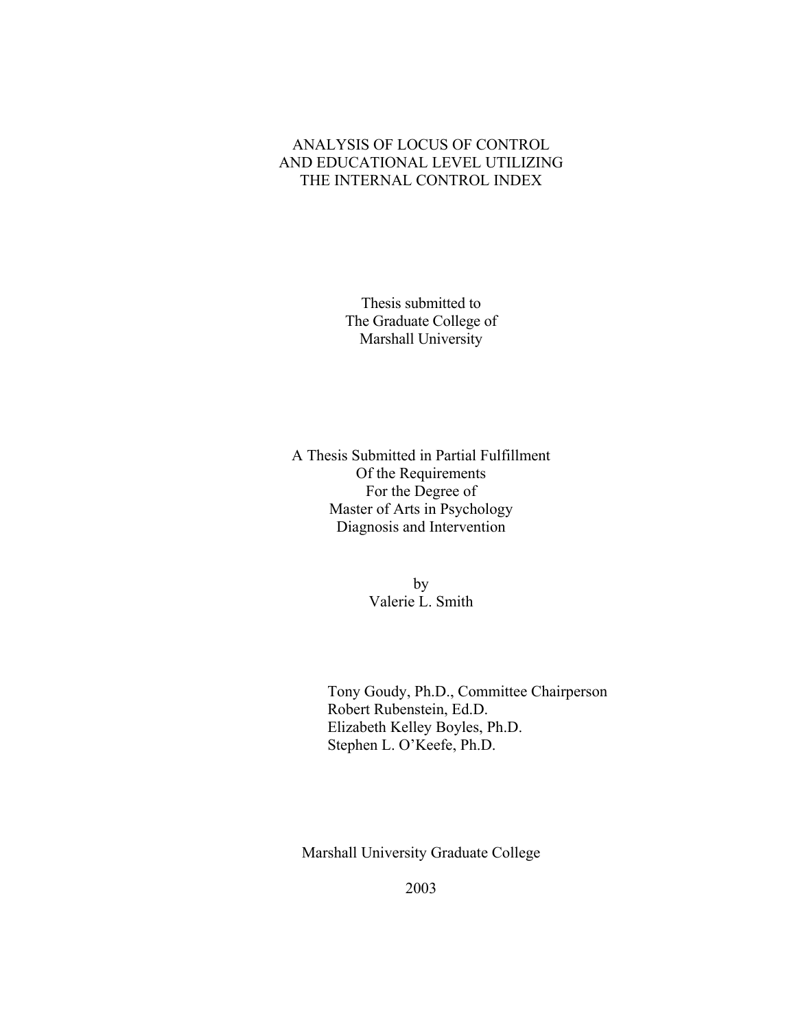# ANALYSIS OF LOCUS OF CONTROL AND EDUCATIONAL LEVEL UTILIZING THE INTERNAL CONTROL INDEX

Thesis submitted to
The Graduate College of
Marshall University

A Thesis Submitted in Partial Fulfillment
Of the Requirements
For the Degree of
Master of Arts in Psychology
Diagnosis and Intervention

by
Valerie L. Smith

Tony Goudy, Ph.D., Committee Chairperson
Robert Rubenstein, Ed.D.
Elizabeth Kelley Boyles, Ph.D.
Stephen L. O'Keefe, Ph.D.

Marshall University Graduate College

2003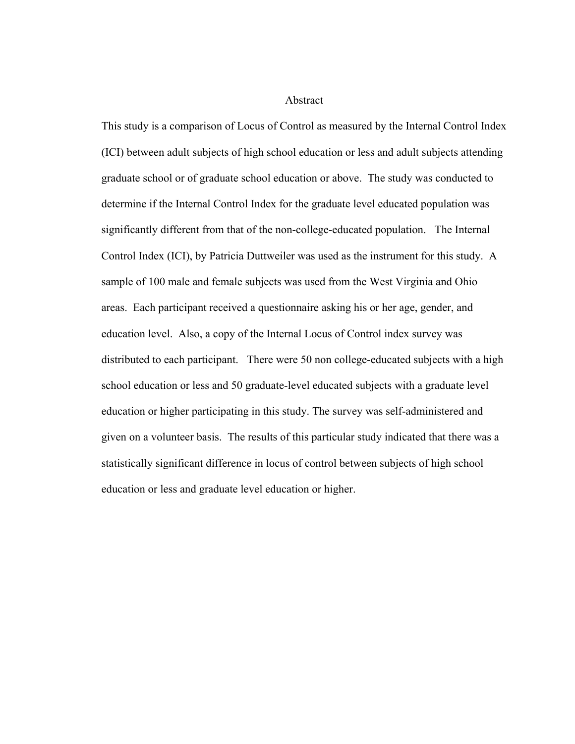# Abstract

This study is a comparison of Locus of Control as measured by the Internal Control Index (ICI) between adult subjects of high school education or less and adult subjects attending graduate school or of graduate school education or above. The study was conducted to determine if the Internal Control Index for the graduate level educated population was significantly different from that of the non-college-educated population. The Internal Control Index (ICI), by Patricia Duttweiler was used as the instrument for this study. A sample of 100 male and female subjects was used from the West Virginia and Ohio areas. Each participant received a questionnaire asking his or her age, gender, and education level. Also, a copy of the Internal Locus of Control index survey was distributed to each participant. There were 50 non college-educated subjects with a high school education or less and 50 graduate-level educated subjects with a graduate level education or higher participating in this study. The survey was self-administered and given on a volunteer basis. The results of this particular study indicated that there was a statistically significant difference in locus of control between subjects of high school education or less and graduate level education or higher.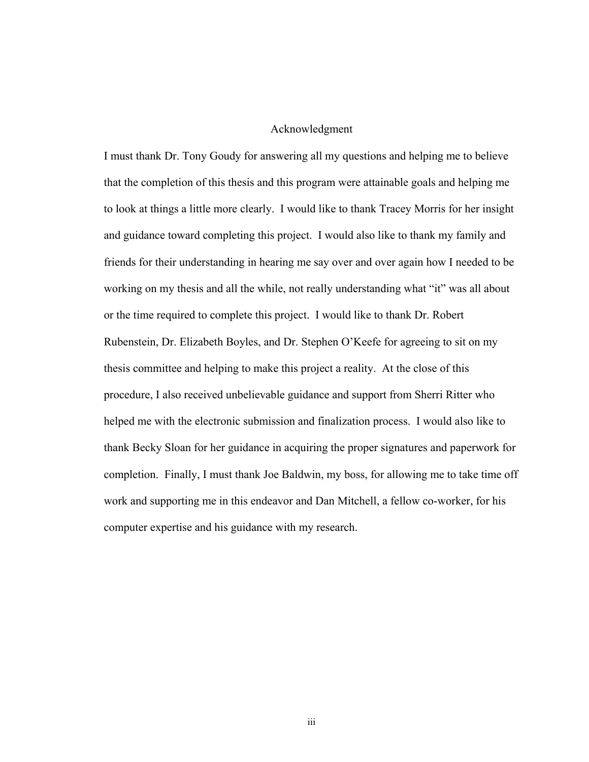# Acknowledgment

I must thank Dr. Tony Goudy for answering all my questions and helping me to believe that the completion of this thesis and this program were attainable goals and helping me to look at things a little more clearly. I would like to thank Tracey Morris for her insight and guidance toward completing this project. I would also like to thank my family and friends for their understanding in hearing me say over and over again how I needed to be working on my thesis and all the while, not really understanding what "it" was all about or the time required to complete this project. I would like to thank Dr. Robert Rubenstein, Dr. Elizabeth Boyles, and Dr. Stephen O'Keefe for agreeing to sit on my thesis committee and helping to make this project a reality. At the close of this procedure, I also received unbelievable guidance and support from Sherri Ritter who helped me with the electronic submission and finalization process. I would also like to thank Becky Sloan for her guidance in acquiring the proper signatures and paperwork for completion. Finally, I must thank Joe Baldwin, my boss, for allowing me to take time off work and supporting me in this endeavor and Dan Mitchell, a fellow co-worker, for his computer expertise and his guidance with my research.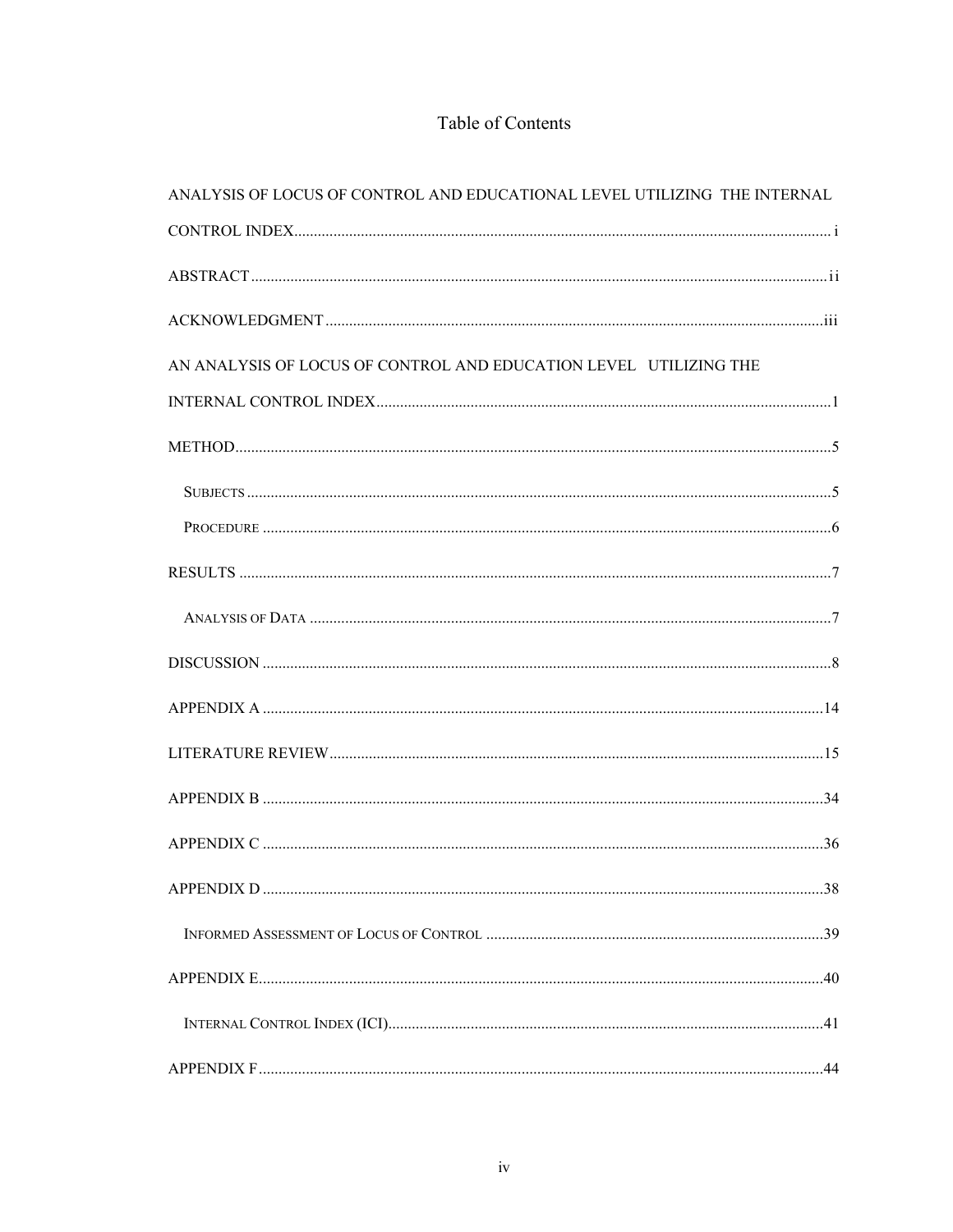# Table of Contents

ANALYSIS OF LOCUS OF CONTROL AND EDUCATIONAL LEVEL UTILIZING THE INTERNAL CONTROL INDEX ........ i

ABSTRACT ........ ii

ACKNOWLEDGMENT ........ iii

AN ANALYSIS OF LOCUS OF CONTROL AND EDUCATION LEVEL UTILIZING THE INTERNAL CONTROL INDEX ........ 1

METHOD ........ 5

- SUBJECTS ........ 5
- PROCEDURE ........ 6

RESULTS ........ 7

- ANALYSIS OF DATA ........ 7

DISCUSSION ........ 8

APPENDIX A ........ 14

LITERATURE REVIEW ........ 15

APPENDIX B ........ 34

APPENDIX C ........ 36

APPENDIX D ........ 38

- INFORMED ASSESSMENT OF LOCUS OF CONTROL ........ 39

APPENDIX E ........ 40

- INTERNAL CONTROL INDEX (ICI) ........ 41

APPENDIX F ........ 44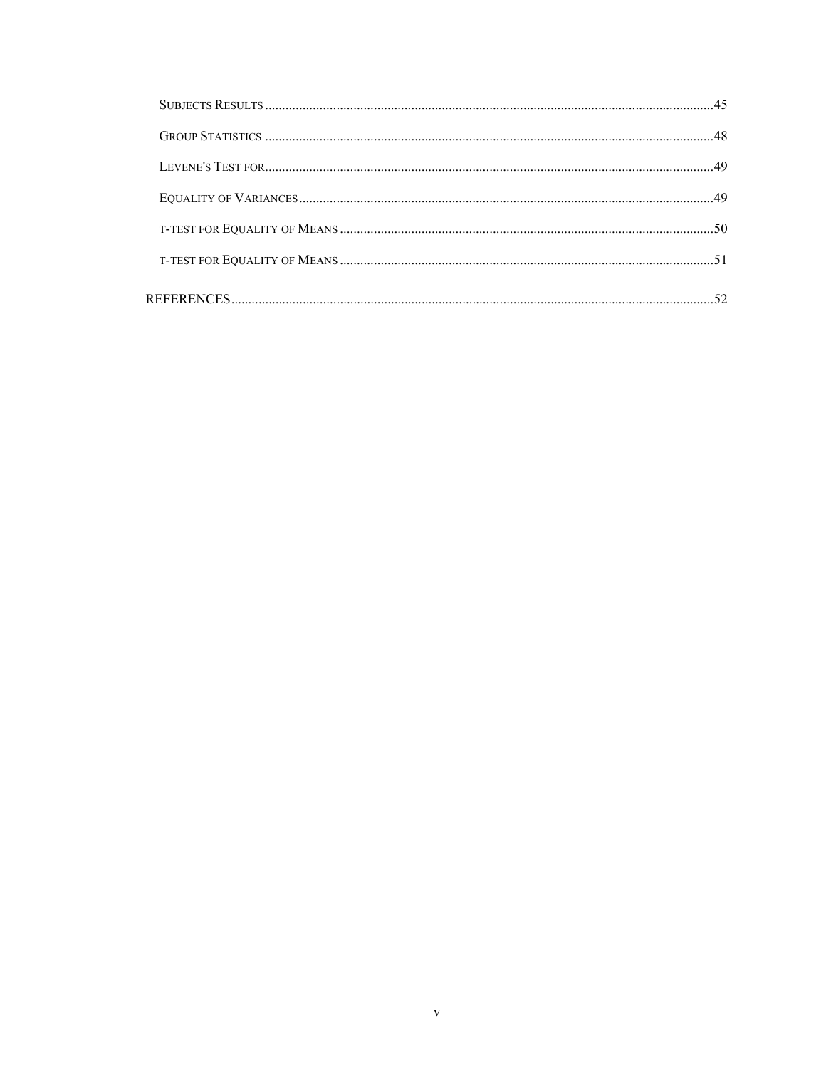SUBJECTS RESULTS ....................................................................................................................45

GROUP STATISTICS ....................................................................................................................48

LEVENE'S TEST FOR....................................................................................................................49

EQUALITY OF VARIANCES ..........................................................................................................49

T-TEST FOR EQUALITY OF MEANS ..............................................................................................50

T-TEST FOR EQUALITY OF MEANS ..............................................................................................51

REFERENCES..............................................................................................................................52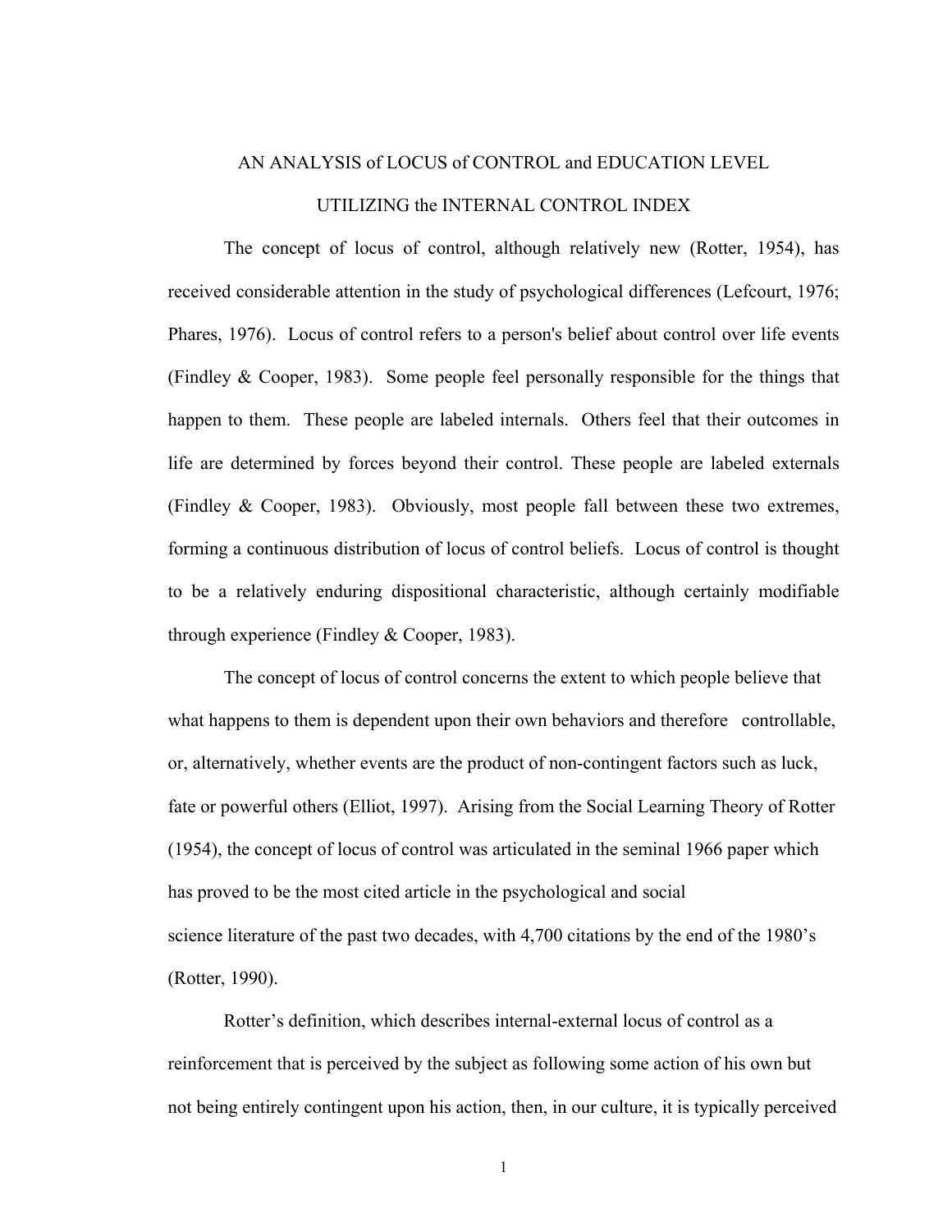# AN ANALYSIS of LOCUS of CONTROL and EDUCATION LEVEL UTILIZING the INTERNAL CONTROL INDEX

The concept of locus of control, although relatively new (Rotter, 1954), has received considerable attention in the study of psychological differences (Lefcourt, 1976; Phares, 1976). Locus of control refers to a person's belief about control over life events (Findley & Cooper, 1983). Some people feel personally responsible for the things that happen to them. These people are labeled internals. Others feel that their outcomes in life are determined by forces beyond their control. These people are labeled externals (Findley & Cooper, 1983). Obviously, most people fall between these two extremes, forming a continuous distribution of locus of control beliefs. Locus of control is thought to be a relatively enduring dispositional characteristic, although certainly modifiable through experience (Findley & Cooper, 1983).

The concept of locus of control concerns the extent to which people believe that what happens to them is dependent upon their own behaviors and therefore controllable, or, alternatively, whether events are the product of non-contingent factors such as luck, fate or powerful others (Elliot, 1997). Arising from the Social Learning Theory of Rotter (1954), the concept of locus of control was articulated in the seminal 1966 paper which has proved to be the most cited article in the psychological and social science literature of the past two decades, with 4,700 citations by the end of the 1980's (Rotter, 1990).

Rotter's definition, which describes internal-external locus of control as a reinforcement that is perceived by the subject as following some action of his own but not being entirely contingent upon his action, then, in our culture, it is typically perceived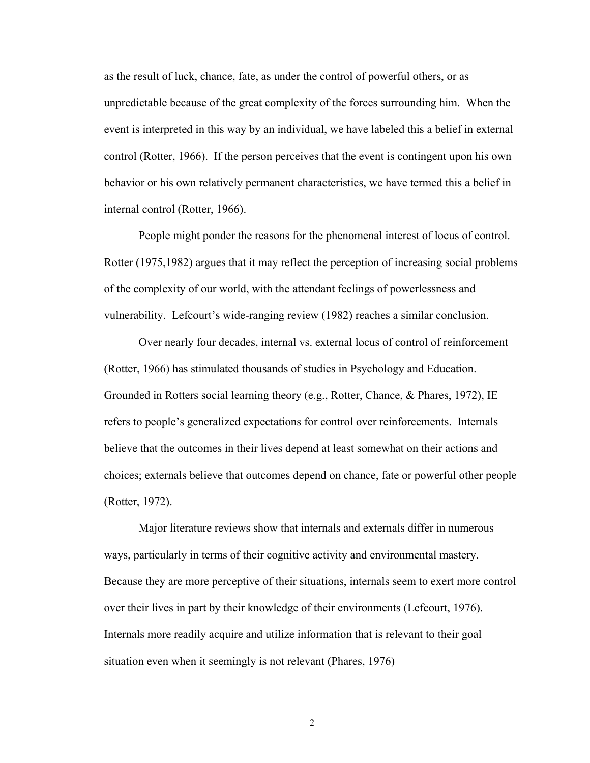as the result of luck, chance, fate, as under the control of powerful others, or as unpredictable because of the great complexity of the forces surrounding him. When the event is interpreted in this way by an individual, we have labeled this a belief in external control (Rotter, 1966). If the person perceives that the event is contingent upon his own behavior or his own relatively permanent characteristics, we have termed this a belief in internal control (Rotter, 1966).

People might ponder the reasons for the phenomenal interest of locus of control. Rotter (1975,1982) argues that it may reflect the perception of increasing social problems of the complexity of our world, with the attendant feelings of powerlessness and vulnerability. Lefcourt's wide-ranging review (1982) reaches a similar conclusion.

Over nearly four decades, internal vs. external locus of control of reinforcement (Rotter, 1966) has stimulated thousands of studies in Psychology and Education. Grounded in Rotters social learning theory (e.g., Rotter, Chance, & Phares, 1972), IE refers to people's generalized expectations for control over reinforcements. Internals believe that the outcomes in their lives depend at least somewhat on their actions and choices; externals believe that outcomes depend on chance, fate or powerful other people (Rotter, 1972).

Major literature reviews show that internals and externals differ in numerous ways, particularly in terms of their cognitive activity and environmental mastery. Because they are more perceptive of their situations, internals seem to exert more control over their lives in part by their knowledge of their environments (Lefcourt, 1976). Internals more readily acquire and utilize information that is relevant to their goal situation even when it seemingly is not relevant (Phares, 1976)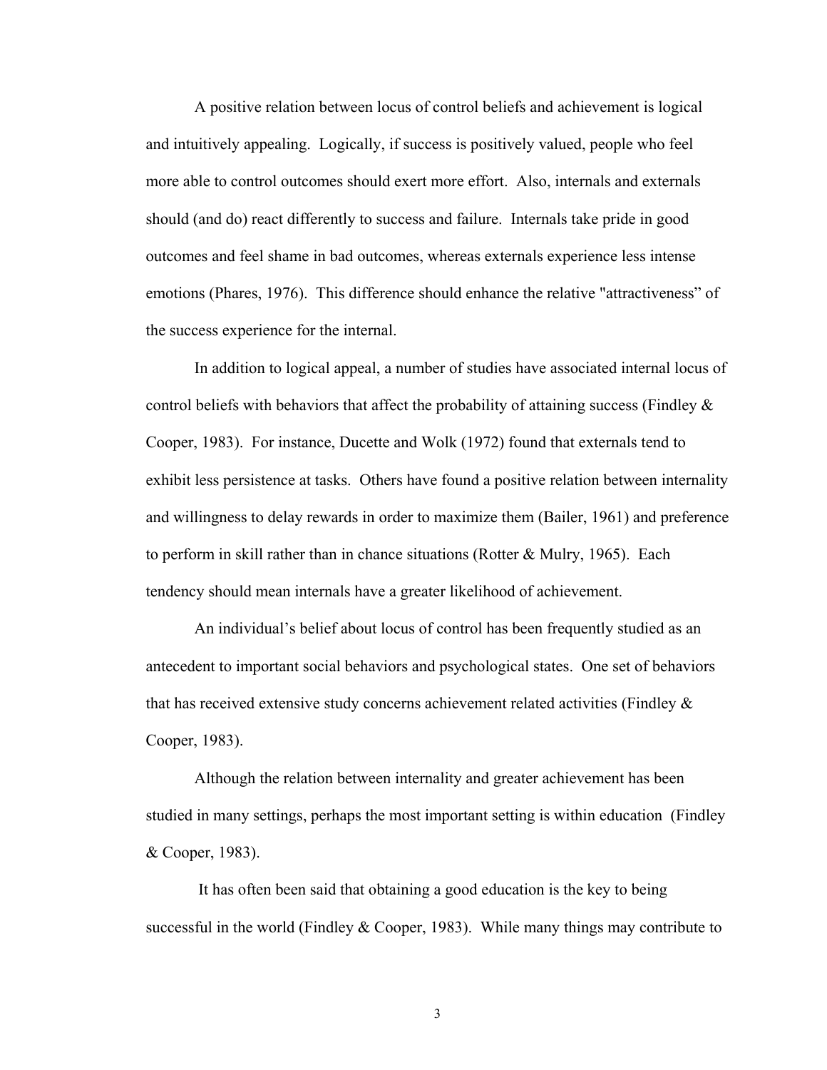A positive relation between locus of control beliefs and achievement is logical and intuitively appealing. Logically, if success is positively valued, people who feel more able to control outcomes should exert more effort. Also, internals and externals should (and do) react differently to success and failure. Internals take pride in good outcomes and feel shame in bad outcomes, whereas externals experience less intense emotions (Phares, 1976). This difference should enhance the relative "attractiveness" of the success experience for the internal.

In addition to logical appeal, a number of studies have associated internal locus of control beliefs with behaviors that affect the probability of attaining success (Findley & Cooper, 1983). For instance, Ducette and Wolk (1972) found that externals tend to exhibit less persistence at tasks. Others have found a positive relation between internality and willingness to delay rewards in order to maximize them (Bailer, 1961) and preference to perform in skill rather than in chance situations (Rotter & Mulry, 1965). Each tendency should mean internals have a greater likelihood of achievement.

An individual's belief about locus of control has been frequently studied as an antecedent to important social behaviors and psychological states. One set of behaviors that has received extensive study concerns achievement related activities (Findley & Cooper, 1983).

Although the relation between internality and greater achievement has been studied in many settings, perhaps the most important setting is within education (Findley & Cooper, 1983).

It has often been said that obtaining a good education is the key to being successful in the world (Findley & Cooper, 1983). While many things may contribute to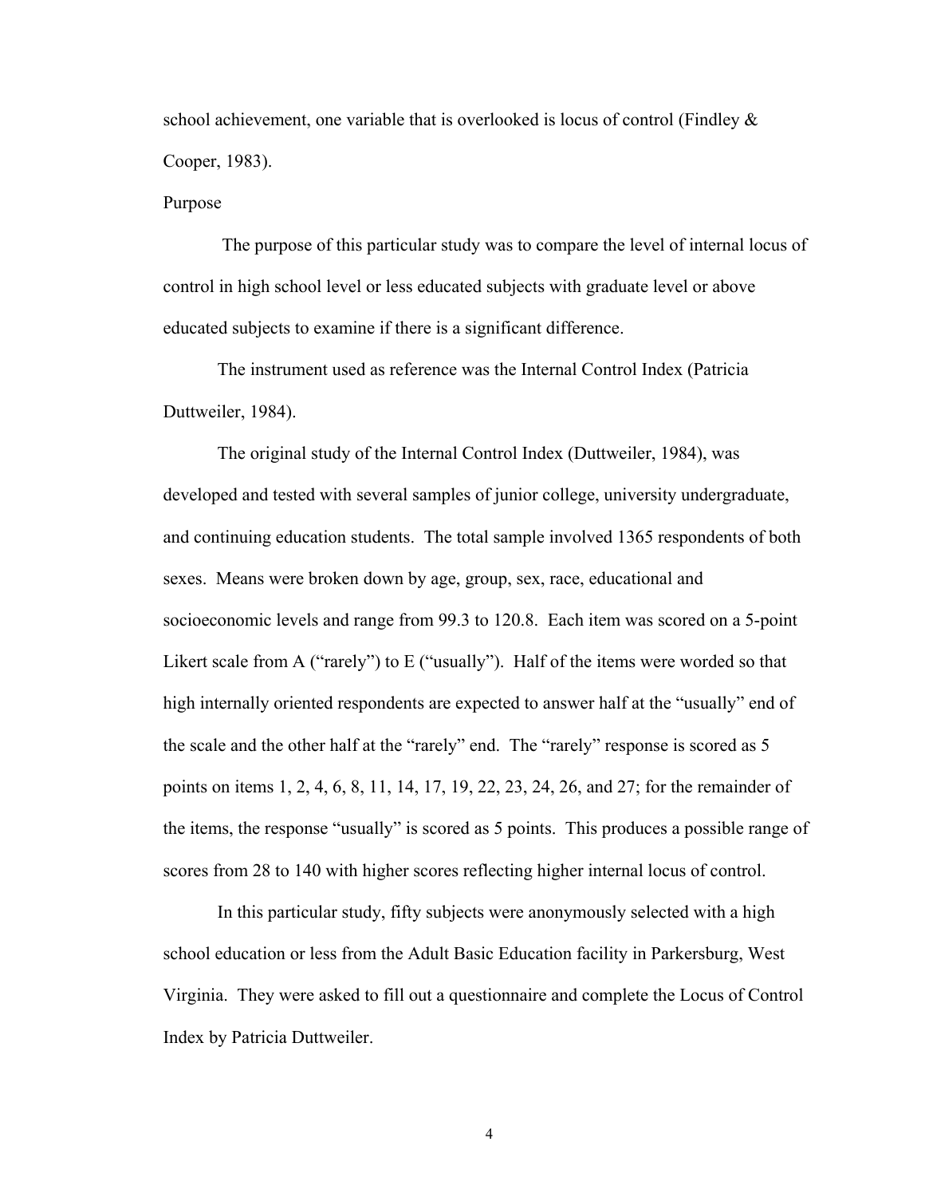school achievement, one variable that is overlooked is locus of control (Findley & Cooper, 1983).

## Purpose

The purpose of this particular study was to compare the level of internal locus of control in high school level or less educated subjects with graduate level or above educated subjects to examine if there is a significant difference.

The instrument used as reference was the Internal Control Index (Patricia Duttweiler, 1984).

The original study of the Internal Control Index (Duttweiler, 1984), was developed and tested with several samples of junior college, university undergraduate, and continuing education students. The total sample involved 1365 respondents of both sexes. Means were broken down by age, group, sex, race, educational and socioeconomic levels and range from 99.3 to 120.8. Each item was scored on a 5-point Likert scale from A ("rarely") to E ("usually"). Half of the items were worded so that high internally oriented respondents are expected to answer half at the "usually" end of the scale and the other half at the "rarely" end. The "rarely" response is scored as 5 points on items 1, 2, 4, 6, 8, 11, 14, 17, 19, 22, 23, 24, 26, and 27; for the remainder of the items, the response "usually" is scored as 5 points. This produces a possible range of scores from 28 to 140 with higher scores reflecting higher internal locus of control.

In this particular study, fifty subjects were anonymously selected with a high school education or less from the Adult Basic Education facility in Parkersburg, West Virginia. They were asked to fill out a questionnaire and complete the Locus of Control Index by Patricia Duttweiler.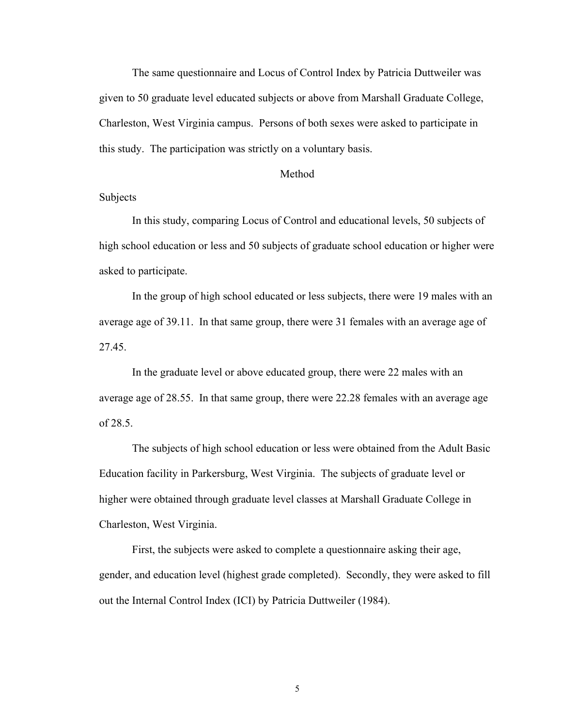The same questionnaire and Locus of Control Index by Patricia Duttweiler was given to 50 graduate level educated subjects or above from Marshall Graduate College, Charleston, West Virginia campus. Persons of both sexes were asked to participate in this study. The participation was strictly on a voluntary basis.

## Method

### Subjects

In this study, comparing Locus of Control and educational levels, 50 subjects of high school education or less and 50 subjects of graduate school education or higher were asked to participate.

In the group of high school educated or less subjects, there were 19 males with an average age of 39.11. In that same group, there were 31 females with an average age of 27.45.

In the graduate level or above educated group, there were 22 males with an average age of 28.55. In that same group, there were 22.28 females with an average age of 28.5.

The subjects of high school education or less were obtained from the Adult Basic Education facility in Parkersburg, West Virginia. The subjects of graduate level or higher were obtained through graduate level classes at Marshall Graduate College in Charleston, West Virginia.

First, the subjects were asked to complete a questionnaire asking their age, gender, and education level (highest grade completed). Secondly, they were asked to fill out the Internal Control Index (ICI) by Patricia Duttweiler (1984).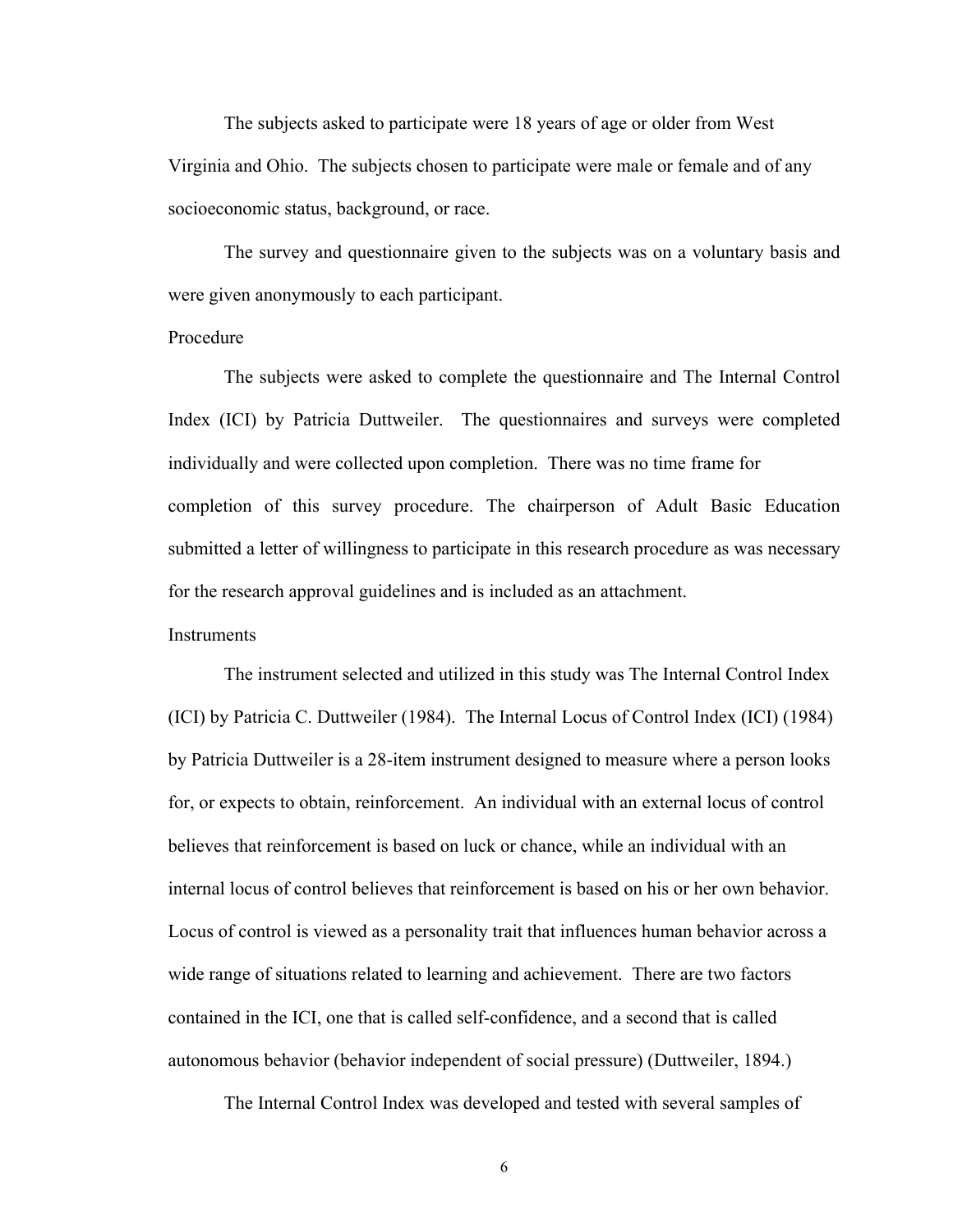The subjects asked to participate were 18 years of age or older from West Virginia and Ohio. The subjects chosen to participate were male or female and of any socioeconomic status, background, or race.

The survey and questionnaire given to the subjects was on a voluntary basis and were given anonymously to each participant.

## Procedure

The subjects were asked to complete the questionnaire and The Internal Control Index (ICI) by Patricia Duttweiler. The questionnaires and surveys were completed individually and were collected upon completion. There was no time frame for completion of this survey procedure. The chairperson of Adult Basic Education submitted a letter of willingness to participate in this research procedure as was necessary for the research approval guidelines and is included as an attachment.

## Instruments

The instrument selected and utilized in this study was The Internal Control Index (ICI) by Patricia C. Duttweiler (1984). The Internal Locus of Control Index (ICI) (1984) by Patricia Duttweiler is a 28-item instrument designed to measure where a person looks for, or expects to obtain, reinforcement. An individual with an external locus of control believes that reinforcement is based on luck or chance, while an individual with an internal locus of control believes that reinforcement is based on his or her own behavior. Locus of control is viewed as a personality trait that influences human behavior across a wide range of situations related to learning and achievement. There are two factors contained in the ICI, one that is called self-confidence, and a second that is called autonomous behavior (behavior independent of social pressure) (Duttweiler, 1894.)

The Internal Control Index was developed and tested with several samples of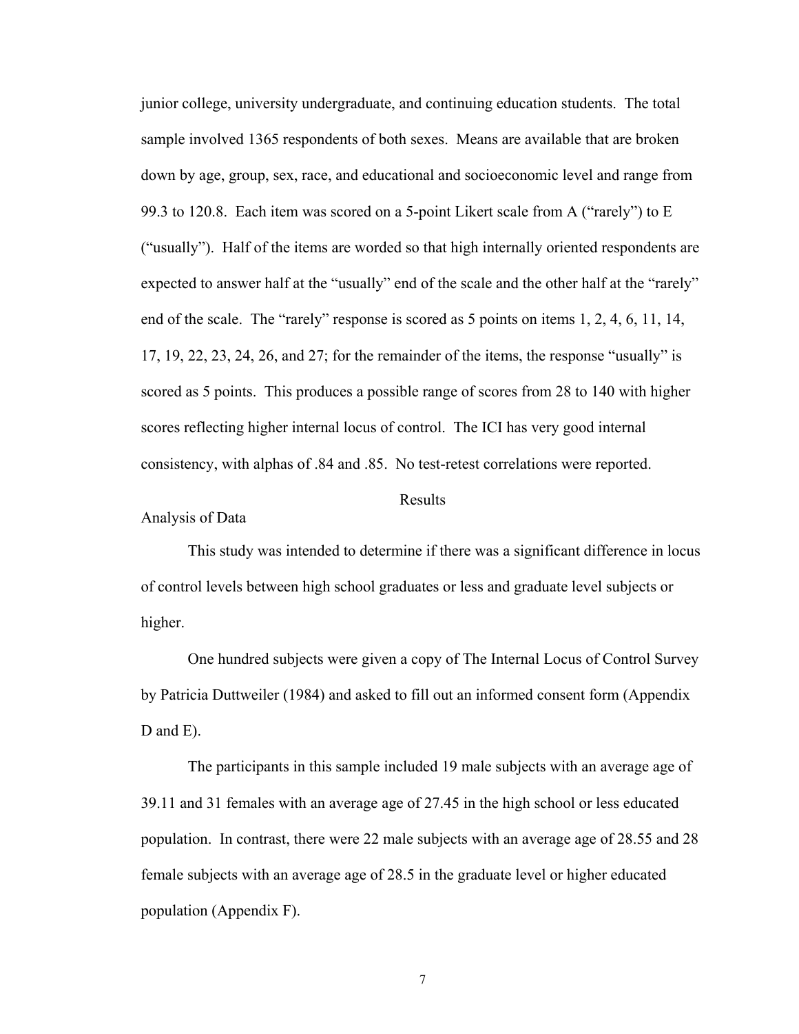junior college, university undergraduate, and continuing education students. The total sample involved 1365 respondents of both sexes. Means are available that are broken down by age, group, sex, race, and educational and socioeconomic level and range from 99.3 to 120.8. Each item was scored on a 5-point Likert scale from A ("rarely") to E ("usually"). Half of the items are worded so that high internally oriented respondents are expected to answer half at the "usually" end of the scale and the other half at the "rarely" end of the scale. The "rarely" response is scored as 5 points on items 1, 2, 4, 6, 11, 14, 17, 19, 22, 23, 24, 26, and 27; for the remainder of the items, the response "usually" is scored as 5 points. This produces a possible range of scores from 28 to 140 with higher scores reflecting higher internal locus of control. The ICI has very good internal consistency, with alphas of .84 and .85. No test-retest correlations were reported.

# Results

## Analysis of Data

This study was intended to determine if there was a significant difference in locus of control levels between high school graduates or less and graduate level subjects or higher.

One hundred subjects were given a copy of The Internal Locus of Control Survey by Patricia Duttweiler (1984) and asked to fill out an informed consent form (Appendix D and E).

The participants in this sample included 19 male subjects with an average age of 39.11 and 31 females with an average age of 27.45 in the high school or less educated population. In contrast, there were 22 male subjects with an average age of 28.55 and 28 female subjects with an average age of 28.5 in the graduate level or higher educated population (Appendix F).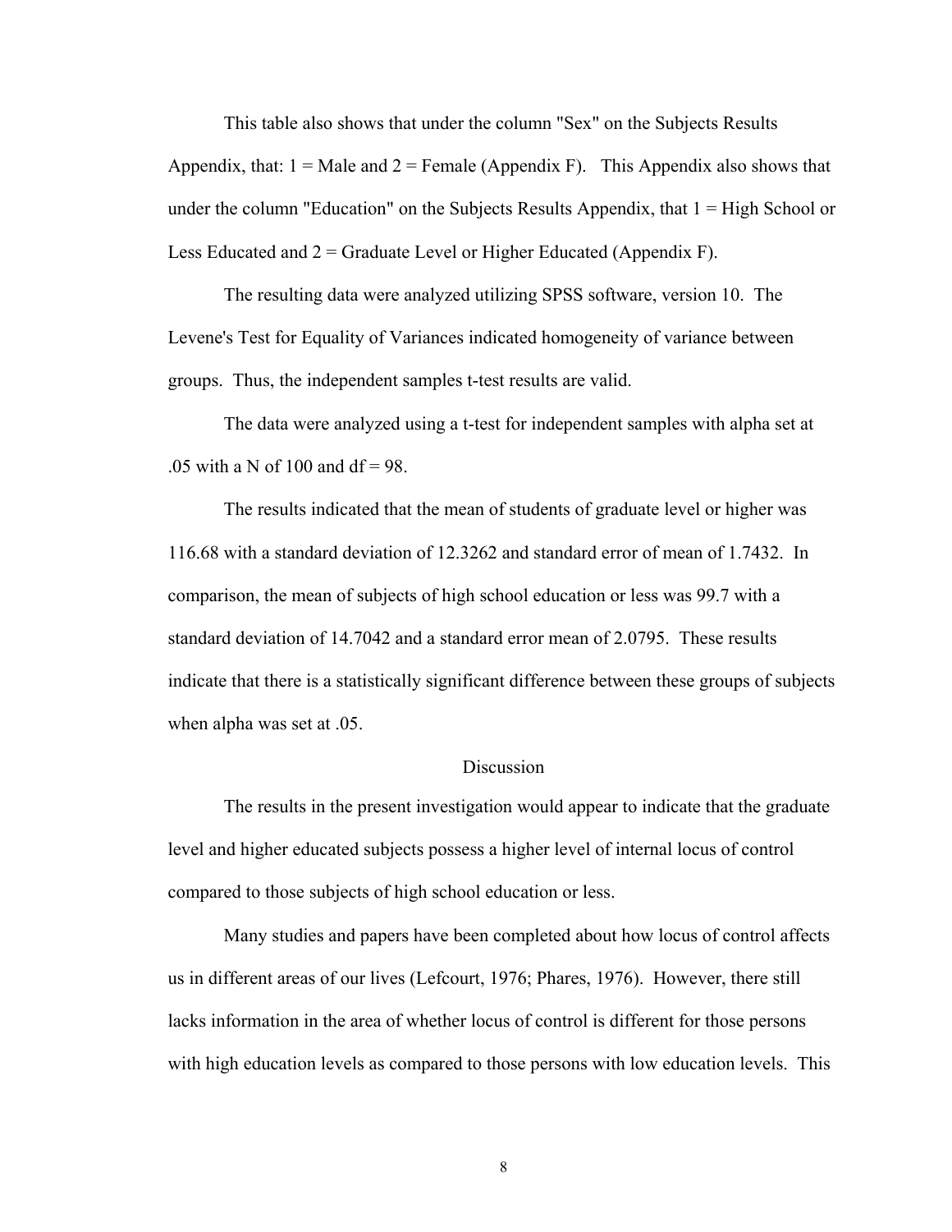This table also shows that under the column "Sex" on the Subjects Results Appendix, that: 1 = Male and 2 = Female (Appendix F). This Appendix also shows that under the column "Education" on the Subjects Results Appendix, that 1 = High School or Less Educated and 2 = Graduate Level or Higher Educated (Appendix F).

The resulting data were analyzed utilizing SPSS software, version 10. The Levene's Test for Equality of Variances indicated homogeneity of variance between groups. Thus, the independent samples t-test results are valid.

The data were analyzed using a t-test for independent samples with alpha set at .05 with a N of 100 and df = 98.

The results indicated that the mean of students of graduate level or higher was 116.68 with a standard deviation of 12.3262 and standard error of mean of 1.7432. In comparison, the mean of subjects of high school education or less was 99.7 with a standard deviation of 14.7042 and a standard error mean of 2.0795. These results indicate that there is a statistically significant difference between these groups of subjects when alpha was set at .05.

## Discussion

The results in the present investigation would appear to indicate that the graduate level and higher educated subjects possess a higher level of internal locus of control compared to those subjects of high school education or less.

Many studies and papers have been completed about how locus of control affects us in different areas of our lives (Lefcourt, 1976; Phares, 1976). However, there still lacks information in the area of whether locus of control is different for those persons with high education levels as compared to those persons with low education levels. This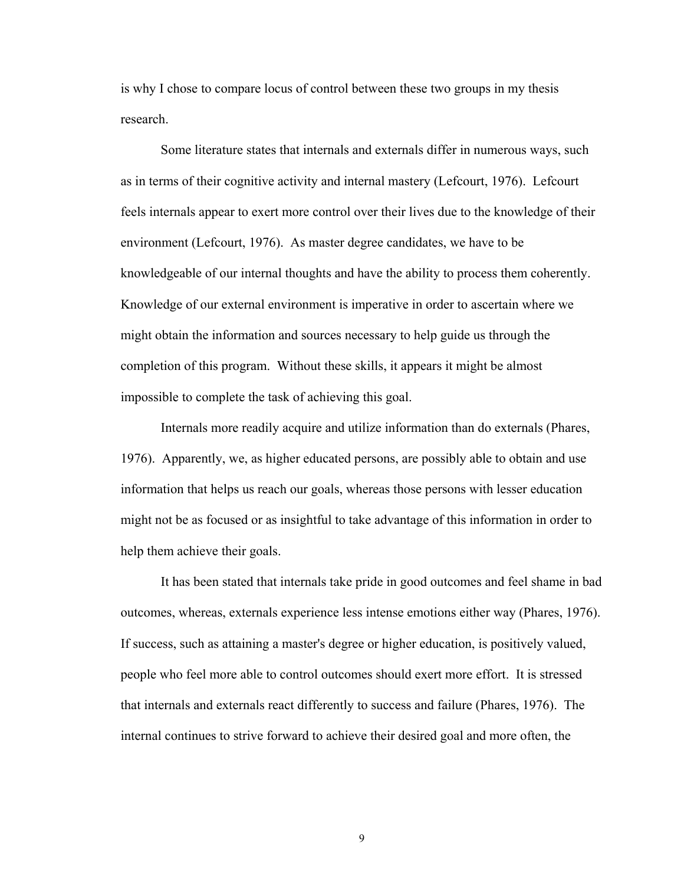is why I chose to compare locus of control between these two groups in my thesis research.

Some literature states that internals and externals differ in numerous ways, such as in terms of their cognitive activity and internal mastery (Lefcourt, 1976). Lefcourt feels internals appear to exert more control over their lives due to the knowledge of their environment (Lefcourt, 1976). As master degree candidates, we have to be knowledgeable of our internal thoughts and have the ability to process them coherently. Knowledge of our external environment is imperative in order to ascertain where we might obtain the information and sources necessary to help guide us through the completion of this program. Without these skills, it appears it might be almost impossible to complete the task of achieving this goal.

Internals more readily acquire and utilize information than do externals (Phares, 1976). Apparently, we, as higher educated persons, are possibly able to obtain and use information that helps us reach our goals, whereas those persons with lesser education might not be as focused or as insightful to take advantage of this information in order to help them achieve their goals.

It has been stated that internals take pride in good outcomes and feel shame in bad outcomes, whereas, externals experience less intense emotions either way (Phares, 1976). If success, such as attaining a master's degree or higher education, is positively valued, people who feel more able to control outcomes should exert more effort. It is stressed that internals and externals react differently to success and failure (Phares, 1976). The internal continues to strive forward to achieve their desired goal and more often, the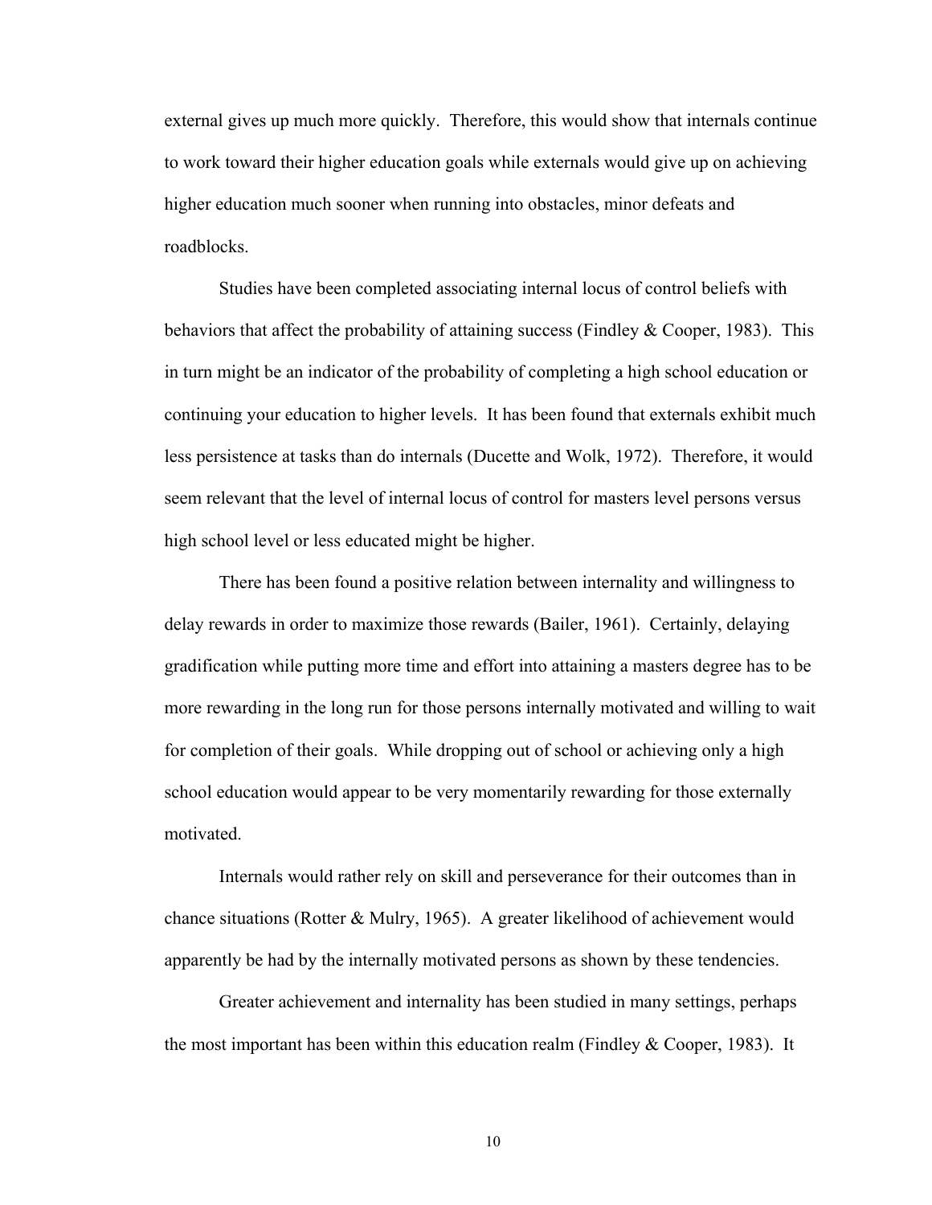external gives up much more quickly. Therefore, this would show that internals continue to work toward their higher education goals while externals would give up on achieving higher education much sooner when running into obstacles, minor defeats and roadblocks.

Studies have been completed associating internal locus of control beliefs with behaviors that affect the probability of attaining success (Findley & Cooper, 1983). This in turn might be an indicator of the probability of completing a high school education or continuing your education to higher levels. It has been found that externals exhibit much less persistence at tasks than do internals (Ducette and Wolk, 1972). Therefore, it would seem relevant that the level of internal locus of control for masters level persons versus high school level or less educated might be higher.

There has been found a positive relation between internality and willingness to delay rewards in order to maximize those rewards (Bailer, 1961). Certainly, delaying gradification while putting more time and effort into attaining a masters degree has to be more rewarding in the long run for those persons internally motivated and willing to wait for completion of their goals. While dropping out of school or achieving only a high school education would appear to be very momentarily rewarding for those externally motivated.

Internals would rather rely on skill and perseverance for their outcomes than in chance situations (Rotter & Mulry, 1965). A greater likelihood of achievement would apparently be had by the internally motivated persons as shown by these tendencies.

Greater achievement and internality has been studied in many settings, perhaps the most important has been within this education realm (Findley & Cooper, 1983). It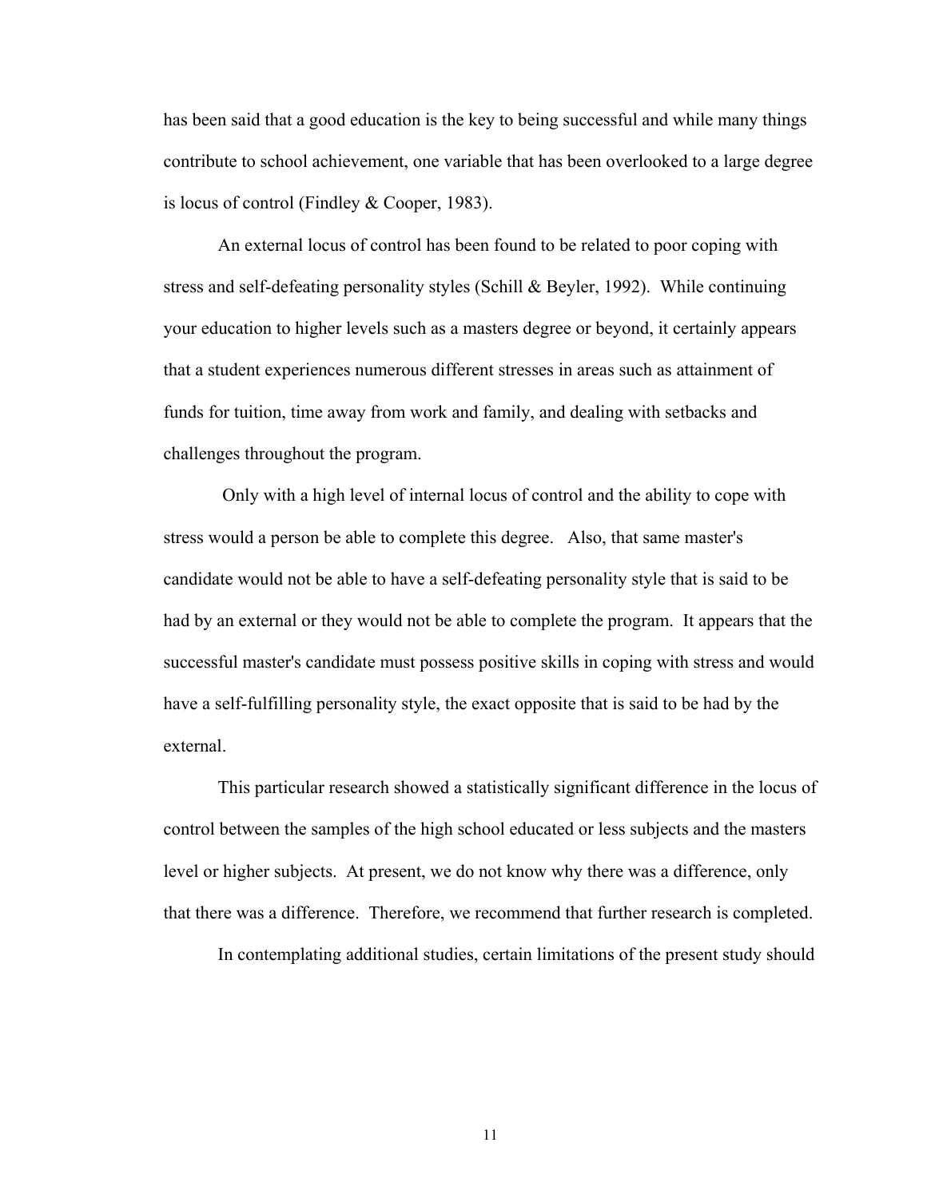has been said that a good education is the key to being successful and while many things contribute to school achievement, one variable that has been overlooked to a large degree is locus of control (Findley & Cooper, 1983).

An external locus of control has been found to be related to poor coping with stress and self-defeating personality styles (Schill & Beyler, 1992). While continuing your education to higher levels such as a masters degree or beyond, it certainly appears that a student experiences numerous different stresses in areas such as attainment of funds for tuition, time away from work and family, and dealing with setbacks and challenges throughout the program.

Only with a high level of internal locus of control and the ability to cope with stress would a person be able to complete this degree. Also, that same master's candidate would not be able to have a self-defeating personality style that is said to be had by an external or they would not be able to complete the program. It appears that the successful master's candidate must possess positive skills in coping with stress and would have a self-fulfilling personality style, the exact opposite that is said to be had by the external.

This particular research showed a statistically significant difference in the locus of control between the samples of the high school educated or less subjects and the masters level or higher subjects. At present, we do not know why there was a difference, only that there was a difference. Therefore, we recommend that further research is completed.

In contemplating additional studies, certain limitations of the present study should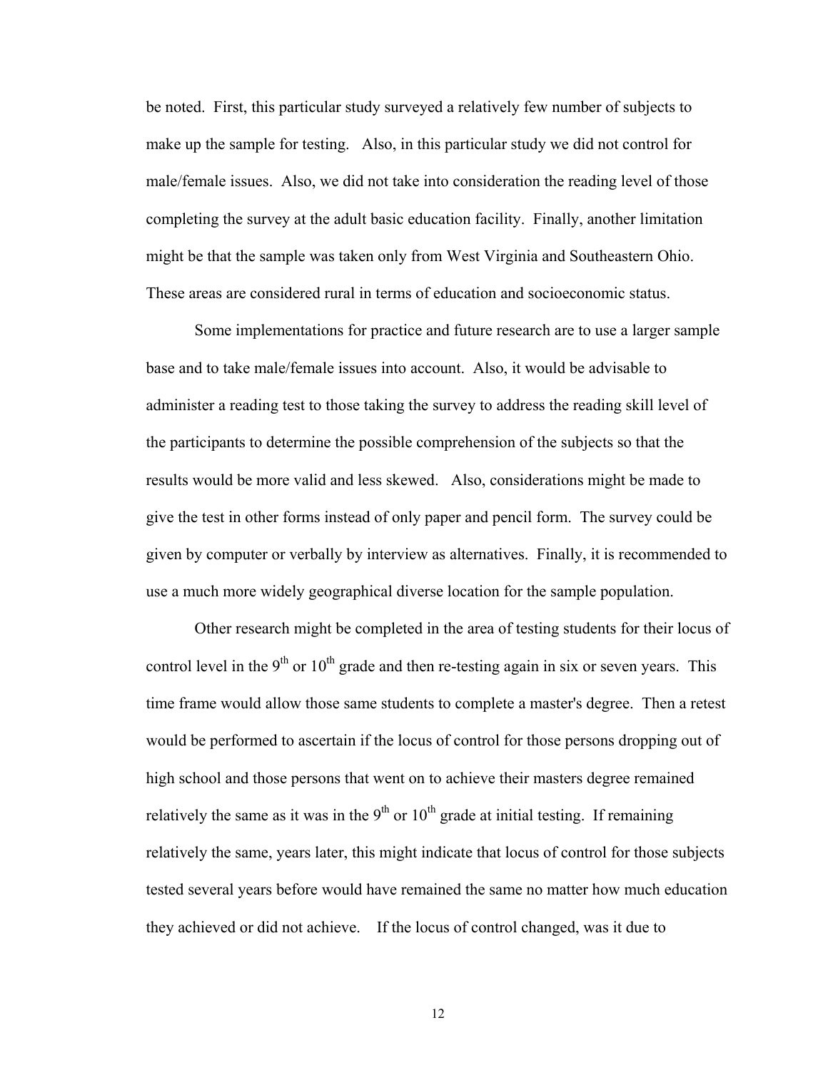be noted. First, this particular study surveyed a relatively few number of subjects to make up the sample for testing. Also, in this particular study we did not control for male/female issues. Also, we did not take into consideration the reading level of those completing the survey at the adult basic education facility. Finally, another limitation might be that the sample was taken only from West Virginia and Southeastern Ohio. These areas are considered rural in terms of education and socioeconomic status.

Some implementations for practice and future research are to use a larger sample base and to take male/female issues into account. Also, it would be advisable to administer a reading test to those taking the survey to address the reading skill level of the participants to determine the possible comprehension of the subjects so that the results would be more valid and less skewed. Also, considerations might be made to give the test in other forms instead of only paper and pencil form. The survey could be given by computer or verbally by interview as alternatives. Finally, it is recommended to use a much more widely geographical diverse location for the sample population.

Other research might be completed in the area of testing students for their locus of control level in the 9th or 10th grade and then re-testing again in six or seven years. This time frame would allow those same students to complete a master's degree. Then a retest would be performed to ascertain if the locus of control for those persons dropping out of high school and those persons that went on to achieve their masters degree remained relatively the same as it was in the 9th or 10th grade at initial testing. If remaining relatively the same, years later, this might indicate that locus of control for those subjects tested several years before would have remained the same no matter how much education they achieved or did not achieve. If the locus of control changed, was it due to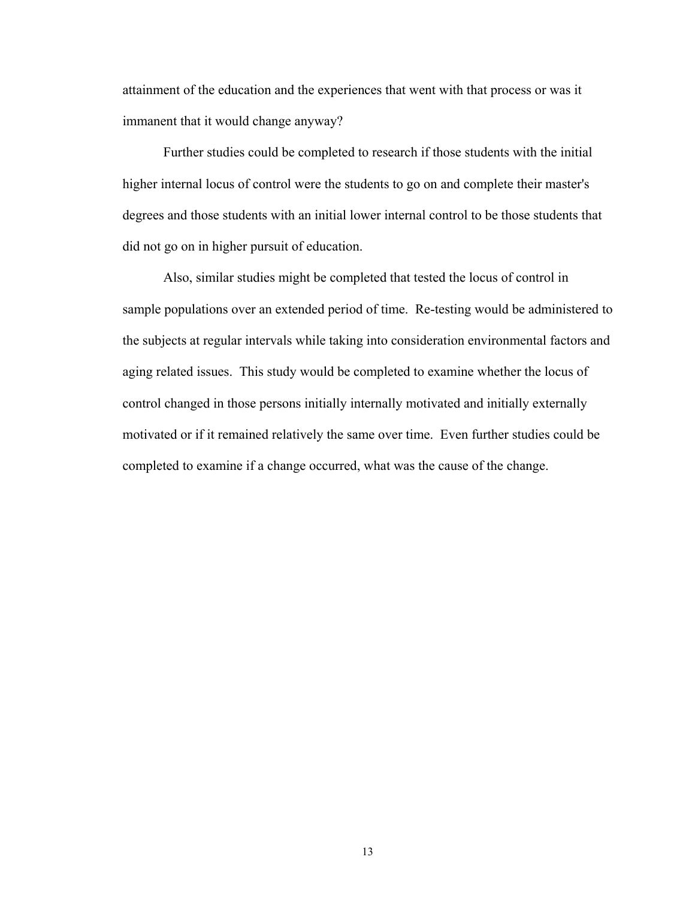attainment of the education and the experiences that went with that process or was it immanent that it would change anyway?

Further studies could be completed to research if those students with the initial higher internal locus of control were the students to go on and complete their master's degrees and those students with an initial lower internal control to be those students that did not go on in higher pursuit of education.

Also, similar studies might be completed that tested the locus of control in sample populations over an extended period of time. Re-testing would be administered to the subjects at regular intervals while taking into consideration environmental factors and aging related issues. This study would be completed to examine whether the locus of control changed in those persons initially internally motivated and initially externally motivated or if it remained relatively the same over time. Even further studies could be completed to examine if a change occurred, what was the cause of the change.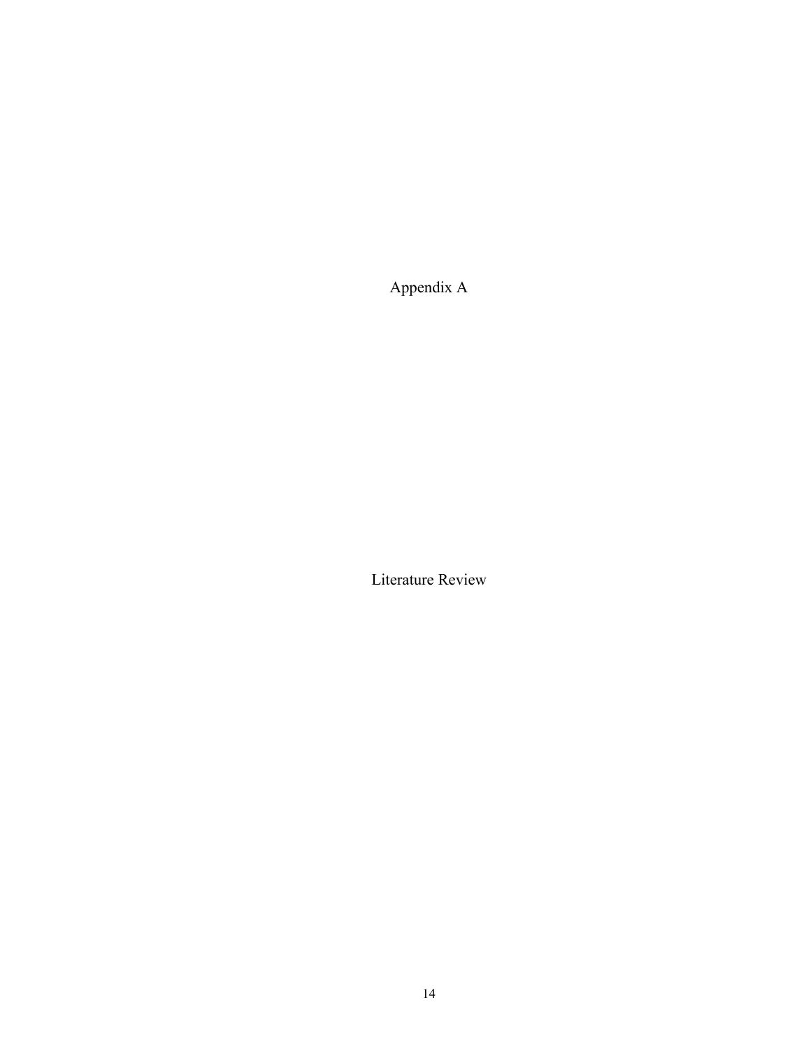# Appendix A

# Literature Review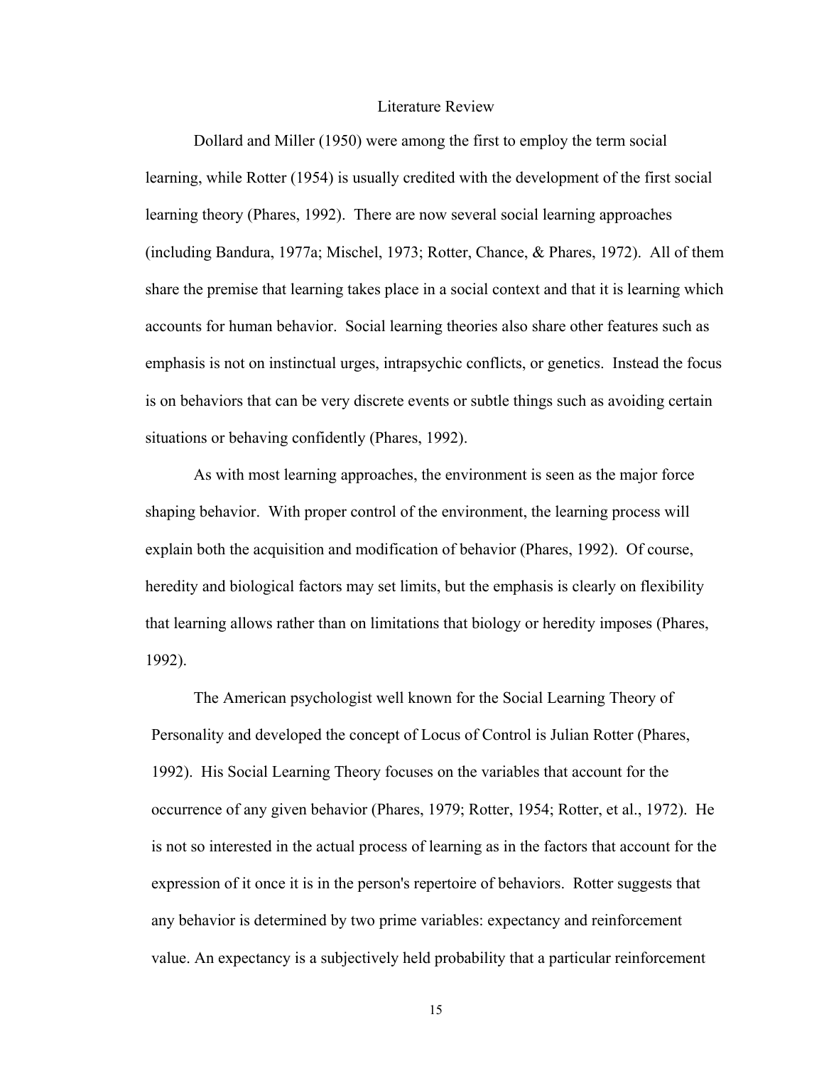## Literature Review

Dollard and Miller (1950) were among the first to employ the term social learning, while Rotter (1954) is usually credited with the development of the first social learning theory (Phares, 1992). There are now several social learning approaches (including Bandura, 1977a; Mischel, 1973; Rotter, Chance, & Phares, 1972). All of them share the premise that learning takes place in a social context and that it is learning which accounts for human behavior. Social learning theories also share other features such as emphasis is not on instinctual urges, intrapsychic conflicts, or genetics. Instead the focus is on behaviors that can be very discrete events or subtle things such as avoiding certain situations or behaving confidently (Phares, 1992).

As with most learning approaches, the environment is seen as the major force shaping behavior. With proper control of the environment, the learning process will explain both the acquisition and modification of behavior (Phares, 1992). Of course, heredity and biological factors may set limits, but the emphasis is clearly on flexibility that learning allows rather than on limitations that biology or heredity imposes (Phares, 1992).

The American psychologist well known for the Social Learning Theory of Personality and developed the concept of Locus of Control is Julian Rotter (Phares, 1992). His Social Learning Theory focuses on the variables that account for the occurrence of any given behavior (Phares, 1979; Rotter, 1954; Rotter, et al., 1972). He is not so interested in the actual process of learning as in the factors that account for the expression of it once it is in the person's repertoire of behaviors. Rotter suggests that any behavior is determined by two prime variables: expectancy and reinforcement value. An expectancy is a subjectively held probability that a particular reinforcement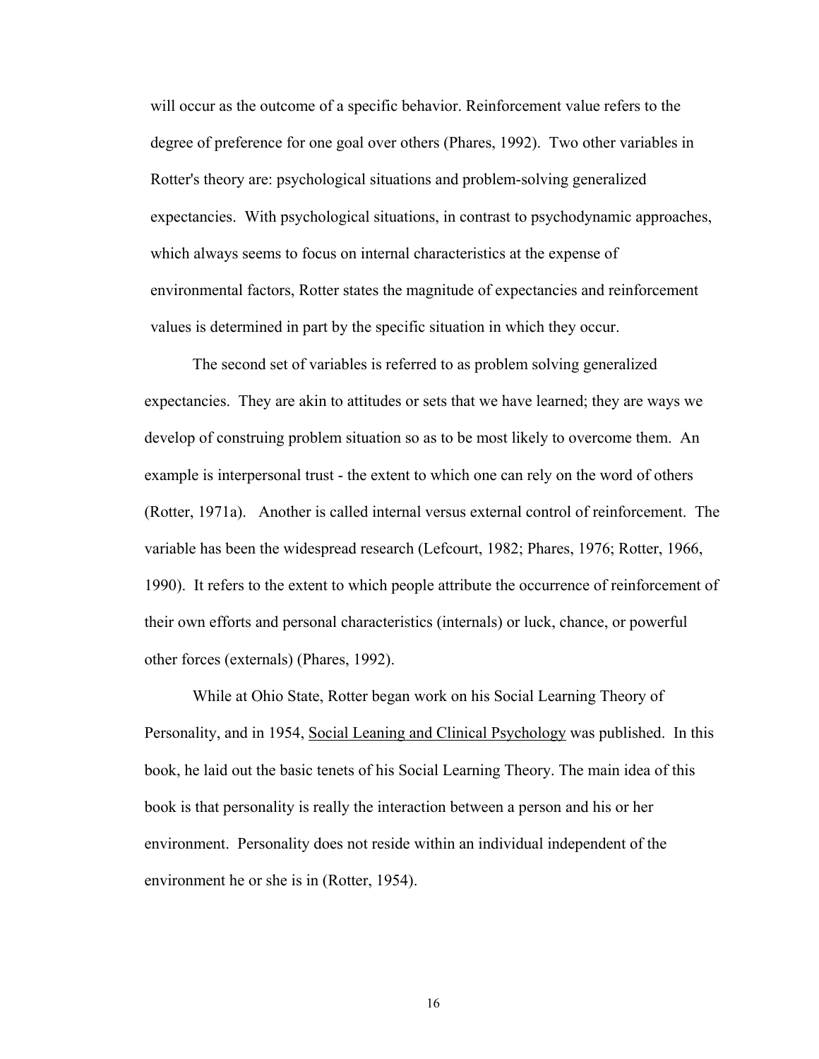will occur as the outcome of a specific behavior. Reinforcement value refers to the degree of preference for one goal over others (Phares, 1992). Two other variables in Rotter's theory are: psychological situations and problem-solving generalized expectancies. With psychological situations, in contrast to psychodynamic approaches, which always seems to focus on internal characteristics at the expense of environmental factors, Rotter states the magnitude of expectancies and reinforcement values is determined in part by the specific situation in which they occur.

The second set of variables is referred to as problem solving generalized expectancies. They are akin to attitudes or sets that we have learned; they are ways we develop of construing problem situation so as to be most likely to overcome them. An example is interpersonal trust - the extent to which one can rely on the word of others (Rotter, 1971a). Another is called internal versus external control of reinforcement. The variable has been the widespread research (Lefcourt, 1982; Phares, 1976; Rotter, 1966, 1990). It refers to the extent to which people attribute the occurrence of reinforcement of their own efforts and personal characteristics (internals) or luck, chance, or powerful other forces (externals) (Phares, 1992).

While at Ohio State, Rotter began work on his Social Learning Theory of Personality, and in 1954, <u>Social Leaning and Clinical Psychology</u> was published. In this book, he laid out the basic tenets of his Social Learning Theory. The main idea of this book is that personality is really the interaction between a person and his or her environment. Personality does not reside within an individual independent of the environment he or she is in (Rotter, 1954).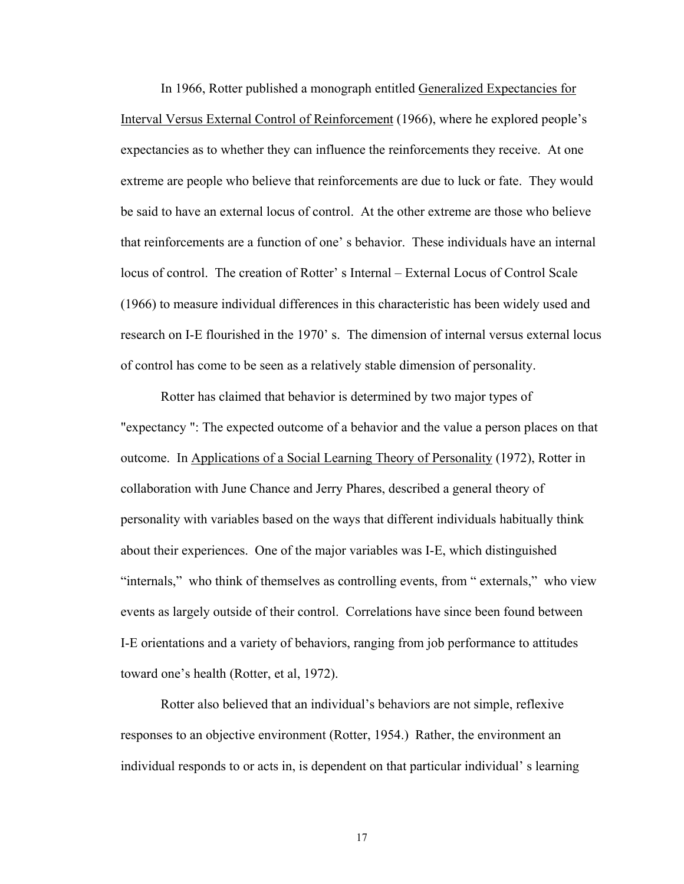In 1966, Rotter published a monograph entitled <u>Generalized Expectancies for Interval Versus External Control of Reinforcement</u> (1966), where he explored people's expectancies as to whether they can influence the reinforcements they receive. At one extreme are people who believe that reinforcements are due to luck or fate. They would be said to have an external locus of control. At the other extreme are those who believe that reinforcements are a function of one' s behavior. These individuals have an internal locus of control. The creation of Rotter' s Internal – External Locus of Control Scale (1966) to measure individual differences in this characteristic has been widely used and research on I-E flourished in the 1970' s. The dimension of internal versus external locus of control has come to be seen as a relatively stable dimension of personality.

Rotter has claimed that behavior is determined by two major types of "expectancy ": The expected outcome of a behavior and the value a person places on that outcome. In <u>Applications of a Social Learning Theory of Personality</u> (1972), Rotter in collaboration with June Chance and Jerry Phares, described a general theory of personality with variables based on the ways that different individuals habitually think about their experiences. One of the major variables was I-E, which distinguished "internals," who think of themselves as controlling events, from " externals," who view events as largely outside of their control. Correlations have since been found between I-E orientations and a variety of behaviors, ranging from job performance to attitudes toward one's health (Rotter, et al, 1972).

Rotter also believed that an individual's behaviors are not simple, reflexive responses to an objective environment (Rotter, 1954.) Rather, the environment an individual responds to or acts in, is dependent on that particular individual' s learning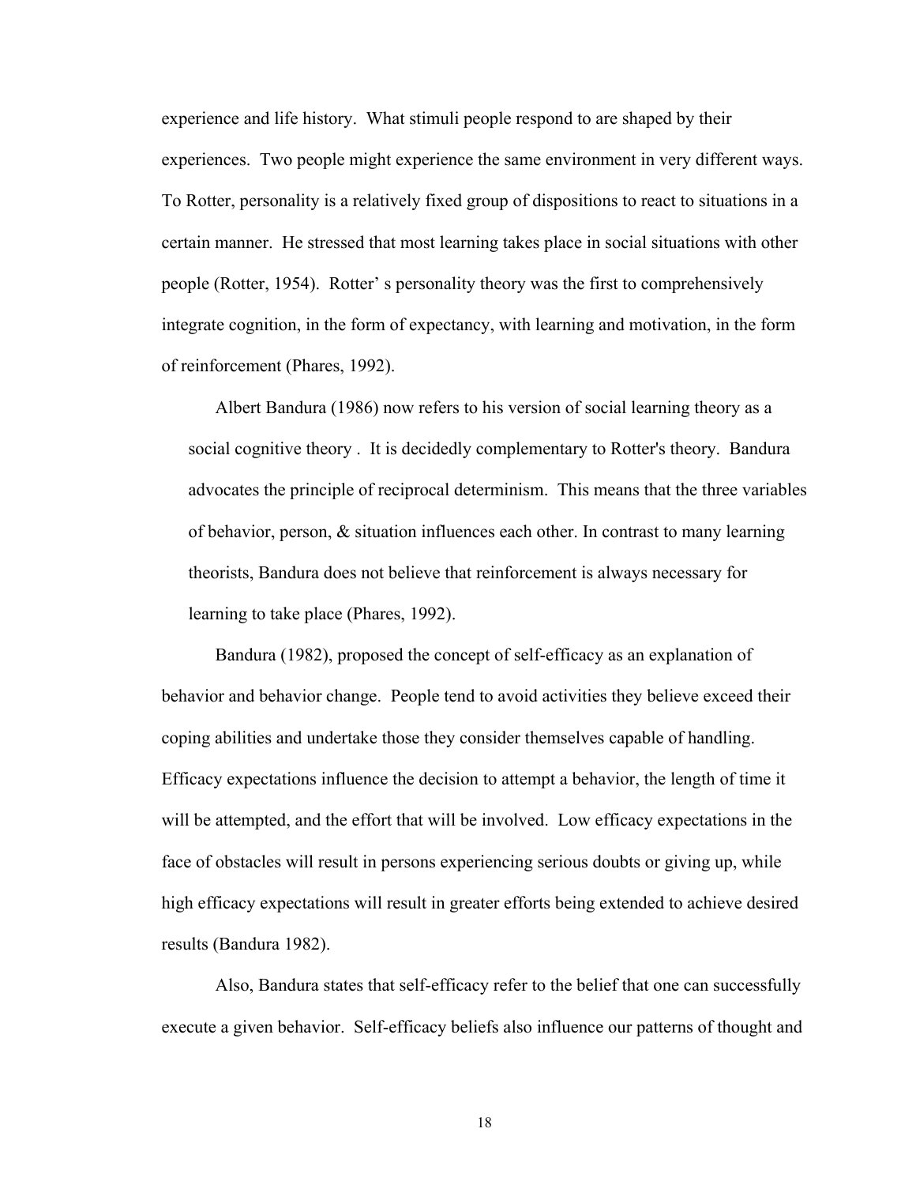experience and life history. What stimuli people respond to are shaped by their experiences. Two people might experience the same environment in very different ways. To Rotter, personality is a relatively fixed group of dispositions to react to situations in a certain manner. He stressed that most learning takes place in social situations with other people (Rotter, 1954). Rotter' s personality theory was the first to comprehensively integrate cognition, in the form of expectancy, with learning and motivation, in the form of reinforcement (Phares, 1992).

Albert Bandura (1986) now refers to his version of social learning theory as a social cognitive theory . It is decidedly complementary to Rotter's theory. Bandura advocates the principle of reciprocal determinism. This means that the three variables of behavior, person, & situation influences each other. In contrast to many learning theorists, Bandura does not believe that reinforcement is always necessary for learning to take place (Phares, 1992).

Bandura (1982), proposed the concept of self-efficacy as an explanation of behavior and behavior change. People tend to avoid activities they believe exceed their coping abilities and undertake those they consider themselves capable of handling. Efficacy expectations influence the decision to attempt a behavior, the length of time it will be attempted, and the effort that will be involved. Low efficacy expectations in the face of obstacles will result in persons experiencing serious doubts or giving up, while high efficacy expectations will result in greater efforts being extended to achieve desired results (Bandura 1982).

Also, Bandura states that self-efficacy refer to the belief that one can successfully execute a given behavior. Self-efficacy beliefs also influence our patterns of thought and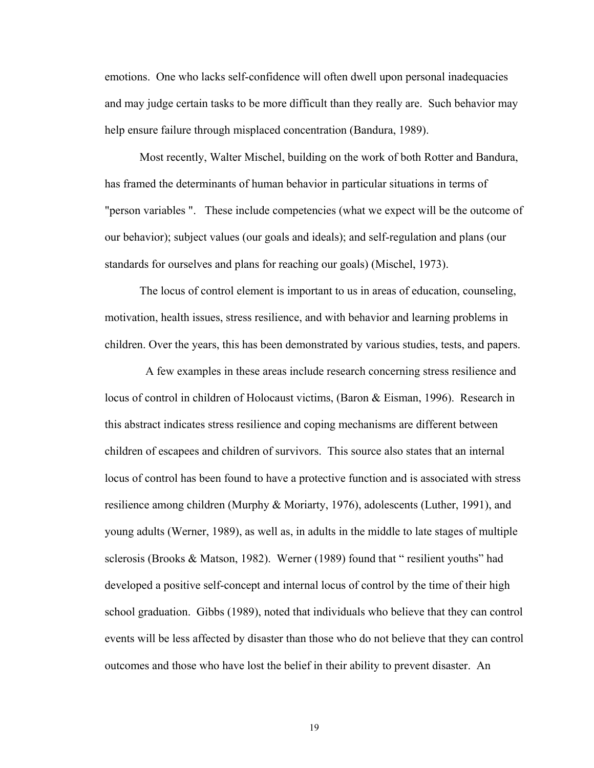emotions. One who lacks self-confidence will often dwell upon personal inadequacies and may judge certain tasks to be more difficult than they really are. Such behavior may help ensure failure through misplaced concentration (Bandura, 1989).

Most recently, Walter Mischel, building on the work of both Rotter and Bandura, has framed the determinants of human behavior in particular situations in terms of "person variables ". These include competencies (what we expect will be the outcome of our behavior); subject values (our goals and ideals); and self-regulation and plans (our standards for ourselves and plans for reaching our goals) (Mischel, 1973).

The locus of control element is important to us in areas of education, counseling, motivation, health issues, stress resilience, and with behavior and learning problems in children. Over the years, this has been demonstrated by various studies, tests, and papers.

A few examples in these areas include research concerning stress resilience and locus of control in children of Holocaust victims, (Baron & Eisman, 1996). Research in this abstract indicates stress resilience and coping mechanisms are different between children of escapees and children of survivors. This source also states that an internal locus of control has been found to have a protective function and is associated with stress resilience among children (Murphy & Moriarty, 1976), adolescents (Luther, 1991), and young adults (Werner, 1989), as well as, in adults in the middle to late stages of multiple sclerosis (Brooks & Matson, 1982). Werner (1989) found that " resilient youths" had developed a positive self-concept and internal locus of control by the time of their high school graduation. Gibbs (1989), noted that individuals who believe that they can control events will be less affected by disaster than those who do not believe that they can control outcomes and those who have lost the belief in their ability to prevent disaster. An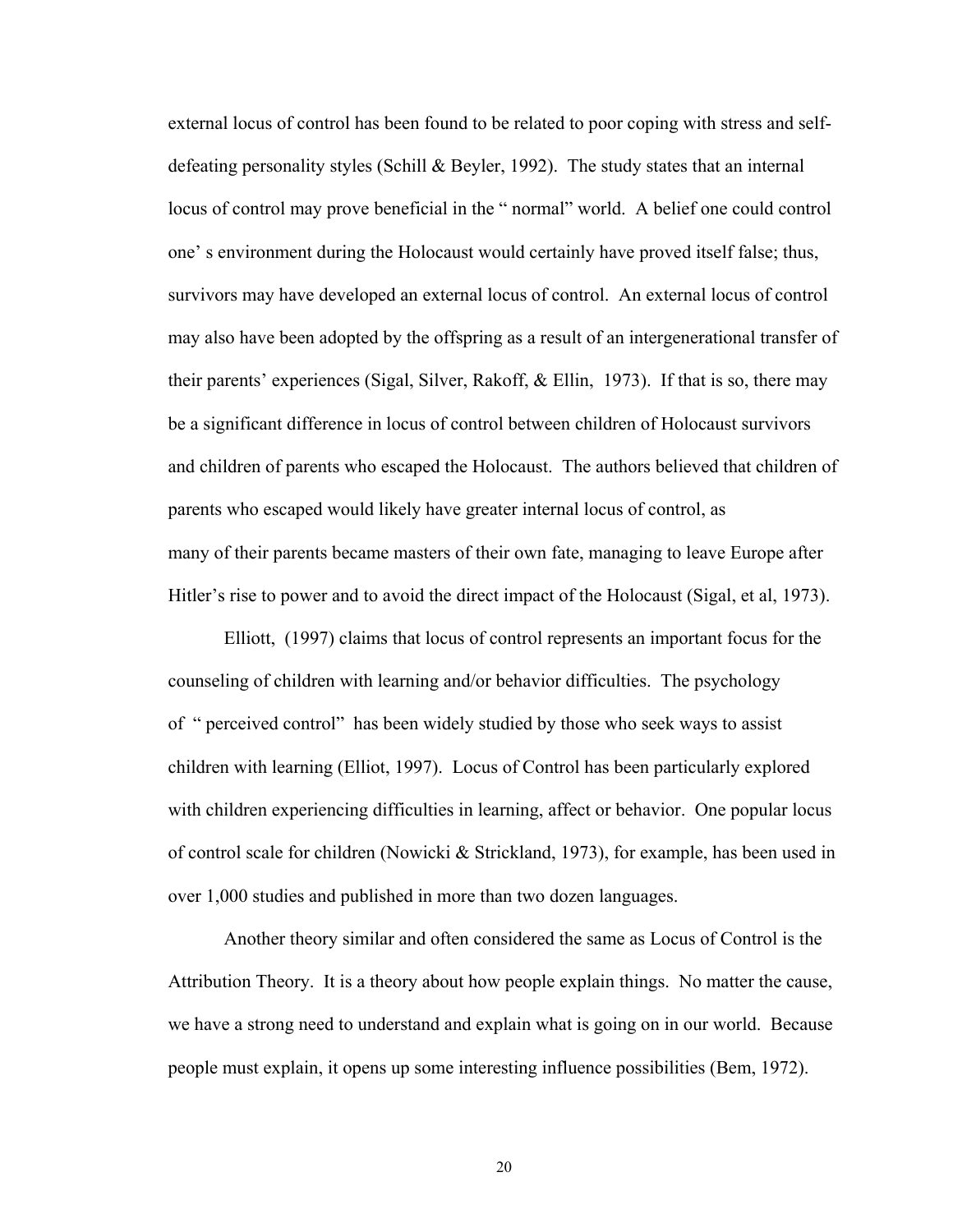external locus of control has been found to be related to poor coping with stress and self-defeating personality styles (Schill & Beyler, 1992). The study states that an internal locus of control may prove beneficial in the " normal" world. A belief one could control one' s environment during the Holocaust would certainly have proved itself false; thus, survivors may have developed an external locus of control. An external locus of control may also have been adopted by the offspring as a result of an intergenerational transfer of their parents' experiences (Sigal, Silver, Rakoff, & Ellin, 1973). If that is so, there may be a significant difference in locus of control between children of Holocaust survivors and children of parents who escaped the Holocaust. The authors believed that children of parents who escaped would likely have greater internal locus of control, as many of their parents became masters of their own fate, managing to leave Europe after Hitler's rise to power and to avoid the direct impact of the Holocaust (Sigal, et al, 1973).

Elliott, (1997) claims that locus of control represents an important focus for the counseling of children with learning and/or behavior difficulties. The psychology of " perceived control" has been widely studied by those who seek ways to assist children with learning (Elliot, 1997). Locus of Control has been particularly explored with children experiencing difficulties in learning, affect or behavior. One popular locus of control scale for children (Nowicki & Strickland, 1973), for example, has been used in over 1,000 studies and published in more than two dozen languages.

Another theory similar and often considered the same as Locus of Control is the Attribution Theory. It is a theory about how people explain things. No matter the cause, we have a strong need to understand and explain what is going on in our world. Because people must explain, it opens up some interesting influence possibilities (Bem, 1972).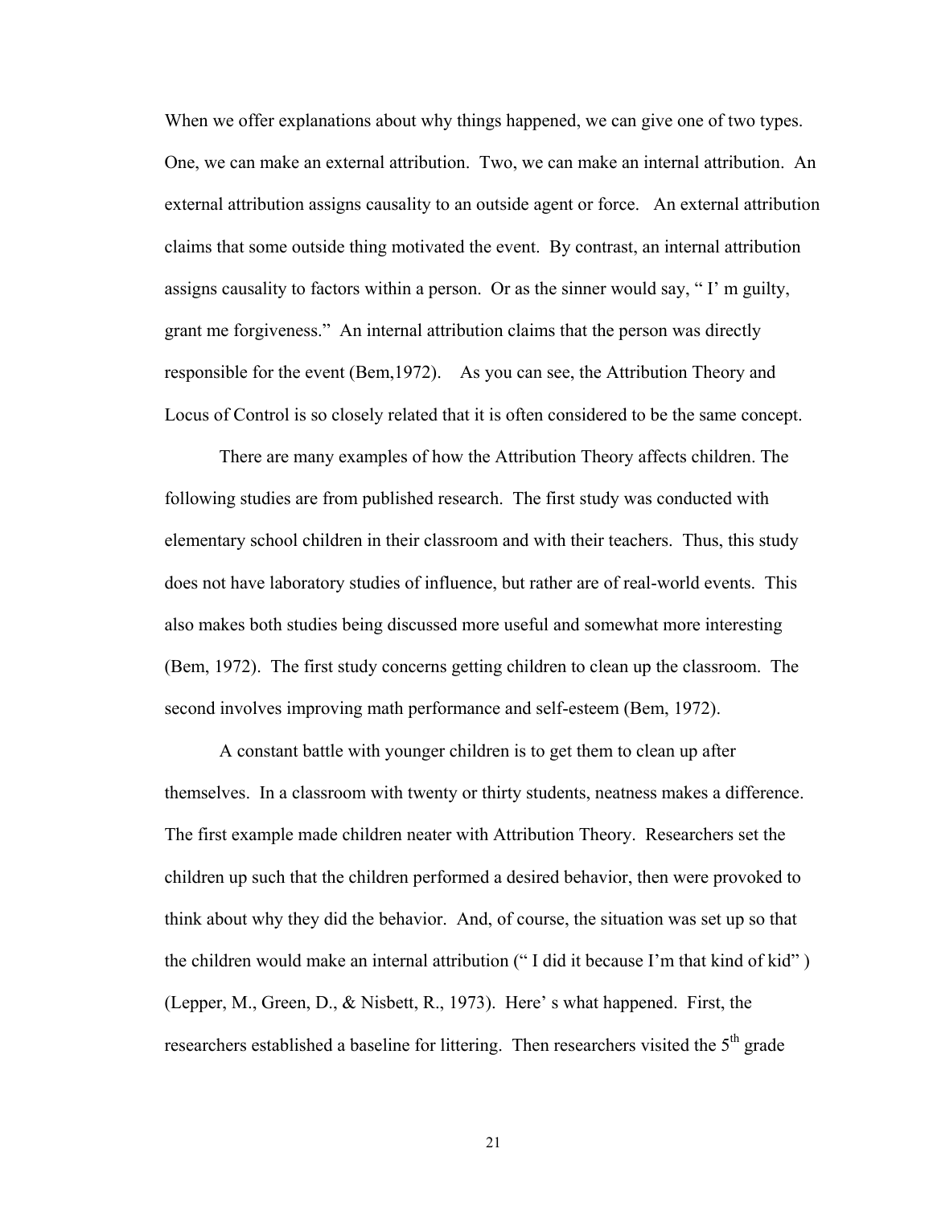When we offer explanations about why things happened, we can give one of two types. One, we can make an external attribution. Two, we can make an internal attribution. An external attribution assigns causality to an outside agent or force. An external attribution claims that some outside thing motivated the event. By contrast, an internal attribution assigns causality to factors within a person. Or as the sinner would say, " I' m guilty, grant me forgiveness." An internal attribution claims that the person was directly responsible for the event (Bem,1972). As you can see, the Attribution Theory and Locus of Control is so closely related that it is often considered to be the same concept.

There are many examples of how the Attribution Theory affects children. The following studies are from published research. The first study was conducted with elementary school children in their classroom and with their teachers. Thus, this study does not have laboratory studies of influence, but rather are of real-world events. This also makes both studies being discussed more useful and somewhat more interesting (Bem, 1972). The first study concerns getting children to clean up the classroom. The second involves improving math performance and self-esteem (Bem, 1972).

A constant battle with younger children is to get them to clean up after themselves. In a classroom with twenty or thirty students, neatness makes a difference. The first example made children neater with Attribution Theory. Researchers set the children up such that the children performed a desired behavior, then were provoked to think about why they did the behavior. And, of course, the situation was set up so that the children would make an internal attribution (" I did it because I'm that kind of kid" ) (Lepper, M., Green, D., & Nisbett, R., 1973). Here' s what happened. First, the researchers established a baseline for littering. Then researchers visited the 5th grade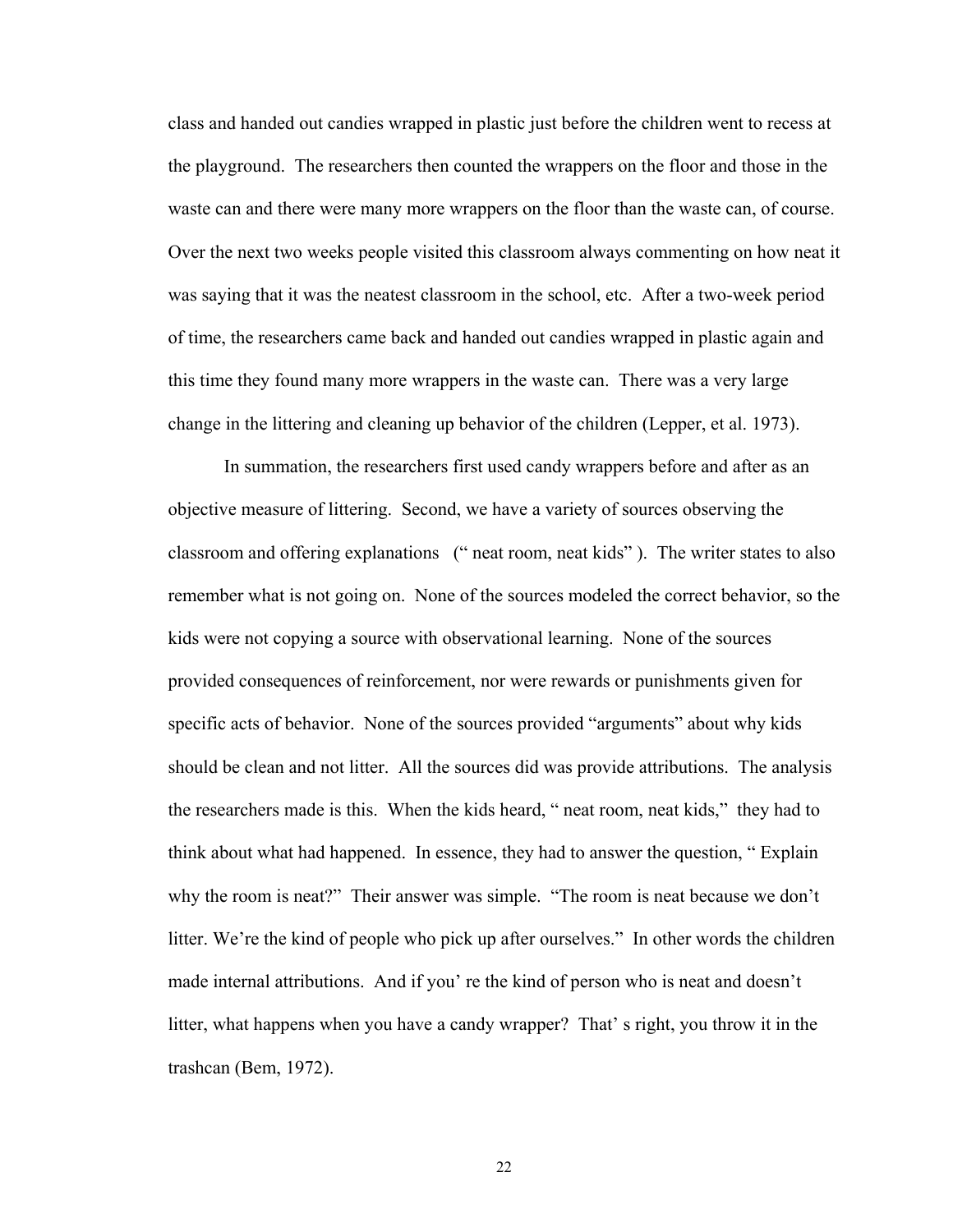class and handed out candies wrapped in plastic just before the children went to recess at the playground. The researchers then counted the wrappers on the floor and those in the waste can and there were many more wrappers on the floor than the waste can, of course. Over the next two weeks people visited this classroom always commenting on how neat it was saying that it was the neatest classroom in the school, etc. After a two-week period of time, the researchers came back and handed out candies wrapped in plastic again and this time they found many more wrappers in the waste can. There was a very large change in the littering and cleaning up behavior of the children (Lepper, et al. 1973).

In summation, the researchers first used candy wrappers before and after as an objective measure of littering. Second, we have a variety of sources observing the classroom and offering explanations (" neat room, neat kids" ). The writer states to also remember what is not going on. None of the sources modeled the correct behavior, so the kids were not copying a source with observational learning. None of the sources provided consequences of reinforcement, nor were rewards or punishments given for specific acts of behavior. None of the sources provided "arguments" about why kids should be clean and not litter. All the sources did was provide attributions. The analysis the researchers made is this. When the kids heard, " neat room, neat kids," they had to think about what had happened. In essence, they had to answer the question, " Explain why the room is neat?" Their answer was simple. "The room is neat because we don't litter. We're the kind of people who pick up after ourselves." In other words the children made internal attributions. And if you' re the kind of person who is neat and doesn't litter, what happens when you have a candy wrapper? That' s right, you throw it in the trashcan (Bem, 1972).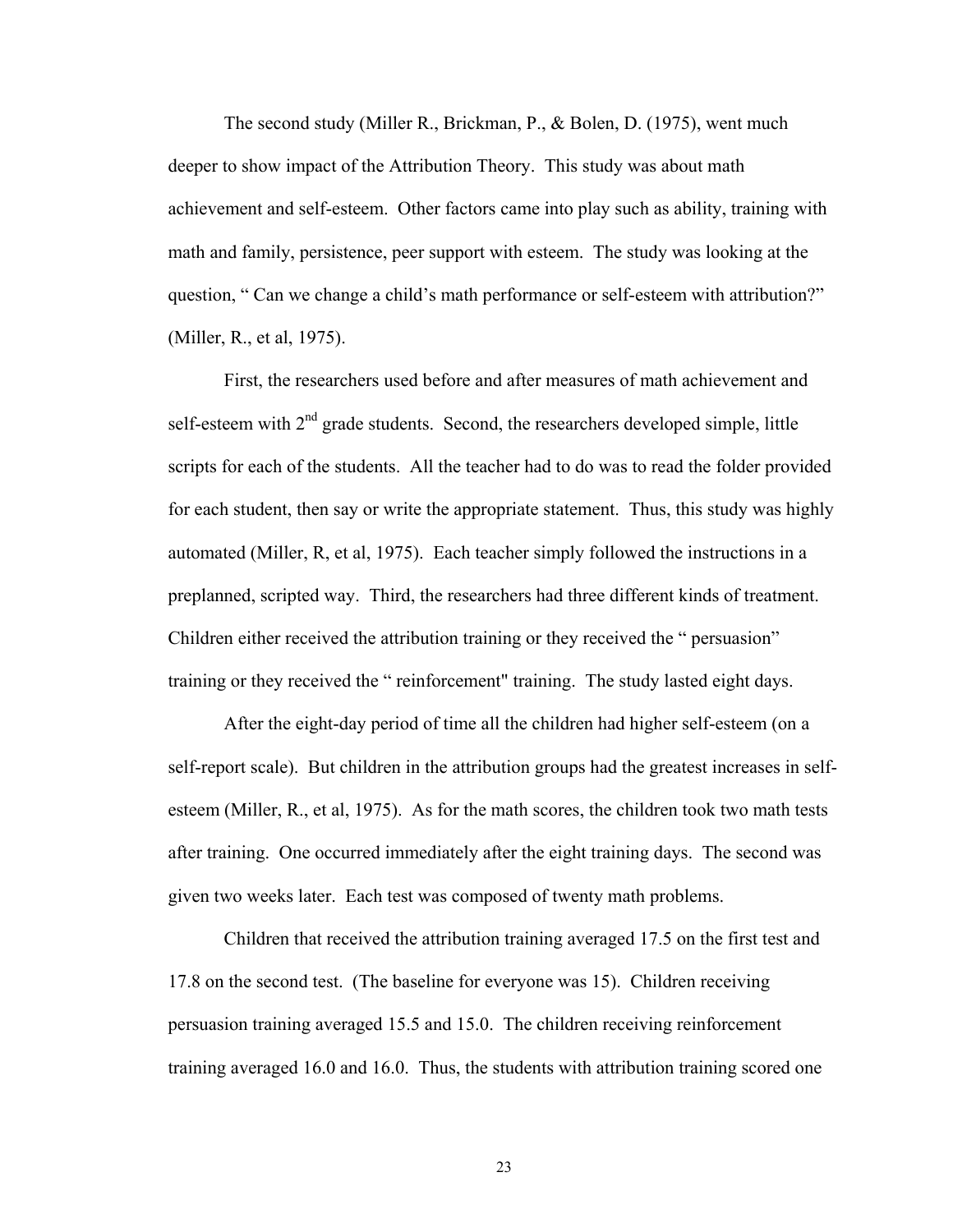The second study (Miller R., Brickman, P., & Bolen, D. (1975), went much deeper to show impact of the Attribution Theory. This study was about math achievement and self-esteem. Other factors came into play such as ability, training with math and family, persistence, peer support with esteem. The study was looking at the question, " Can we change a child's math performance or self-esteem with attribution?" (Miller, R., et al, 1975).

First, the researchers used before and after measures of math achievement and self-esteem with 2nd grade students. Second, the researchers developed simple, little scripts for each of the students. All the teacher had to do was to read the folder provided for each student, then say or write the appropriate statement. Thus, this study was highly automated (Miller, R, et al, 1975). Each teacher simply followed the instructions in a preplanned, scripted way. Third, the researchers had three different kinds of treatment. Children either received the attribution training or they received the " persuasion" training or they received the " reinforcement" training. The study lasted eight days.

After the eight-day period of time all the children had higher self-esteem (on a self-report scale). But children in the attribution groups had the greatest increases in self-esteem (Miller, R., et al, 1975). As for the math scores, the children took two math tests after training. One occurred immediately after the eight training days. The second was given two weeks later. Each test was composed of twenty math problems.

Children that received the attribution training averaged 17.5 on the first test and 17.8 on the second test. (The baseline for everyone was 15). Children receiving persuasion training averaged 15.5 and 15.0. The children receiving reinforcement training averaged 16.0 and 16.0. Thus, the students with attribution training scored one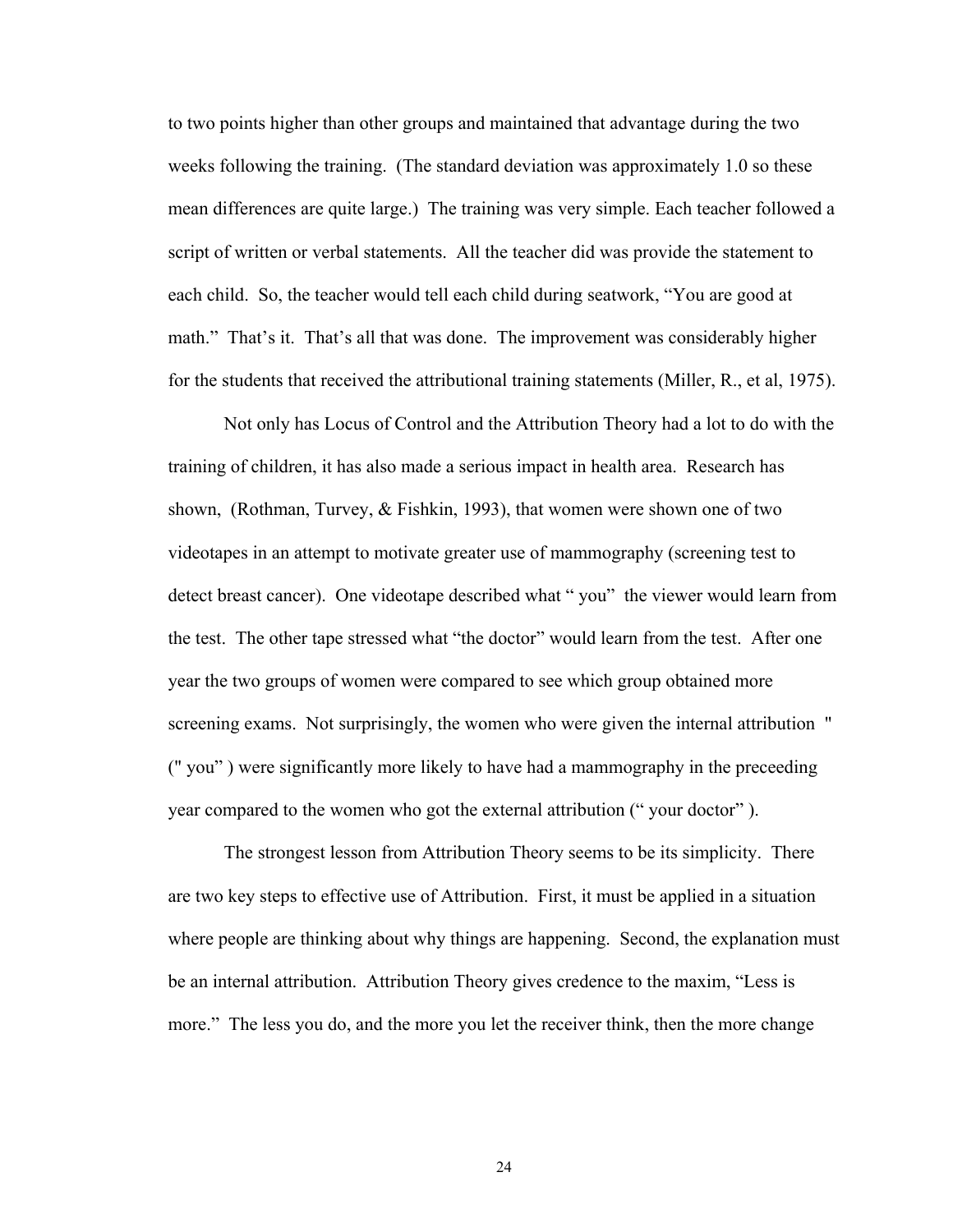to two points higher than other groups and maintained that advantage during the two weeks following the training. (The standard deviation was approximately 1.0 so these mean differences are quite large.) The training was very simple. Each teacher followed a script of written or verbal statements. All the teacher did was provide the statement to each child. So, the teacher would tell each child during seatwork, "You are good at math." That's it. That's all that was done. The improvement was considerably higher for the students that received the attributional training statements (Miller, R., et al, 1975).

Not only has Locus of Control and the Attribution Theory had a lot to do with the training of children, it has also made a serious impact in health area. Research has shown, (Rothman, Turvey, & Fishkin, 1993), that women were shown one of two videotapes in an attempt to motivate greater use of mammography (screening test to detect breast cancer). One videotape described what " you" the viewer would learn from the test. The other tape stressed what "the doctor" would learn from the test. After one year the two groups of women were compared to see which group obtained more screening exams. Not surprisingly, the women who were given the internal attribution " (" you" ) were significantly more likely to have had a mammography in the preceeding year compared to the women who got the external attribution (" your doctor" ).

The strongest lesson from Attribution Theory seems to be its simplicity. There are two key steps to effective use of Attribution. First, it must be applied in a situation where people are thinking about why things are happening. Second, the explanation must be an internal attribution. Attribution Theory gives credence to the maxim, "Less is more." The less you do, and the more you let the receiver think, then the more change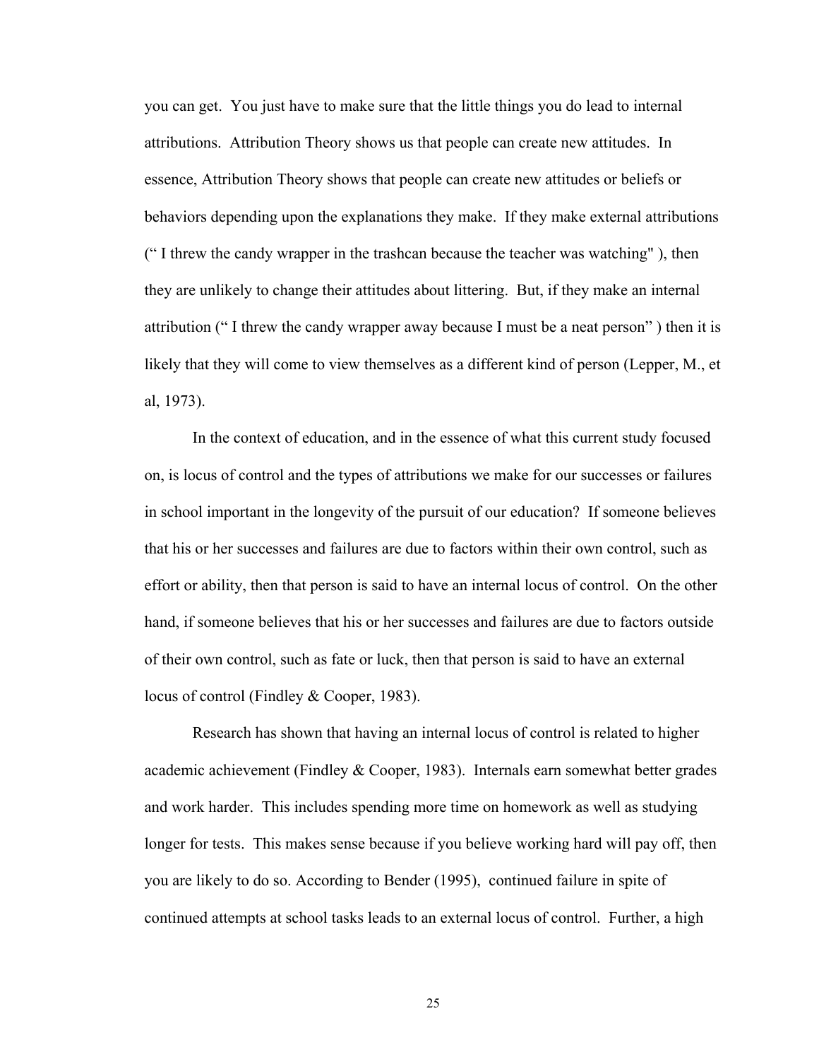you can get. You just have to make sure that the little things you do lead to internal attributions. Attribution Theory shows us that people can create new attitudes. In essence, Attribution Theory shows that people can create new attitudes or beliefs or behaviors depending upon the explanations they make. If they make external attributions (" I threw the candy wrapper in the trashcan because the teacher was watching" ), then they are unlikely to change their attitudes about littering. But, if they make an internal attribution (" I threw the candy wrapper away because I must be a neat person" ) then it is likely that they will come to view themselves as a different kind of person (Lepper, M., et al, 1973).

In the context of education, and in the essence of what this current study focused on, is locus of control and the types of attributions we make for our successes or failures in school important in the longevity of the pursuit of our education? If someone believes that his or her successes and failures are due to factors within their own control, such as effort or ability, then that person is said to have an internal locus of control. On the other hand, if someone believes that his or her successes and failures are due to factors outside of their own control, such as fate or luck, then that person is said to have an external locus of control (Findley & Cooper, 1983).

Research has shown that having an internal locus of control is related to higher academic achievement (Findley & Cooper, 1983). Internals earn somewhat better grades and work harder. This includes spending more time on homework as well as studying longer for tests. This makes sense because if you believe working hard will pay off, then you are likely to do so. According to Bender (1995), continued failure in spite of continued attempts at school tasks leads to an external locus of control. Further, a high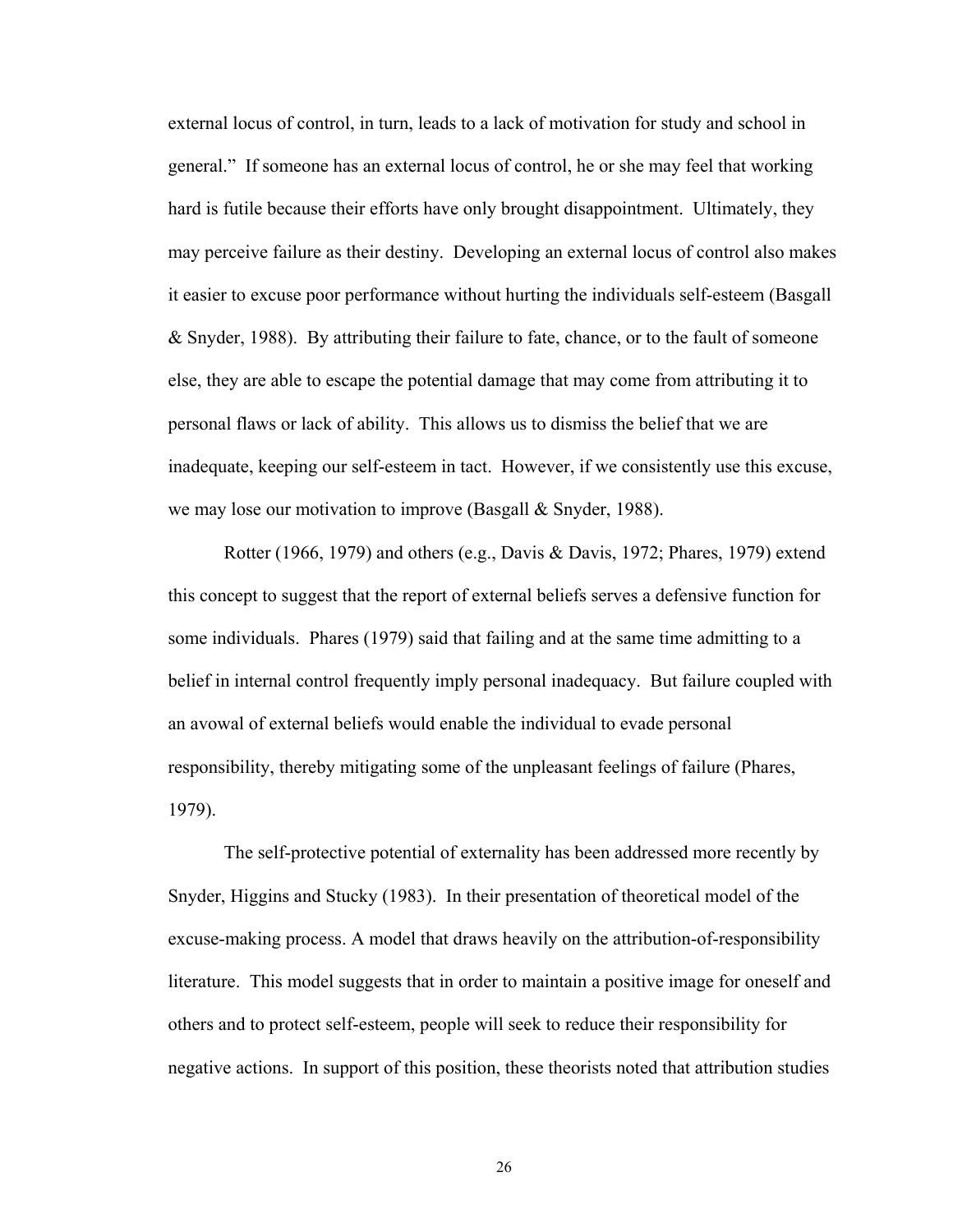external locus of control, in turn, leads to a lack of motivation for study and school in general." If someone has an external locus of control, he or she may feel that working hard is futile because their efforts have only brought disappointment. Ultimately, they may perceive failure as their destiny. Developing an external locus of control also makes it easier to excuse poor performance without hurting the individuals self-esteem (Basgall & Snyder, 1988). By attributing their failure to fate, chance, or to the fault of someone else, they are able to escape the potential damage that may come from attributing it to personal flaws or lack of ability. This allows us to dismiss the belief that we are inadequate, keeping our self-esteem in tact. However, if we consistently use this excuse, we may lose our motivation to improve (Basgall & Snyder, 1988).

Rotter (1966, 1979) and others (e.g., Davis & Davis, 1972; Phares, 1979) extend this concept to suggest that the report of external beliefs serves a defensive function for some individuals. Phares (1979) said that failing and at the same time admitting to a belief in internal control frequently imply personal inadequacy. But failure coupled with an avowal of external beliefs would enable the individual to evade personal responsibility, thereby mitigating some of the unpleasant feelings of failure (Phares, 1979).

The self-protective potential of externality has been addressed more recently by Snyder, Higgins and Stucky (1983). In their presentation of theoretical model of the excuse-making process. A model that draws heavily on the attribution-of-responsibility literature. This model suggests that in order to maintain a positive image for oneself and others and to protect self-esteem, people will seek to reduce their responsibility for negative actions. In support of this position, these theorists noted that attribution studies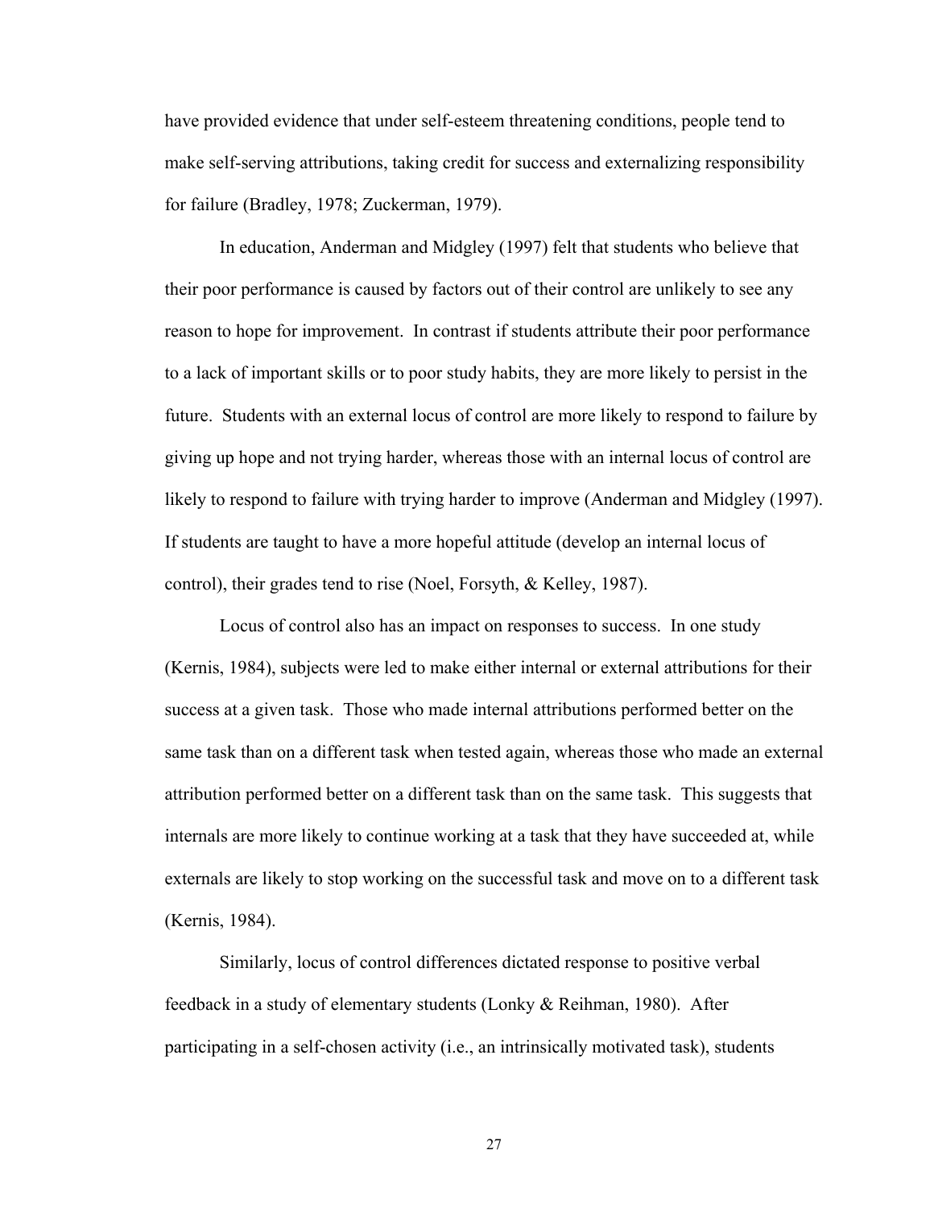have provided evidence that under self-esteem threatening conditions, people tend to make self-serving attributions, taking credit for success and externalizing responsibility for failure (Bradley, 1978; Zuckerman, 1979).

In education, Anderman and Midgley (1997) felt that students who believe that their poor performance is caused by factors out of their control are unlikely to see any reason to hope for improvement. In contrast if students attribute their poor performance to a lack of important skills or to poor study habits, they are more likely to persist in the future. Students with an external locus of control are more likely to respond to failure by giving up hope and not trying harder, whereas those with an internal locus of control are likely to respond to failure with trying harder to improve (Anderman and Midgley (1997). If students are taught to have a more hopeful attitude (develop an internal locus of control), their grades tend to rise (Noel, Forsyth, & Kelley, 1987).

Locus of control also has an impact on responses to success. In one study (Kernis, 1984), subjects were led to make either internal or external attributions for their success at a given task. Those who made internal attributions performed better on the same task than on a different task when tested again, whereas those who made an external attribution performed better on a different task than on the same task. This suggests that internals are more likely to continue working at a task that they have succeeded at, while externals are likely to stop working on the successful task and move on to a different task (Kernis, 1984).

Similarly, locus of control differences dictated response to positive verbal feedback in a study of elementary students (Lonky & Reihman, 1980). After participating in a self-chosen activity (i.e., an intrinsically motivated task), students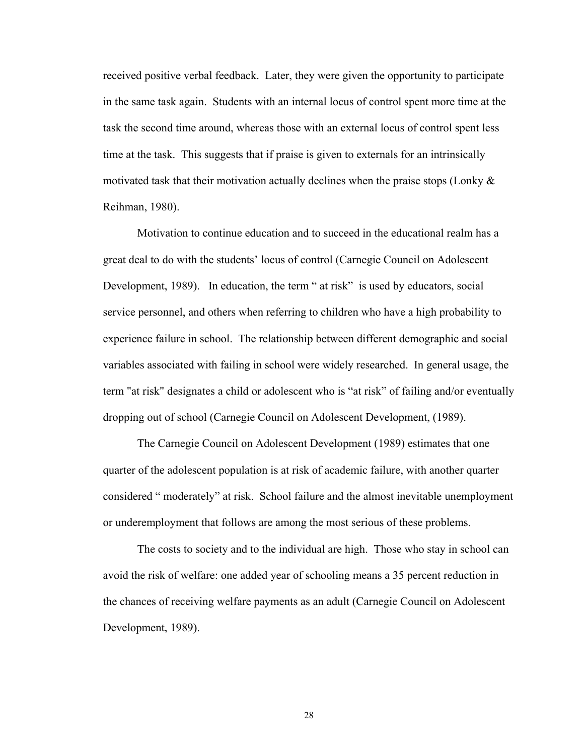received positive verbal feedback. Later, they were given the opportunity to participate in the same task again. Students with an internal locus of control spent more time at the task the second time around, whereas those with an external locus of control spent less time at the task. This suggests that if praise is given to externals for an intrinsically motivated task that their motivation actually declines when the praise stops (Lonky & Reihman, 1980).

Motivation to continue education and to succeed in the educational realm has a great deal to do with the students' locus of control (Carnegie Council on Adolescent Development, 1989). In education, the term " at risk" is used by educators, social service personnel, and others when referring to children who have a high probability to experience failure in school. The relationship between different demographic and social variables associated with failing in school were widely researched. In general usage, the term "at risk" designates a child or adolescent who is "at risk" of failing and/or eventually dropping out of school (Carnegie Council on Adolescent Development, (1989).

The Carnegie Council on Adolescent Development (1989) estimates that one quarter of the adolescent population is at risk of academic failure, with another quarter considered " moderately" at risk. School failure and the almost inevitable unemployment or underemployment that follows are among the most serious of these problems.

The costs to society and to the individual are high. Those who stay in school can avoid the risk of welfare: one added year of schooling means a 35 percent reduction in the chances of receiving welfare payments as an adult (Carnegie Council on Adolescent Development, 1989).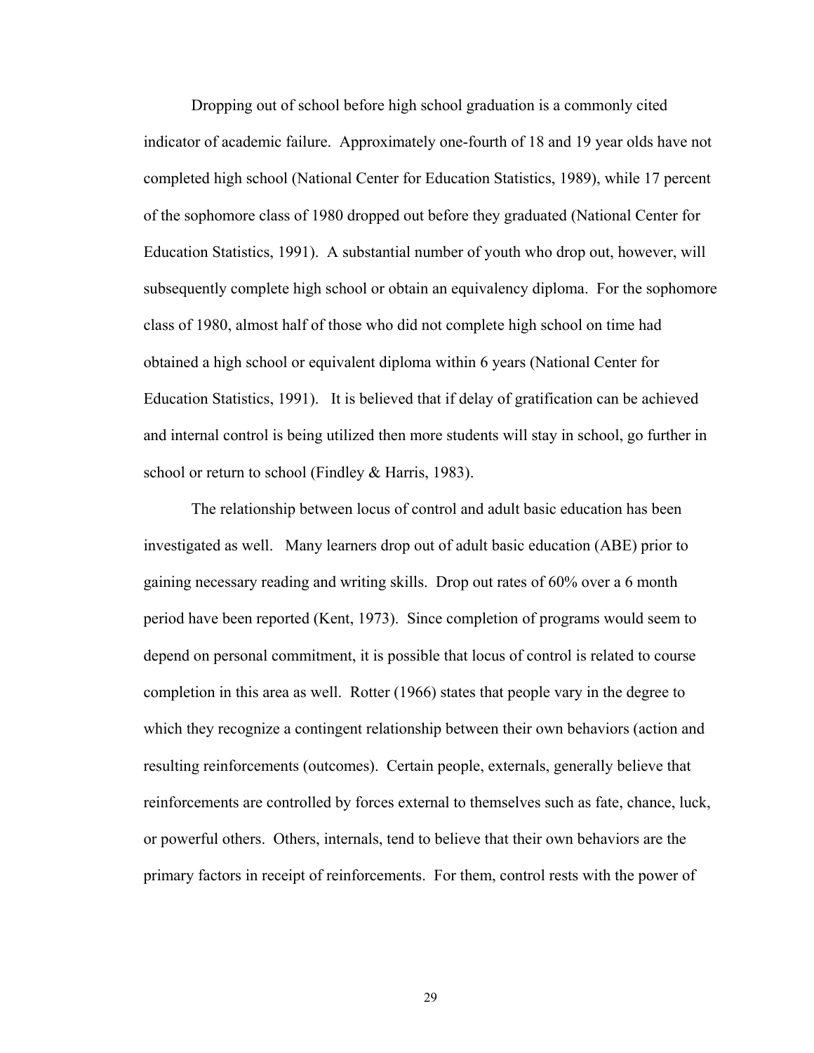Dropping out of school before high school graduation is a commonly cited indicator of academic failure. Approximately one-fourth of 18 and 19 year olds have not completed high school (National Center for Education Statistics, 1989), while 17 percent of the sophomore class of 1980 dropped out before they graduated (National Center for Education Statistics, 1991). A substantial number of youth who drop out, however, will subsequently complete high school or obtain an equivalency diploma. For the sophomore class of 1980, almost half of those who did not complete high school on time had obtained a high school or equivalent diploma within 6 years (National Center for Education Statistics, 1991). It is believed that if delay of gratification can be achieved and internal control is being utilized then more students will stay in school, go further in school or return to school (Findley & Harris, 1983).

The relationship between locus of control and adult basic education has been investigated as well. Many learners drop out of adult basic education (ABE) prior to gaining necessary reading and writing skills. Drop out rates of 60% over a 6 month period have been reported (Kent, 1973). Since completion of programs would seem to depend on personal commitment, it is possible that locus of control is related to course completion in this area as well. Rotter (1966) states that people vary in the degree to which they recognize a contingent relationship between their own behaviors (action and resulting reinforcements (outcomes). Certain people, externals, generally believe that reinforcements are controlled by forces external to themselves such as fate, chance, luck, or powerful others. Others, internals, tend to believe that their own behaviors are the primary factors in receipt of reinforcements. For them, control rests with the power of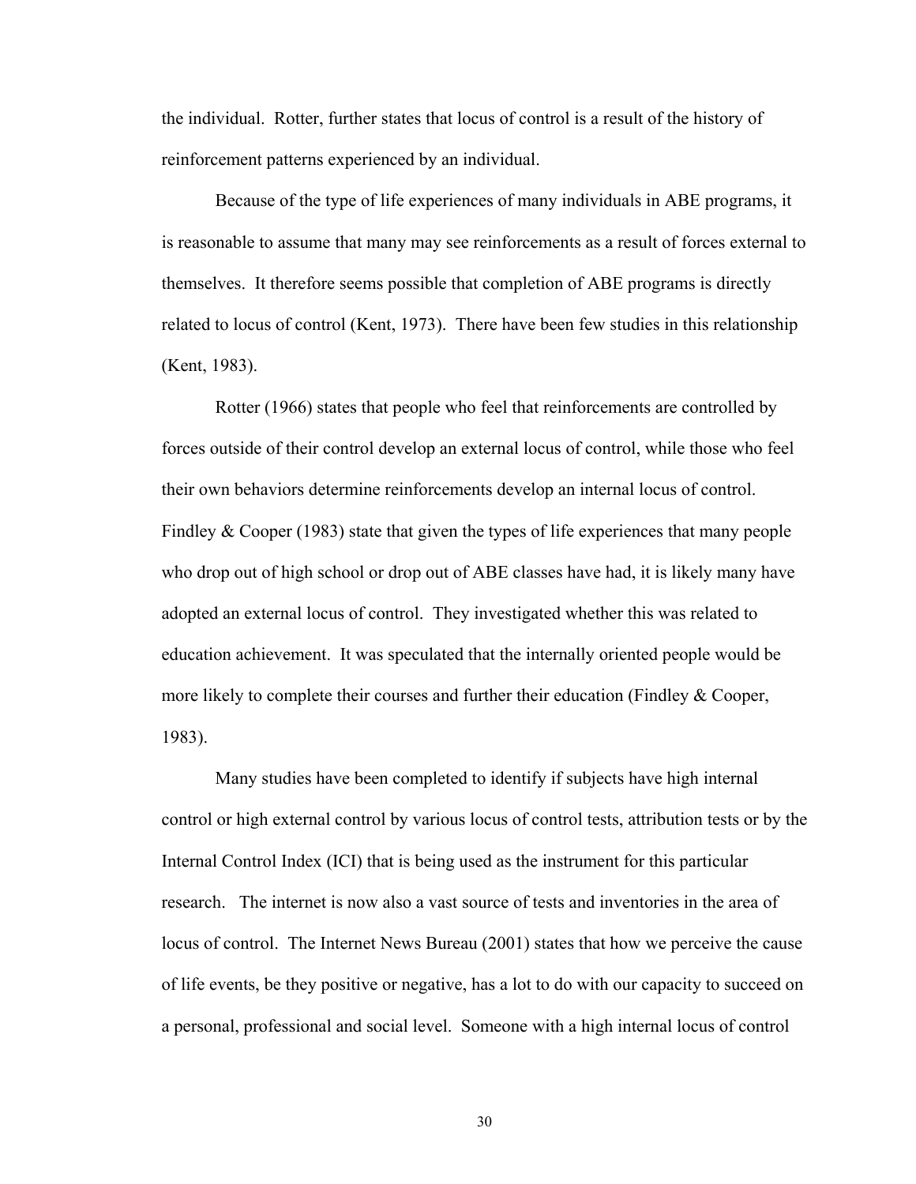the individual. Rotter, further states that locus of control is a result of the history of reinforcement patterns experienced by an individual.

Because of the type of life experiences of many individuals in ABE programs, it is reasonable to assume that many may see reinforcements as a result of forces external to themselves. It therefore seems possible that completion of ABE programs is directly related to locus of control (Kent, 1973). There have been few studies in this relationship (Kent, 1983).

Rotter (1966) states that people who feel that reinforcements are controlled by forces outside of their control develop an external locus of control, while those who feel their own behaviors determine reinforcements develop an internal locus of control. Findley & Cooper (1983) state that given the types of life experiences that many people who drop out of high school or drop out of ABE classes have had, it is likely many have adopted an external locus of control. They investigated whether this was related to education achievement. It was speculated that the internally oriented people would be more likely to complete their courses and further their education (Findley & Cooper, 1983).

Many studies have been completed to identify if subjects have high internal control or high external control by various locus of control tests, attribution tests or by the Internal Control Index (ICI) that is being used as the instrument for this particular research. The internet is now also a vast source of tests and inventories in the area of locus of control. The Internet News Bureau (2001) states that how we perceive the cause of life events, be they positive or negative, has a lot to do with our capacity to succeed on a personal, professional and social level. Someone with a high internal locus of control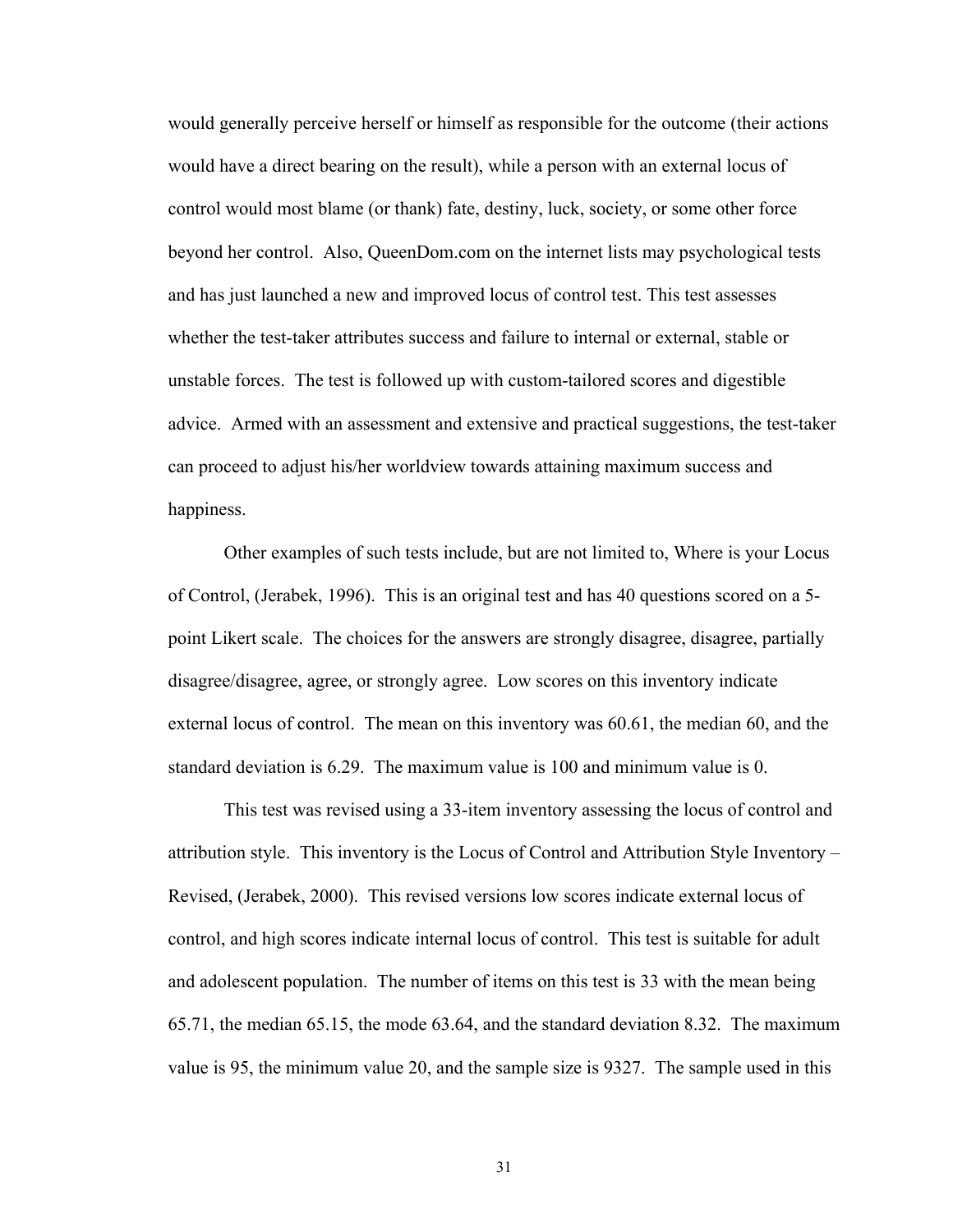would generally perceive herself or himself as responsible for the outcome (their actions would have a direct bearing on the result), while a person with an external locus of control would most blame (or thank) fate, destiny, luck, society, or some other force beyond her control. Also, QueenDom.com on the internet lists may psychological tests and has just launched a new and improved locus of control test. This test assesses whether the test-taker attributes success and failure to internal or external, stable or unstable forces. The test is followed up with custom-tailored scores and digestible advice. Armed with an assessment and extensive and practical suggestions, the test-taker can proceed to adjust his/her worldview towards attaining maximum success and happiness.

Other examples of such tests include, but are not limited to, Where is your Locus of Control, (Jerabek, 1996). This is an original test and has 40 questions scored on a 5-point Likert scale. The choices for the answers are strongly disagree, disagree, partially disagree/disagree, agree, or strongly agree. Low scores on this inventory indicate external locus of control. The mean on this inventory was 60.61, the median 60, and the standard deviation is 6.29. The maximum value is 100 and minimum value is 0.

This test was revised using a 33-item inventory assessing the locus of control and attribution style. This inventory is the Locus of Control and Attribution Style Inventory – Revised, (Jerabek, 2000). This revised versions low scores indicate external locus of control, and high scores indicate internal locus of control. This test is suitable for adult and adolescent population. The number of items on this test is 33 with the mean being 65.71, the median 65.15, the mode 63.64, and the standard deviation 8.32. The maximum value is 95, the minimum value 20, and the sample size is 9327. The sample used in this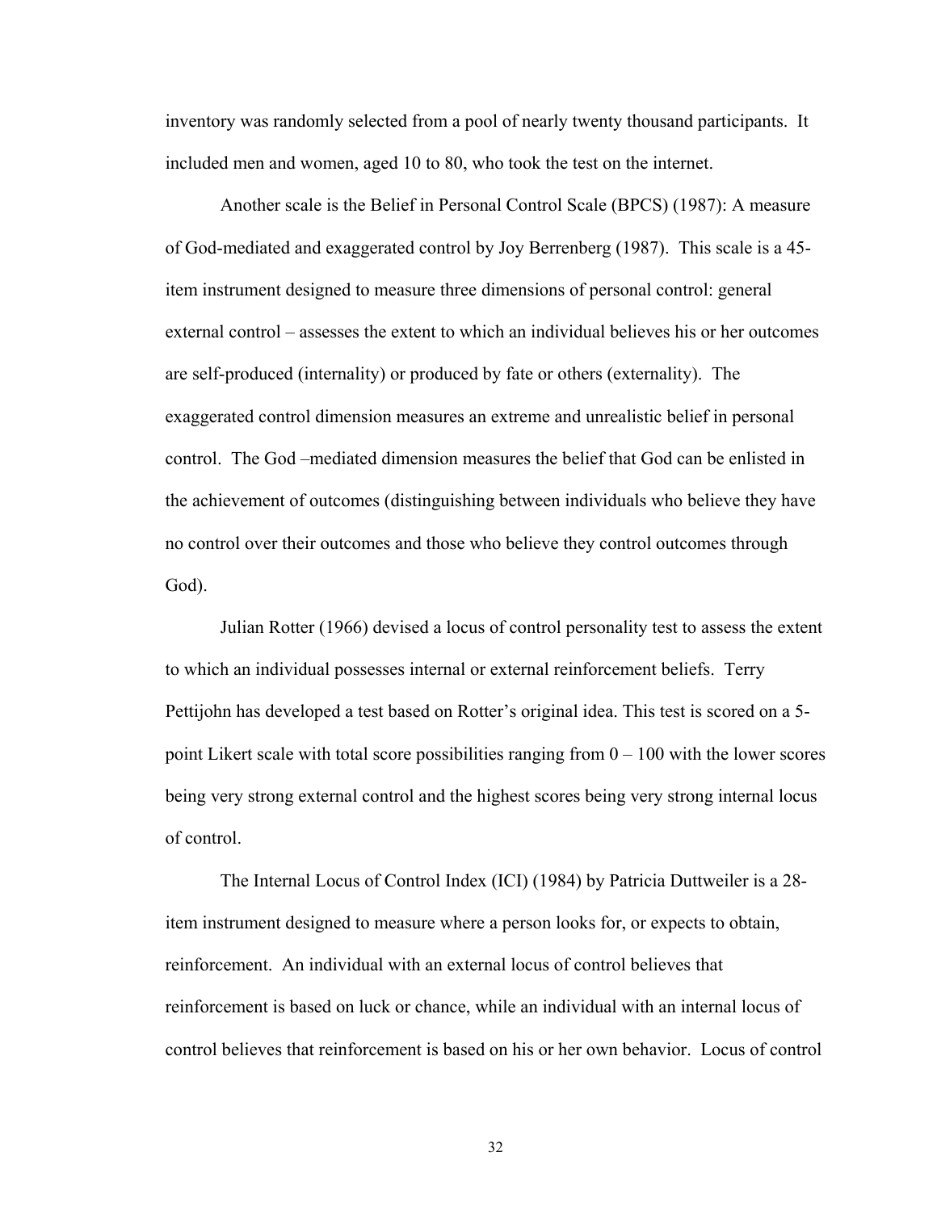inventory was randomly selected from a pool of nearly twenty thousand participants. It included men and women, aged 10 to 80, who took the test on the internet.

Another scale is the Belief in Personal Control Scale (BPCS) (1987): A measure of God-mediated and exaggerated control by Joy Berrenberg (1987). This scale is a 45-item instrument designed to measure three dimensions of personal control: general external control – assesses the extent to which an individual believes his or her outcomes are self-produced (internality) or produced by fate or others (externality). The exaggerated control dimension measures an extreme and unrealistic belief in personal control. The God –mediated dimension measures the belief that God can be enlisted in the achievement of outcomes (distinguishing between individuals who believe they have no control over their outcomes and those who believe they control outcomes through God).

Julian Rotter (1966) devised a locus of control personality test to assess the extent to which an individual possesses internal or external reinforcement beliefs. Terry Pettijohn has developed a test based on Rotter's original idea. This test is scored on a 5-point Likert scale with total score possibilities ranging from 0 – 100 with the lower scores being very strong external control and the highest scores being very strong internal locus of control.

The Internal Locus of Control Index (ICI) (1984) by Patricia Duttweiler is a 28-item instrument designed to measure where a person looks for, or expects to obtain, reinforcement. An individual with an external locus of control believes that reinforcement is based on luck or chance, while an individual with an internal locus of control believes that reinforcement is based on his or her own behavior. Locus of control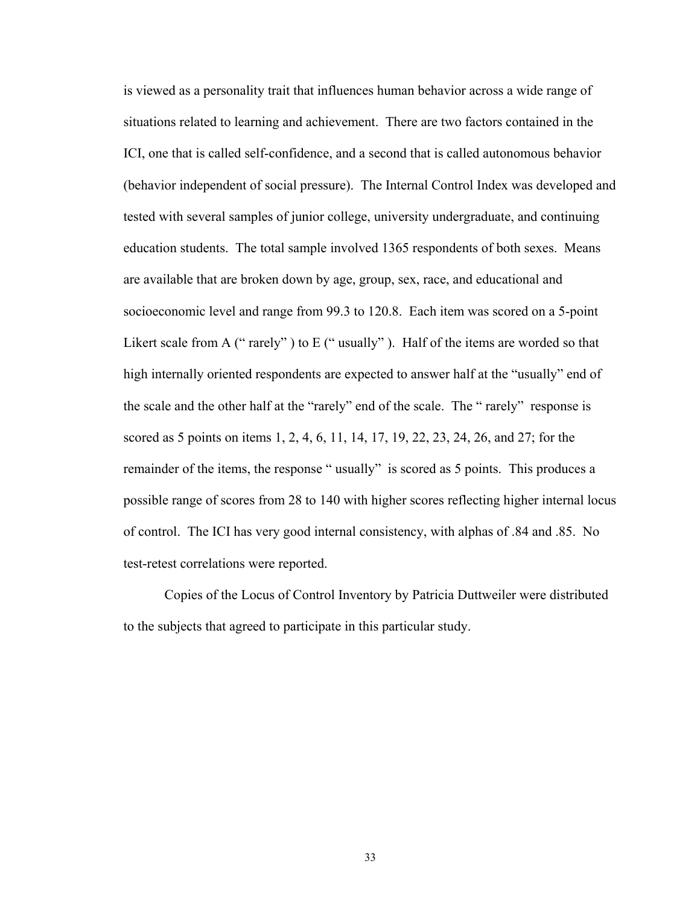is viewed as a personality trait that influences human behavior across a wide range of situations related to learning and achievement. There are two factors contained in the ICI, one that is called self-confidence, and a second that is called autonomous behavior (behavior independent of social pressure). The Internal Control Index was developed and tested with several samples of junior college, university undergraduate, and continuing education students. The total sample involved 1365 respondents of both sexes. Means are available that are broken down by age, group, sex, race, and educational and socioeconomic level and range from 99.3 to 120.8. Each item was scored on a 5-point Likert scale from A (" rarely" ) to E (" usually" ). Half of the items are worded so that high internally oriented respondents are expected to answer half at the "usually" end of the scale and the other half at the "rarely" end of the scale. The " rarely" response is scored as 5 points on items 1, 2, 4, 6, 11, 14, 17, 19, 22, 23, 24, 26, and 27; for the remainder of the items, the response " usually" is scored as 5 points. This produces a possible range of scores from 28 to 140 with higher scores reflecting higher internal locus of control. The ICI has very good internal consistency, with alphas of .84 and .85. No test-retest correlations were reported.

Copies of the Locus of Control Inventory by Patricia Duttweiler were distributed to the subjects that agreed to participate in this particular study.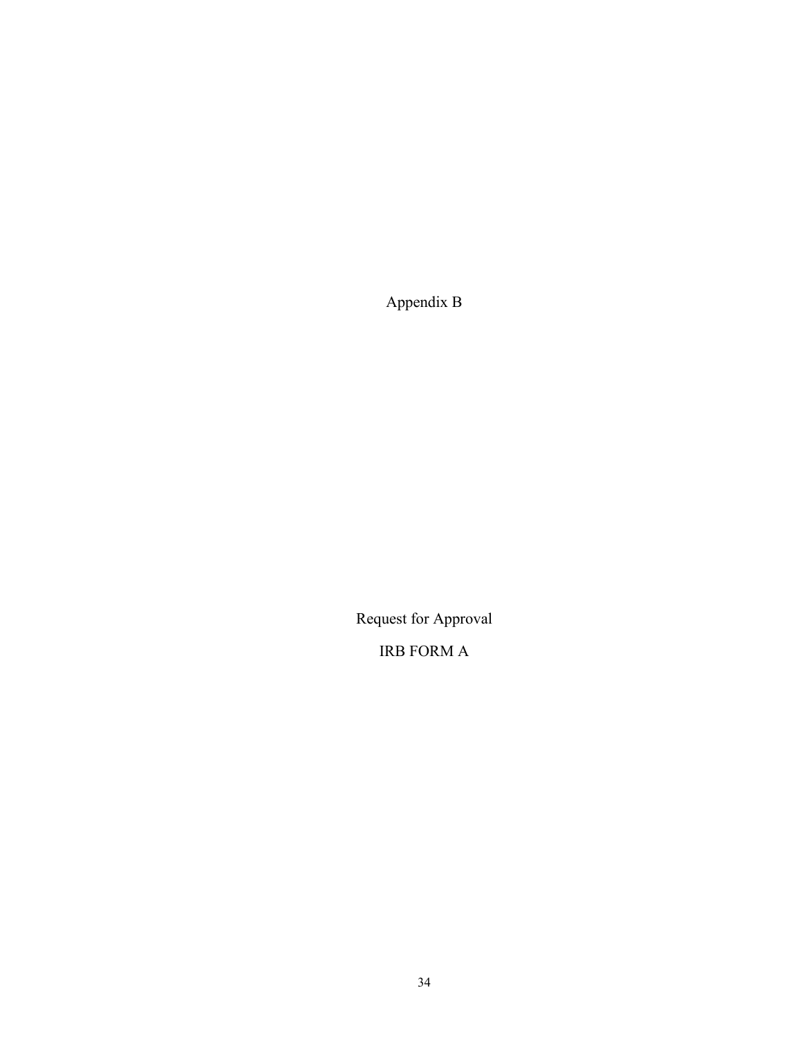# Appendix B

Request for Approval

IRB FORM A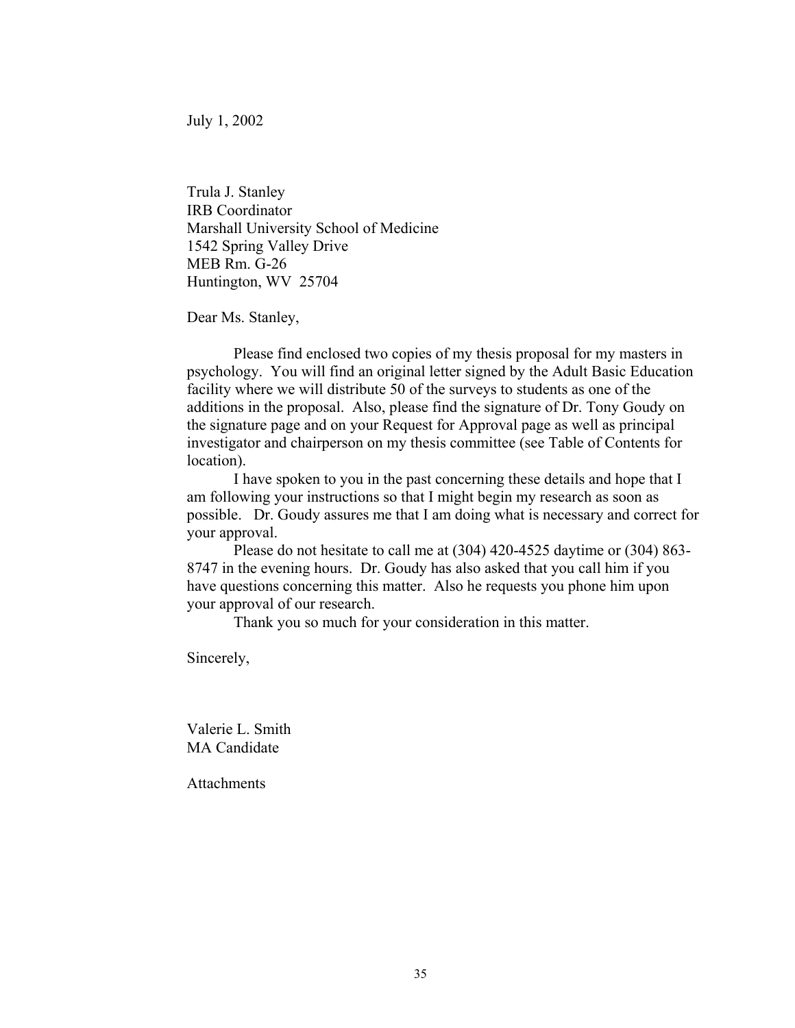July 1, 2002

Trula J. Stanley  
IRB Coordinator  
Marshall University School of Medicine  
1542 Spring Valley Drive  
MEB Rm. G-26  
Huntington, WV 25704

Dear Ms. Stanley,

Please find enclosed two copies of my thesis proposal for my masters in psychology. You will find an original letter signed by the Adult Basic Education facility where we will distribute 50 of the surveys to students as one of the additions in the proposal. Also, please find the signature of Dr. Tony Goudy on the signature page and on your Request for Approval page as well as principal investigator and chairperson on my thesis committee (see Table of Contents for location).

I have spoken to you in the past concerning these details and hope that I am following your instructions so that I might begin my research as soon as possible. Dr. Goudy assures me that I am doing what is necessary and correct for your approval.

Please do not hesitate to call me at (304) 420-4525 daytime or (304) 863-8747 in the evening hours. Dr. Goudy has also asked that you call him if you have questions concerning this matter. Also he requests you phone him upon your approval of our research.

Thank you so much for your consideration in this matter.

Sincerely,

Valerie L. Smith  
MA Candidate

Attachments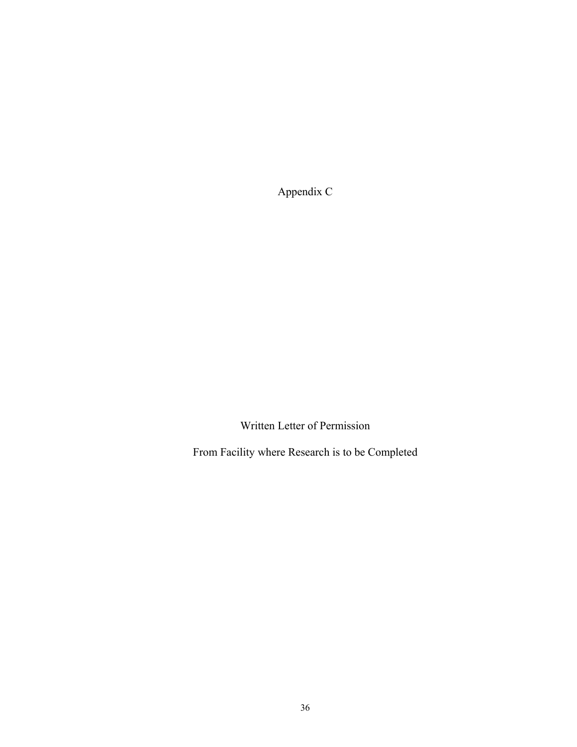# Appendix C

## Written Letter of Permission

## From Facility where Research is to be Completed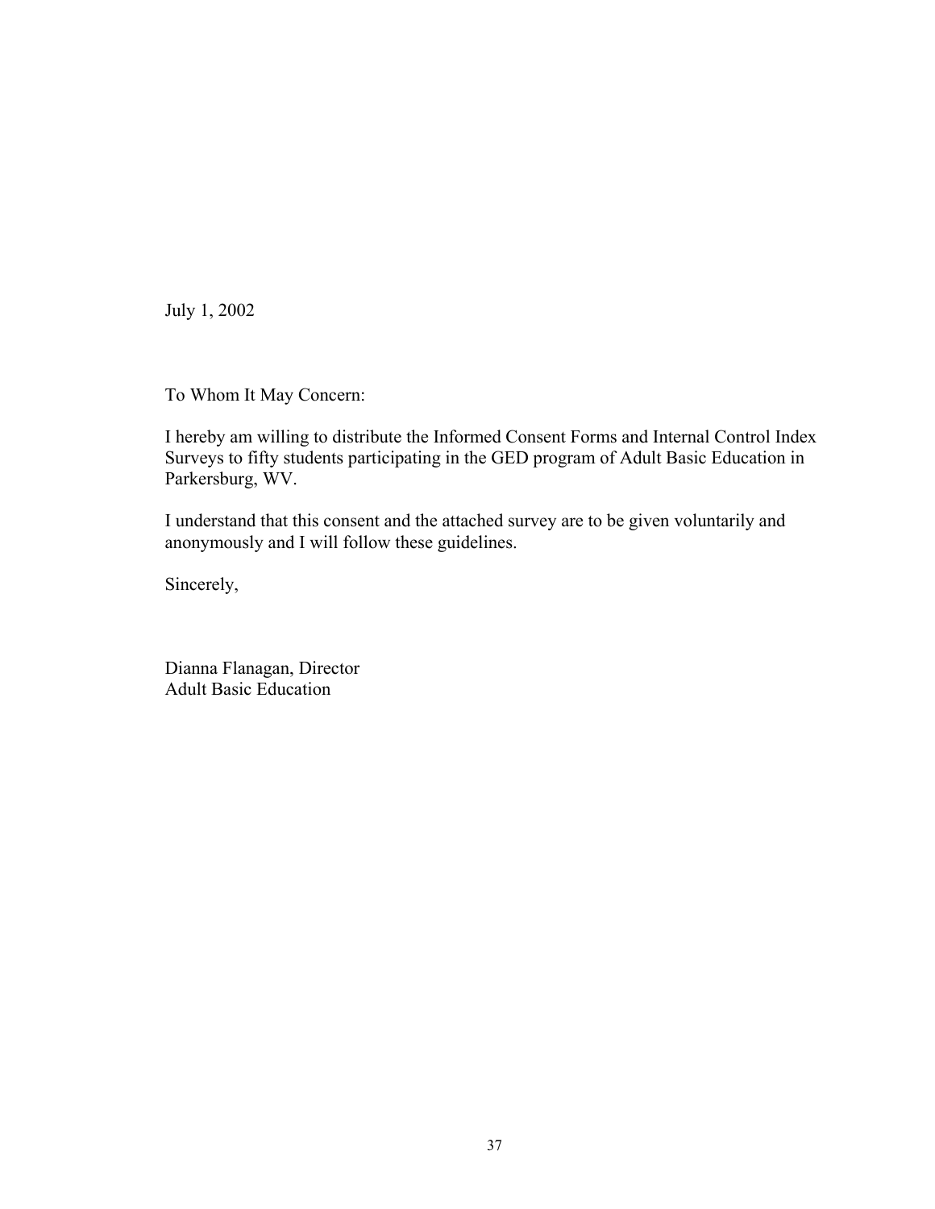July 1, 2002

To Whom It May Concern:

I hereby am willing to distribute the Informed Consent Forms and Internal Control Index Surveys to fifty students participating in the GED program of Adult Basic Education in Parkersburg, WV.

I understand that this consent and the attached survey are to be given voluntarily and anonymously and I will follow these guidelines.

Sincerely,

Dianna Flanagan, Director
Adult Basic Education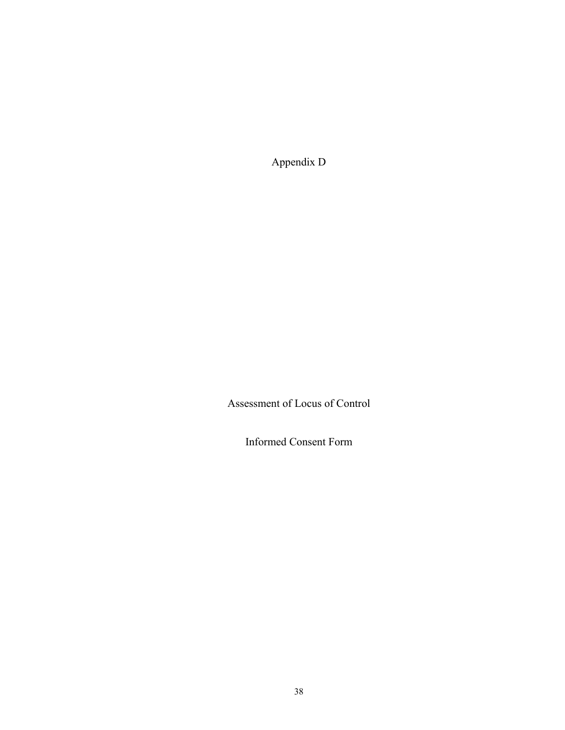# Appendix D

## Assessment of Locus of Control

## Informed Consent Form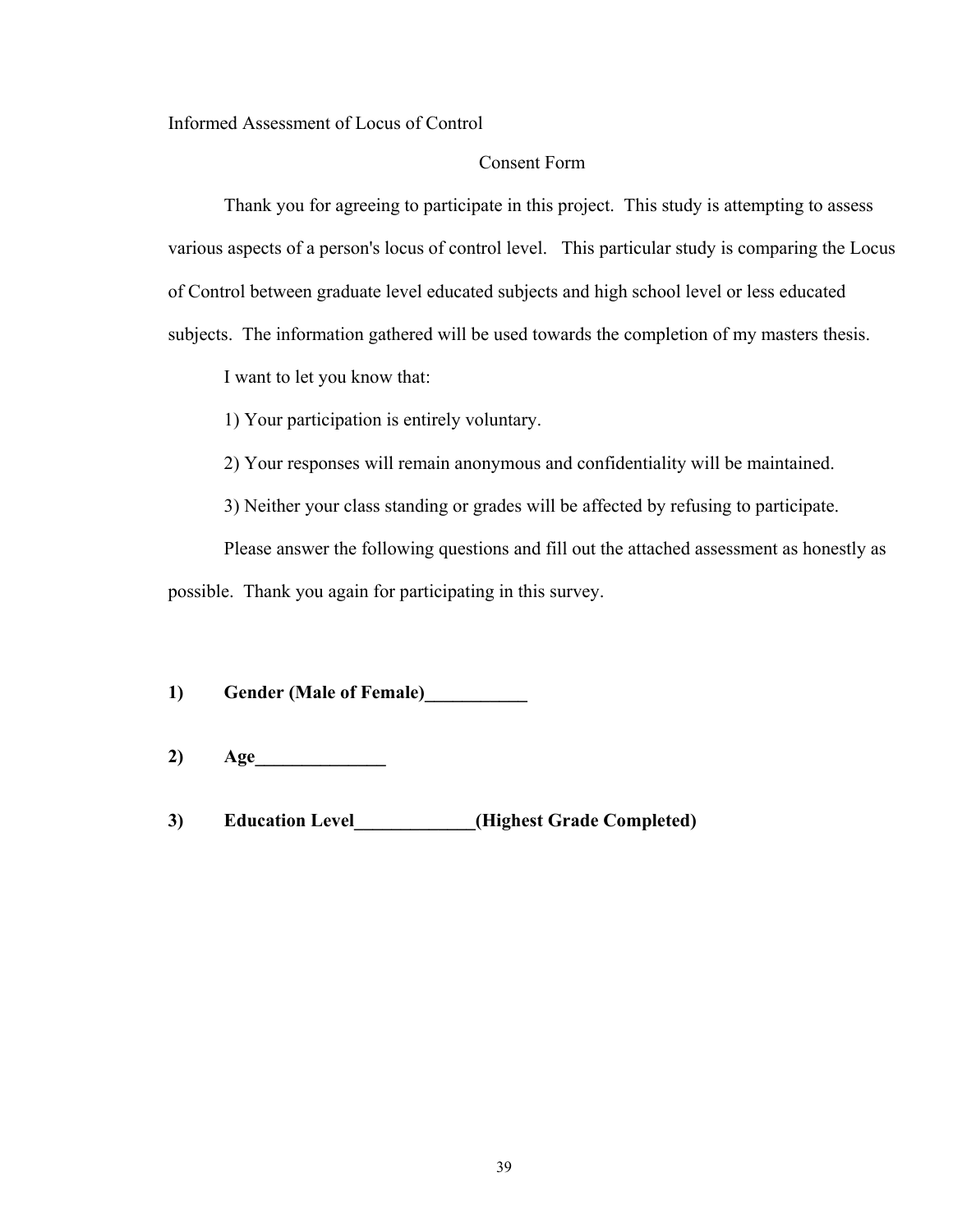Informed Assessment of Locus of Control

Consent Form

Thank you for agreeing to participate in this project. This study is attempting to assess various aspects of a person's locus of control level. This particular study is comparing the Locus of Control between graduate level educated subjects and high school level or less educated subjects. The information gathered will be used towards the completion of my masters thesis.

I want to let you know that:

1) Your participation is entirely voluntary.

2) Your responses will remain anonymous and confidentiality will be maintained.

3) Neither your class standing or grades will be affected by refusing to participate.

Please answer the following questions and fill out the attached assessment as honestly as possible. Thank you again for participating in this survey.

**1) Gender (Male of Female)___________**

**2) Age______________**

**3) Education Level_____________(Highest Grade Completed)**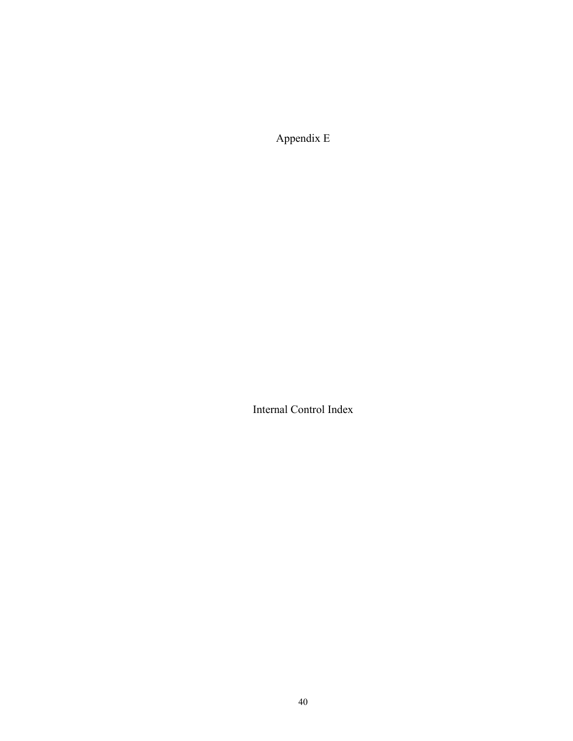# Appendix E

## Internal Control Index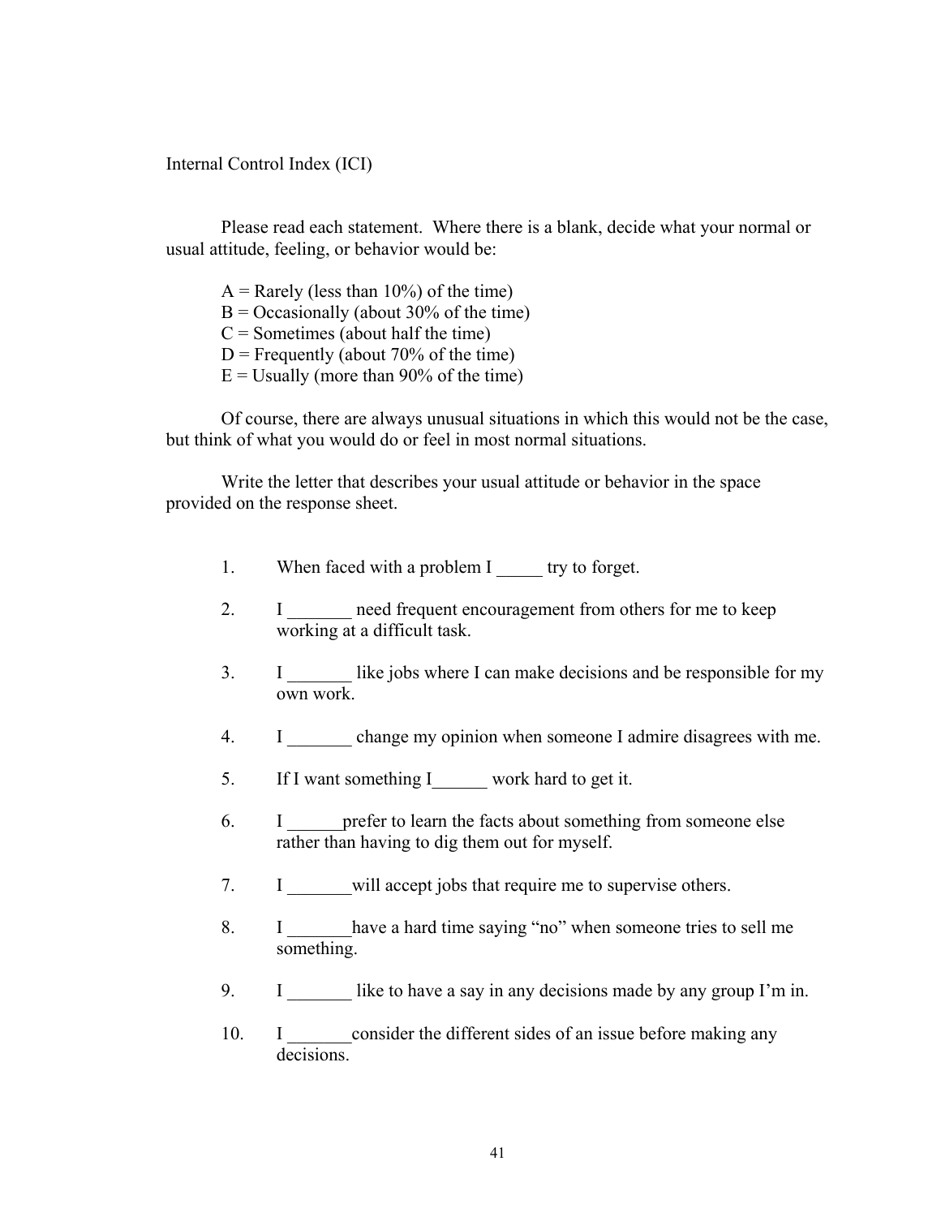Internal Control Index (ICI)

Please read each statement. Where there is a blank, decide what your normal or usual attitude, feeling, or behavior would be:

A = Rarely (less than 10%) of the time)
B = Occasionally (about 30% of the time)
C = Sometimes (about half the time)
D = Frequently (about 70% of the time)
E = Usually (more than 90% of the time)

Of course, there are always unusual situations in which this would not be the case, but think of what you would do or feel in most normal situations.

Write the letter that describes your usual attitude or behavior in the space provided on the response sheet.

1. When faced with a problem I _____ try to forget.
2. I _______ need frequent encouragement from others for me to keep working at a difficult task.
3. I _______ like jobs where I can make decisions and be responsible for my own work.
4. I _______ change my opinion when someone I admire disagrees with me.
5. If I want something I______ work hard to get it.
6. I ______prefer to learn the facts about something from someone else rather than having to dig them out for myself.
7. I _______will accept jobs that require me to supervise others.
8. I _______have a hard time saying "no" when someone tries to sell me something.
9. I _______ like to have a say in any decisions made by any group I'm in.
10. I _______consider the different sides of an issue before making any decisions.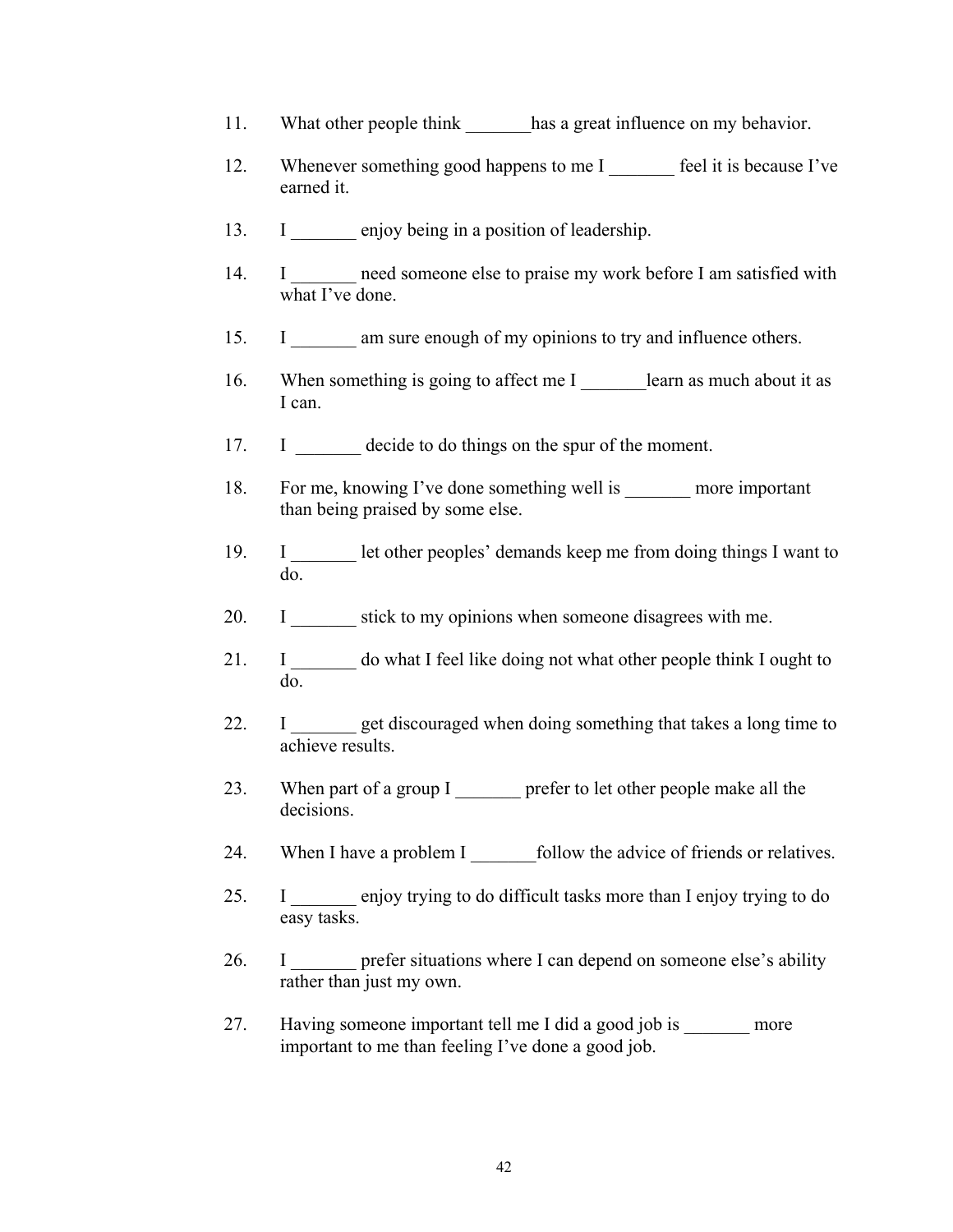11. What other people think _______has a great influence on my behavior.

12. Whenever something good happens to me I _______ feel it is because I've earned it.

13. I _______ enjoy being in a position of leadership.

14. I _______ need someone else to praise my work before I am satisfied with what I've done.

15. I _______ am sure enough of my opinions to try and influence others.

16. When something is going to affect me I _______learn as much about it as I can.

17. I _______ decide to do things on the spur of the moment.

18. For me, knowing I've done something well is _______ more important than being praised by some else.

19. I _______ let other peoples' demands keep me from doing things I want to do.

20. I _______ stick to my opinions when someone disagrees with me.

21. I _______ do what I feel like doing not what other people think I ought to do.

22. I _______ get discouraged when doing something that takes a long time to achieve results.

23. When part of a group I _______ prefer to let other people make all the decisions.

24. When I have a problem I _______follow the advice of friends or relatives.

25. I _______ enjoy trying to do difficult tasks more than I enjoy trying to do easy tasks.

26. I _______ prefer situations where I can depend on someone else's ability rather than just my own.

27. Having someone important tell me I did a good job is _______ more important to me than feeling I've done a good job.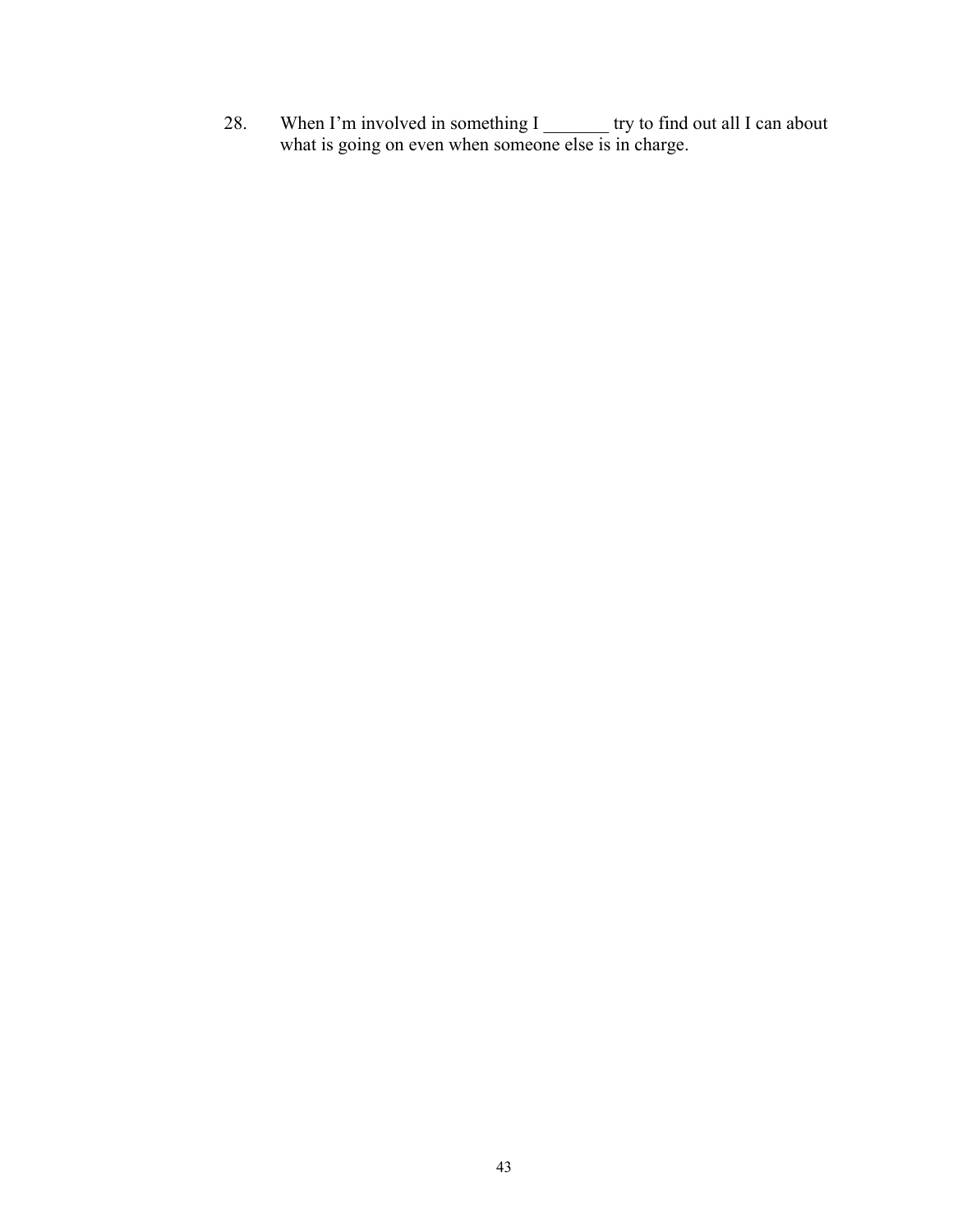28. When I'm involved in something I _______ try to find out all I can about what is going on even when someone else is in charge.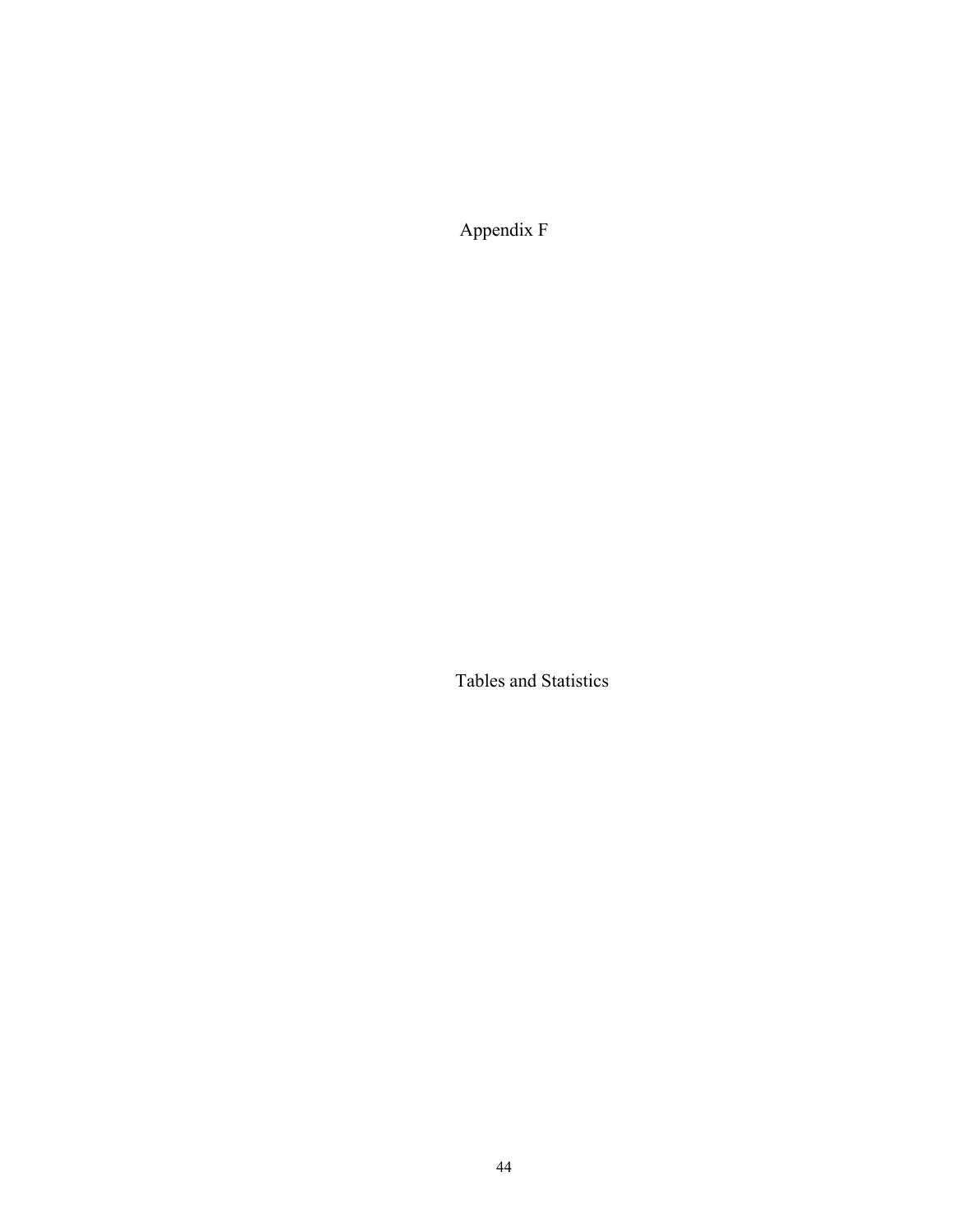# Appendix F

## Tables and Statistics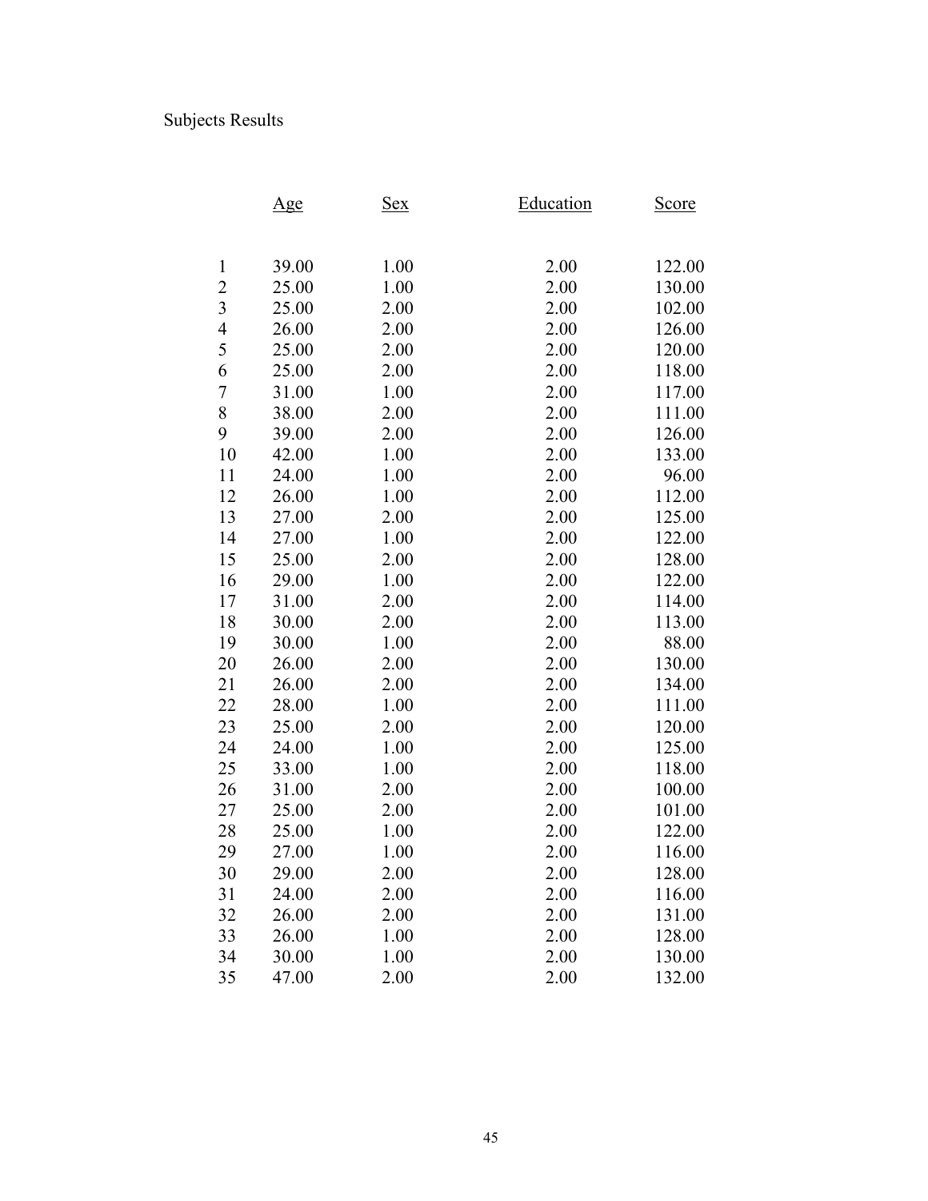Subjects Results

| | Age | Sex | Education | Score |
|---|---|---|---|---|
| 1 | 39.00 | 1.00 | 2.00 | 122.00 |
| 2 | 25.00 | 1.00 | 2.00 | 130.00 |
| 3 | 25.00 | 2.00 | 2.00 | 102.00 |
| 4 | 26.00 | 2.00 | 2.00 | 126.00 |
| 5 | 25.00 | 2.00 | 2.00 | 120.00 |
| 6 | 25.00 | 2.00 | 2.00 | 118.00 |
| 7 | 31.00 | 1.00 | 2.00 | 117.00 |
| 8 | 38.00 | 2.00 | 2.00 | 111.00 |
| 9 | 39.00 | 2.00 | 2.00 | 126.00 |
| 10 | 42.00 | 1.00 | 2.00 | 133.00 |
| 11 | 24.00 | 1.00 | 2.00 | 96.00 |
| 12 | 26.00 | 1.00 | 2.00 | 112.00 |
| 13 | 27.00 | 2.00 | 2.00 | 125.00 |
| 14 | 27.00 | 1.00 | 2.00 | 122.00 |
| 15 | 25.00 | 2.00 | 2.00 | 128.00 |
| 16 | 29.00 | 1.00 | 2.00 | 122.00 |
| 17 | 31.00 | 2.00 | 2.00 | 114.00 |
| 18 | 30.00 | 2.00 | 2.00 | 113.00 |
| 19 | 30.00 | 1.00 | 2.00 | 88.00 |
| 20 | 26.00 | 2.00 | 2.00 | 130.00 |
| 21 | 26.00 | 2.00 | 2.00 | 134.00 |
| 22 | 28.00 | 1.00 | 2.00 | 111.00 |
| 23 | 25.00 | 2.00 | 2.00 | 120.00 |
| 24 | 24.00 | 1.00 | 2.00 | 125.00 |
| 25 | 33.00 | 1.00 | 2.00 | 118.00 |
| 26 | 31.00 | 2.00 | 2.00 | 100.00 |
| 27 | 25.00 | 2.00 | 2.00 | 101.00 |
| 28 | 25.00 | 1.00 | 2.00 | 122.00 |
| 29 | 27.00 | 1.00 | 2.00 | 116.00 |
| 30 | 29.00 | 2.00 | 2.00 | 128.00 |
| 31 | 24.00 | 2.00 | 2.00 | 116.00 |
| 32 | 26.00 | 2.00 | 2.00 | 131.00 |
| 33 | 26.00 | 1.00 | 2.00 | 128.00 |
| 34 | 30.00 | 1.00 | 2.00 | 130.00 |
| 35 | 47.00 | 2.00 | 2.00 | 132.00 |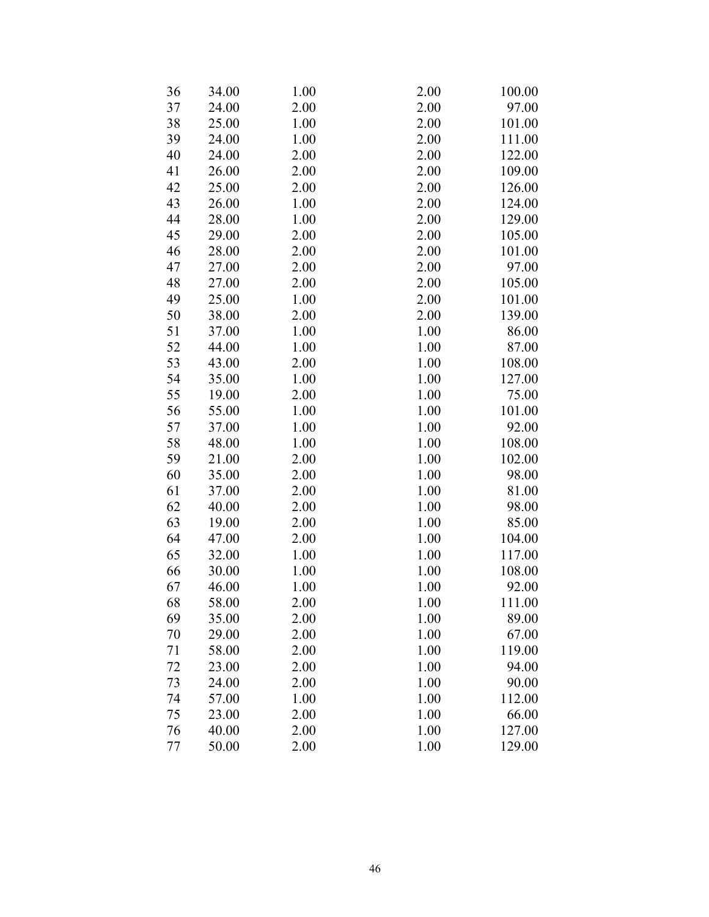| | | | | |
|---|---|---|---|---|
| 36 | 34.00 | 1.00 | 2.00 | 100.00 |
| 37 | 24.00 | 2.00 | 2.00 | 97.00 |
| 38 | 25.00 | 1.00 | 2.00 | 101.00 |
| 39 | 24.00 | 1.00 | 2.00 | 111.00 |
| 40 | 24.00 | 2.00 | 2.00 | 122.00 |
| 41 | 26.00 | 2.00 | 2.00 | 109.00 |
| 42 | 25.00 | 2.00 | 2.00 | 126.00 |
| 43 | 26.00 | 1.00 | 2.00 | 124.00 |
| 44 | 28.00 | 1.00 | 2.00 | 129.00 |
| 45 | 29.00 | 2.00 | 2.00 | 105.00 |
| 46 | 28.00 | 2.00 | 2.00 | 101.00 |
| 47 | 27.00 | 2.00 | 2.00 | 97.00 |
| 48 | 27.00 | 2.00 | 2.00 | 105.00 |
| 49 | 25.00 | 1.00 | 2.00 | 101.00 |
| 50 | 38.00 | 2.00 | 2.00 | 139.00 |
| 51 | 37.00 | 1.00 | 1.00 | 86.00 |
| 52 | 44.00 | 1.00 | 1.00 | 87.00 |
| 53 | 43.00 | 2.00 | 1.00 | 108.00 |
| 54 | 35.00 | 1.00 | 1.00 | 127.00 |
| 55 | 19.00 | 2.00 | 1.00 | 75.00 |
| 56 | 55.00 | 1.00 | 1.00 | 101.00 |
| 57 | 37.00 | 1.00 | 1.00 | 92.00 |
| 58 | 48.00 | 1.00 | 1.00 | 108.00 |
| 59 | 21.00 | 2.00 | 1.00 | 102.00 |
| 60 | 35.00 | 2.00 | 1.00 | 98.00 |
| 61 | 37.00 | 2.00 | 1.00 | 81.00 |
| 62 | 40.00 | 2.00 | 1.00 | 98.00 |
| 63 | 19.00 | 2.00 | 1.00 | 85.00 |
| 64 | 47.00 | 2.00 | 1.00 | 104.00 |
| 65 | 32.00 | 1.00 | 1.00 | 117.00 |
| 66 | 30.00 | 1.00 | 1.00 | 108.00 |
| 67 | 46.00 | 1.00 | 1.00 | 92.00 |
| 68 | 58.00 | 2.00 | 1.00 | 111.00 |
| 69 | 35.00 | 2.00 | 1.00 | 89.00 |
| 70 | 29.00 | 2.00 | 1.00 | 67.00 |
| 71 | 58.00 | 2.00 | 1.00 | 119.00 |
| 72 | 23.00 | 2.00 | 1.00 | 94.00 |
| 73 | 24.00 | 2.00 | 1.00 | 90.00 |
| 74 | 57.00 | 1.00 | 1.00 | 112.00 |
| 75 | 23.00 | 2.00 | 1.00 | 66.00 |
| 76 | 40.00 | 2.00 | 1.00 | 127.00 |
| 77 | 50.00 | 2.00 | 1.00 | 129.00 |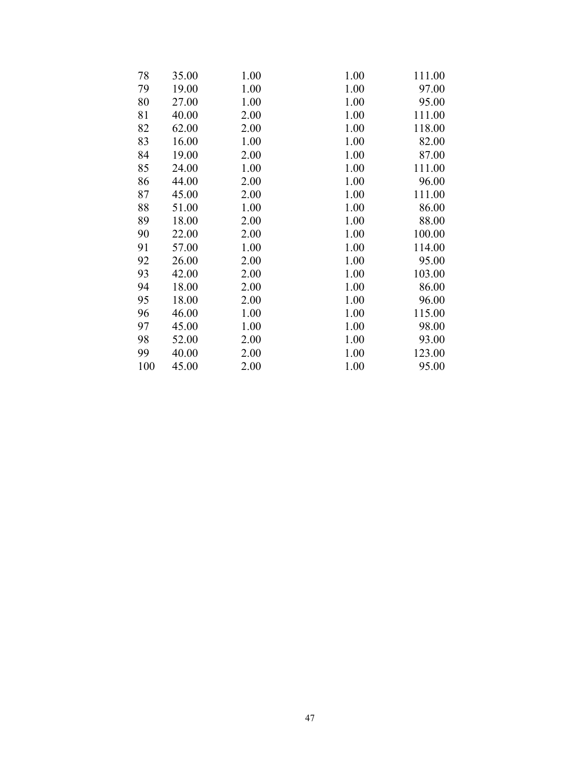| | | | | |
|---|---|---|---|---|
| 78 | 35.00 | 1.00 | 1.00 | 111.00 |
| 79 | 19.00 | 1.00 | 1.00 | 97.00 |
| 80 | 27.00 | 1.00 | 1.00 | 95.00 |
| 81 | 40.00 | 2.00 | 1.00 | 111.00 |
| 82 | 62.00 | 2.00 | 1.00 | 118.00 |
| 83 | 16.00 | 1.00 | 1.00 | 82.00 |
| 84 | 19.00 | 2.00 | 1.00 | 87.00 |
| 85 | 24.00 | 1.00 | 1.00 | 111.00 |
| 86 | 44.00 | 2.00 | 1.00 | 96.00 |
| 87 | 45.00 | 2.00 | 1.00 | 111.00 |
| 88 | 51.00 | 1.00 | 1.00 | 86.00 |
| 89 | 18.00 | 2.00 | 1.00 | 88.00 |
| 90 | 22.00 | 2.00 | 1.00 | 100.00 |
| 91 | 57.00 | 1.00 | 1.00 | 114.00 |
| 92 | 26.00 | 2.00 | 1.00 | 95.00 |
| 93 | 42.00 | 2.00 | 1.00 | 103.00 |
| 94 | 18.00 | 2.00 | 1.00 | 86.00 |
| 95 | 18.00 | 2.00 | 1.00 | 96.00 |
| 96 | 46.00 | 1.00 | 1.00 | 115.00 |
| 97 | 45.00 | 1.00 | 1.00 | 98.00 |
| 98 | 52.00 | 2.00 | 1.00 | 93.00 |
| 99 | 40.00 | 2.00 | 1.00 | 123.00 |
| 100 | 45.00 | 2.00 | 1.00 | 95.00 |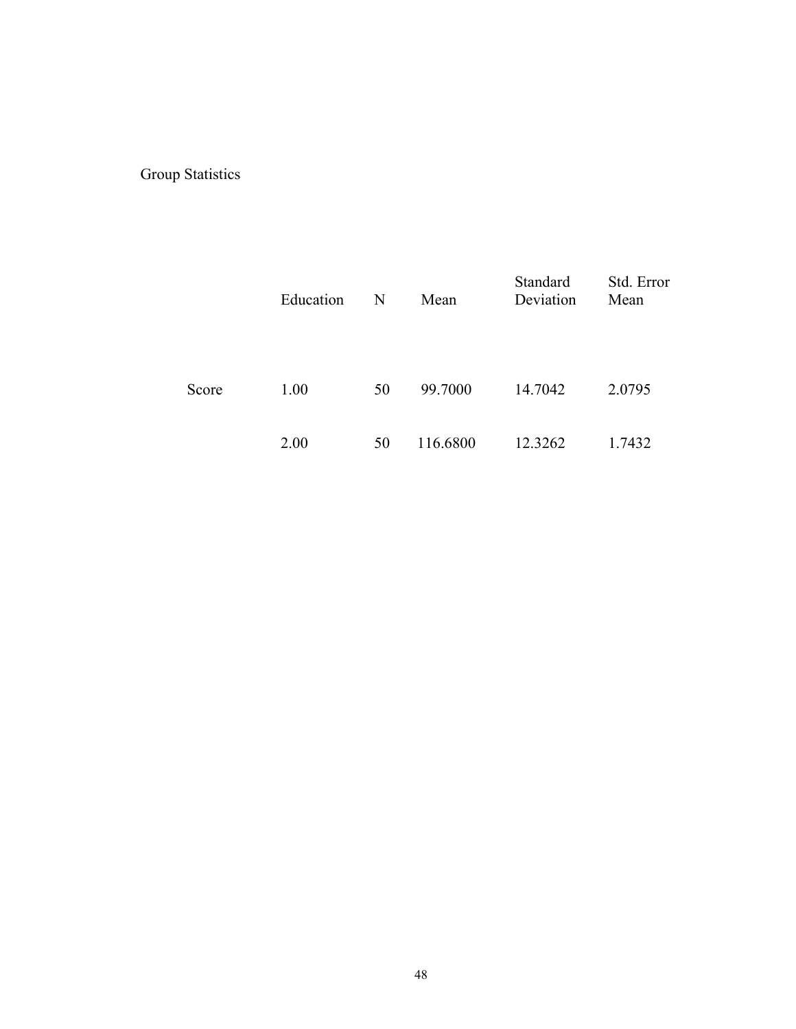Group Statistics

| | Education | N | Mean | Standard Deviation | Std. Error Mean |
|---|---|---|---|---|---|
| Score | 1.00 | 50 | 99.7000 | 14.7042 | 2.0795 |
| | 2.00 | 50 | 116.6800 | 12.3262 | 1.7432 |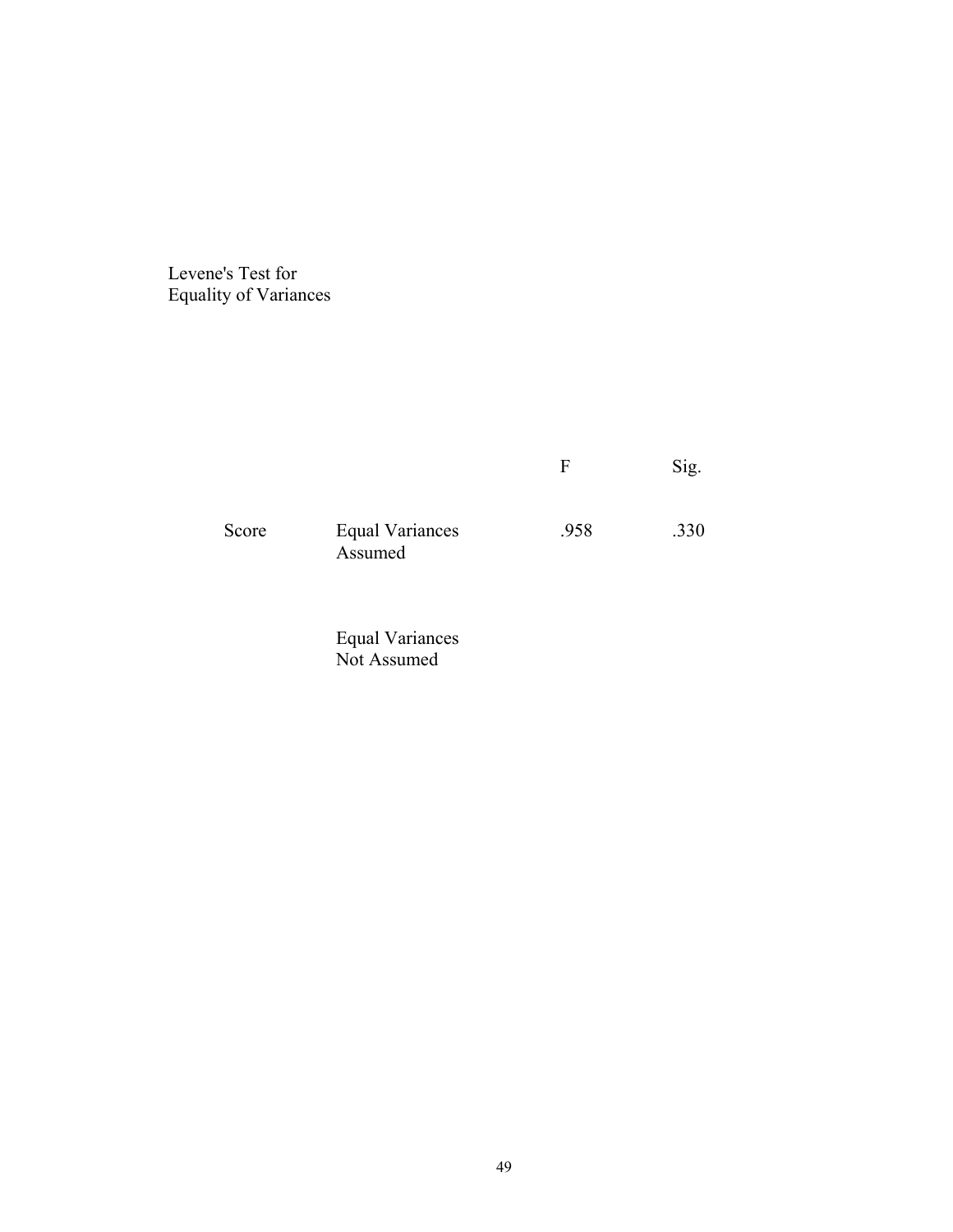Levene's Test for Equality of Variances

| | | F | Sig. |
|---|---|---|---|
| Score | Equal Variances Assumed | .958 | .330 |
| | Equal Variances Not Assumed | | |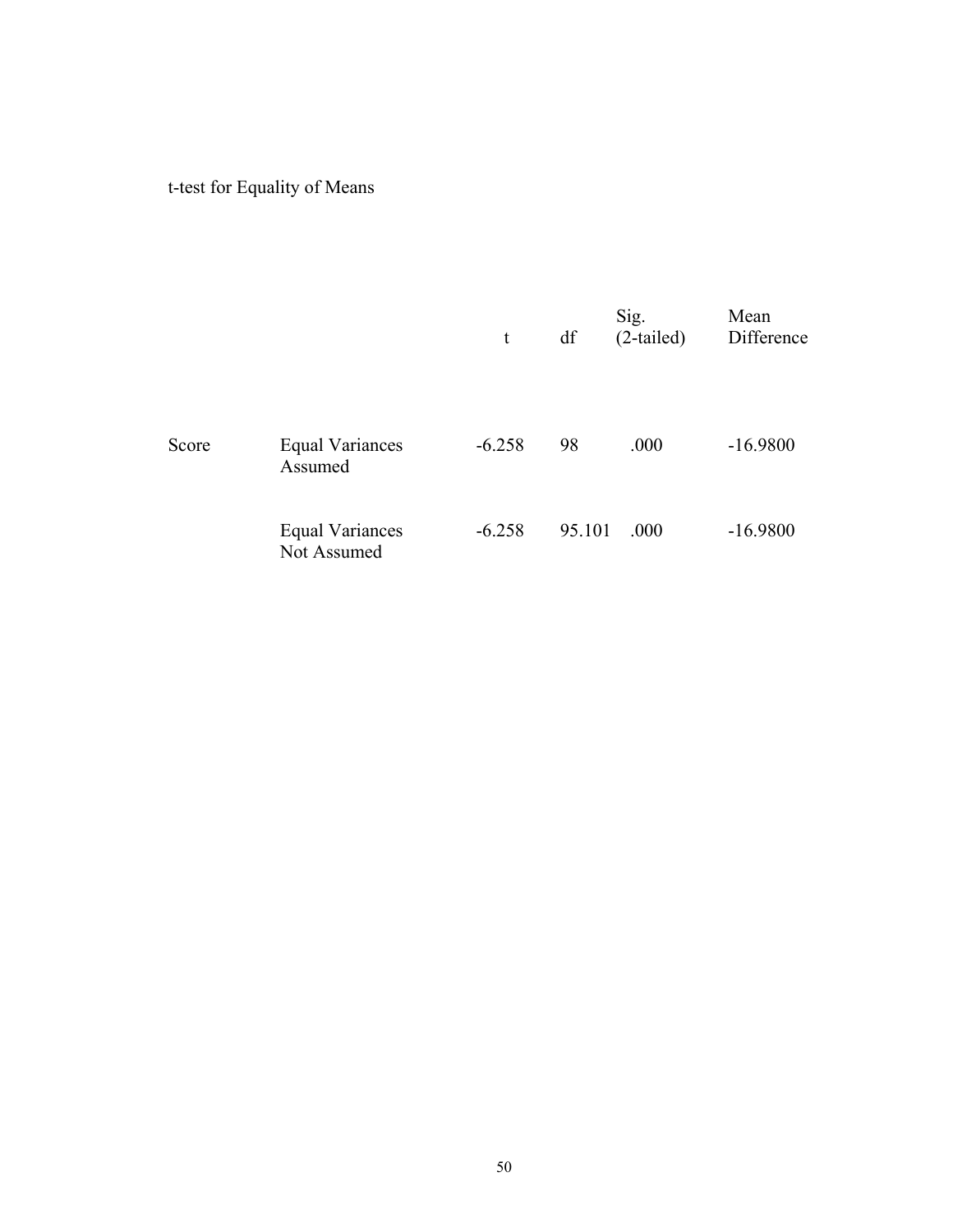t-test for Equality of Means

| | | t | df | Sig. (2-tailed) | Mean Difference |
|---|---|---|---|---|---|
| Score | Equal Variances Assumed | -6.258 | 98 | .000 | -16.9800 |
| | Equal Variances Not Assumed | -6.258 | 95.101 | .000 | -16.9800 |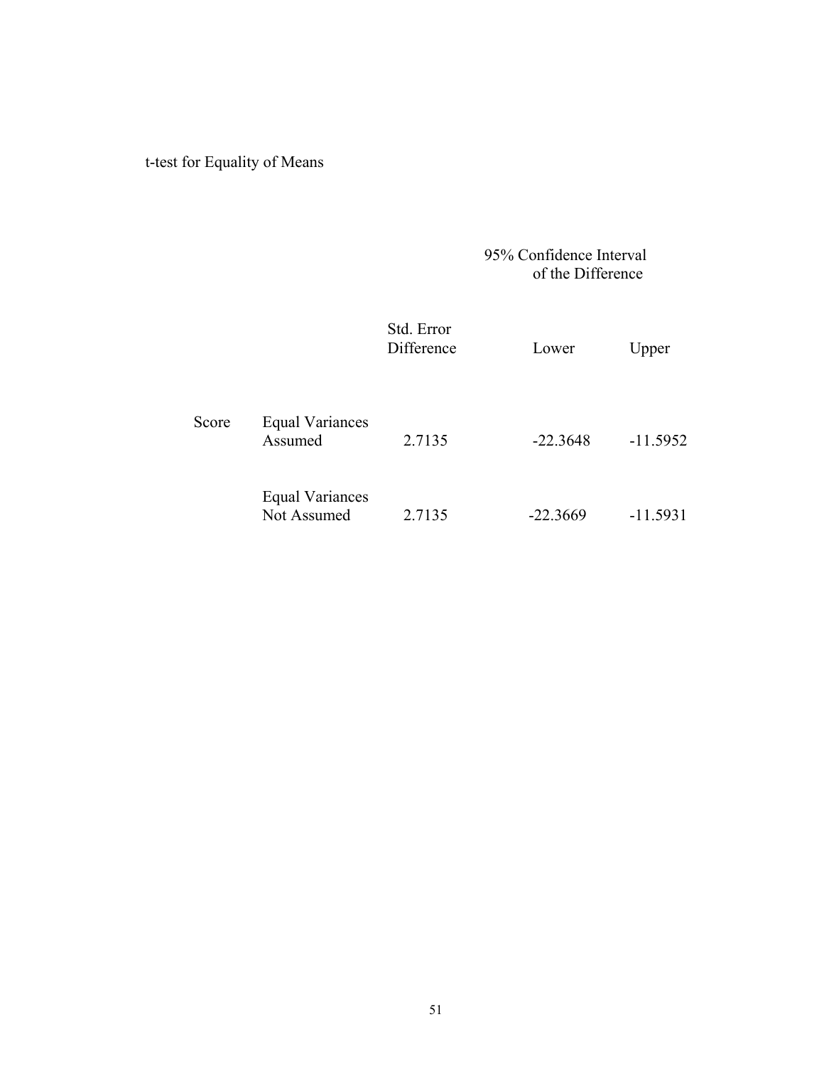t-test for Equality of Means

| | | Std. Error Difference | 95% Confidence Interval of the Difference | |
|---|---|---|---|---|
| | | | Lower | Upper |
| Score | Equal Variances Assumed | 2.7135 | -22.3648 | -11.5952 |
| | Equal Variances Not Assumed | 2.7135 | -22.3669 | -11.5931 |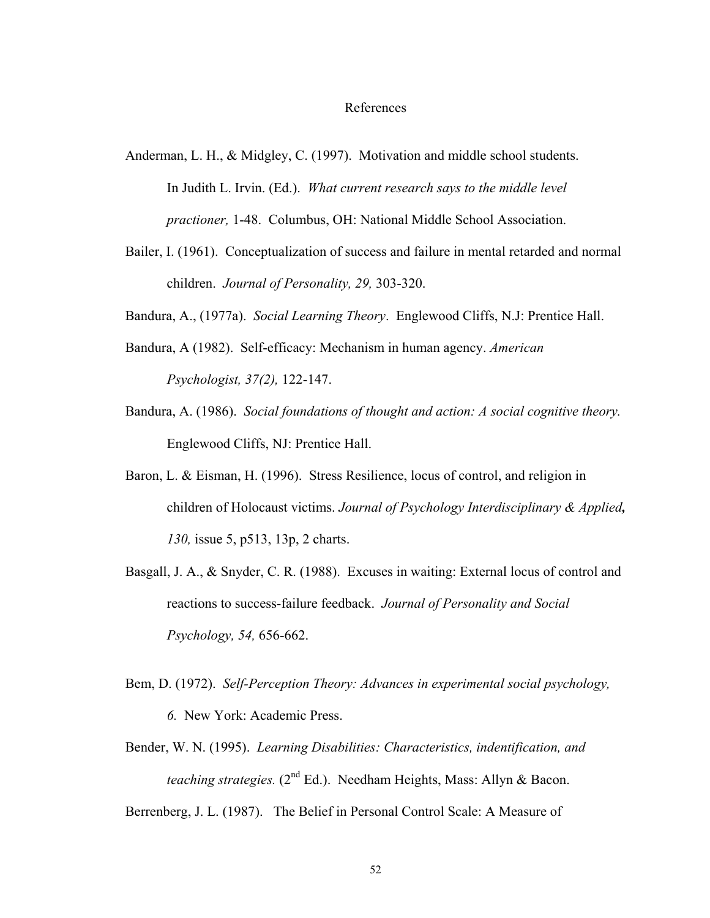# References

Anderman, L. H., & Midgley, C. (1997). Motivation and middle school students. In Judith L. Irvin. (Ed.). *What current research says to the middle level practioner,* 1-48. Columbus, OH: National Middle School Association.

Bailer, I. (1961). Conceptualization of success and failure in mental retarded and normal children. *Journal of Personality, 29,* 303-320.

Bandura, A., (1977a). *Social Learning Theory*. Englewood Cliffs, N.J: Prentice Hall.

Bandura, A (1982). Self-efficacy: Mechanism in human agency. *American Psychologist, 37(2),* 122-147.

Bandura, A. (1986). *Social foundations of thought and action: A social cognitive theory.* Englewood Cliffs, NJ: Prentice Hall.

Baron, L. & Eisman, H. (1996). Stress Resilience, locus of control, and religion in children of Holocaust victims. *Journal of Psychology Interdisciplinary & Applied**,*** *130,* issue 5, p513, 13p, 2 charts.

Basgall, J. A., & Snyder, C. R. (1988). Excuses in waiting: External locus of control and reactions to success-failure feedback. *Journal of Personality and Social Psychology, 54,* 656-662.

Bem, D. (1972). *Self-Perception Theory: Advances in experimental social psychology, 6.* New York: Academic Press.

Bender, W. N. (1995). *Learning Disabilities: Characteristics, indentification, and teaching strategies.* (2nd Ed.). Needham Heights, Mass: Allyn & Bacon.

Berrenberg, J. L. (1987). The Belief in Personal Control Scale: A Measure of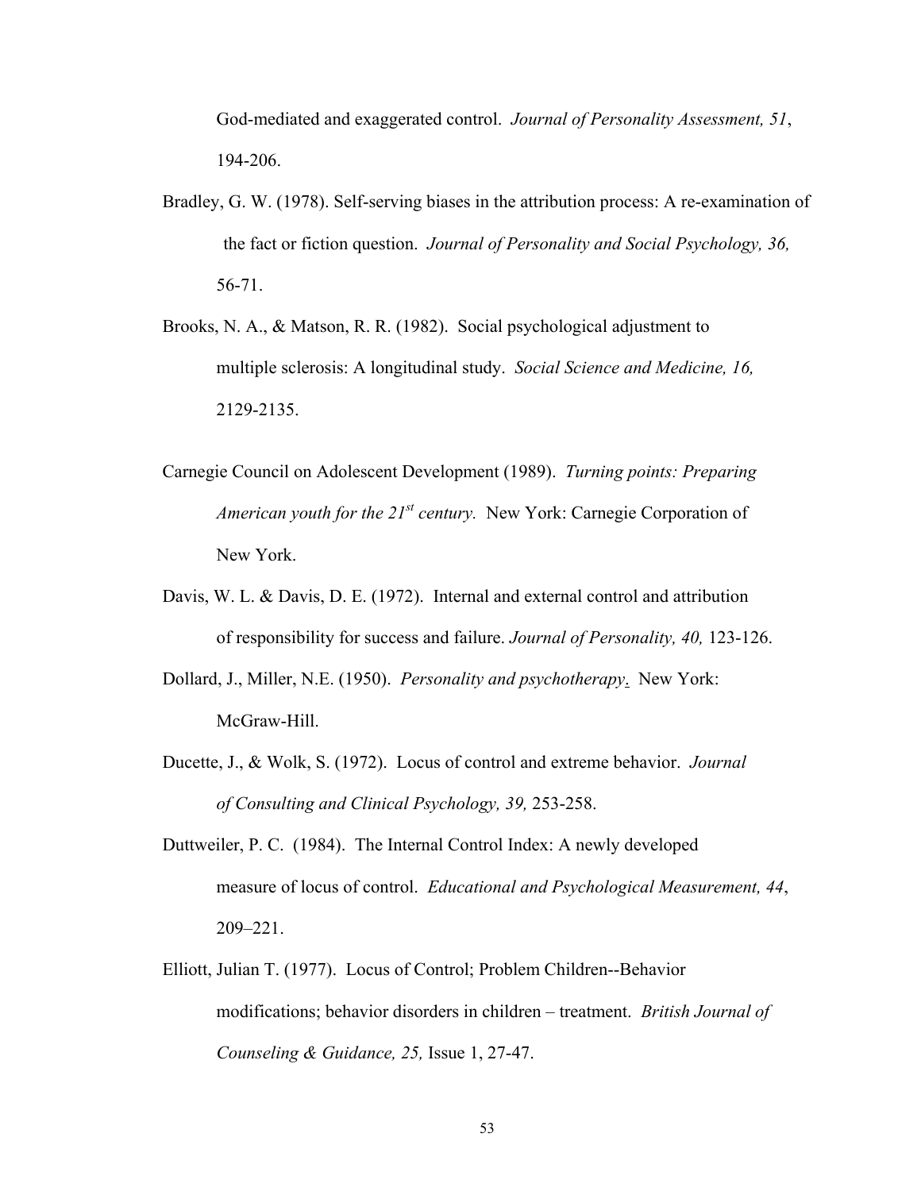God-mediated and exaggerated control. *Journal of Personality Assessment, 51*, 194-206.

Bradley, G. W. (1978). Self-serving biases in the attribution process: A re-examination of the fact or fiction question. *Journal of Personality and Social Psychology, 36,* 56-71.

Brooks, N. A., & Matson, R. R. (1982). Social psychological adjustment to multiple sclerosis: A longitudinal study. *Social Science and Medicine, 16,* 2129-2135.

Carnegie Council on Adolescent Development (1989). *Turning points: Preparing American youth for the 21st century.* New York: Carnegie Corporation of New York.

Davis, W. L. & Davis, D. E. (1972). Internal and external control and attribution of responsibility for success and failure. *Journal of Personality, 40,* 123-126.

Dollard, J., Miller, N.E. (1950). *Personality and psychotherapy*. New York: McGraw-Hill.

Ducette, J., & Wolk, S. (1972). Locus of control and extreme behavior. *Journal of Consulting and Clinical Psychology, 39,* 253-258.

Duttweiler, P. C. (1984). The Internal Control Index: A newly developed measure of locus of control. *Educational and Psychological Measurement, 44*, 209–221.

Elliott, Julian T. (1977). Locus of Control; Problem Children--Behavior modifications; behavior disorders in children – treatment. *British Journal of Counseling & Guidance, 25,* Issue 1, 27-47.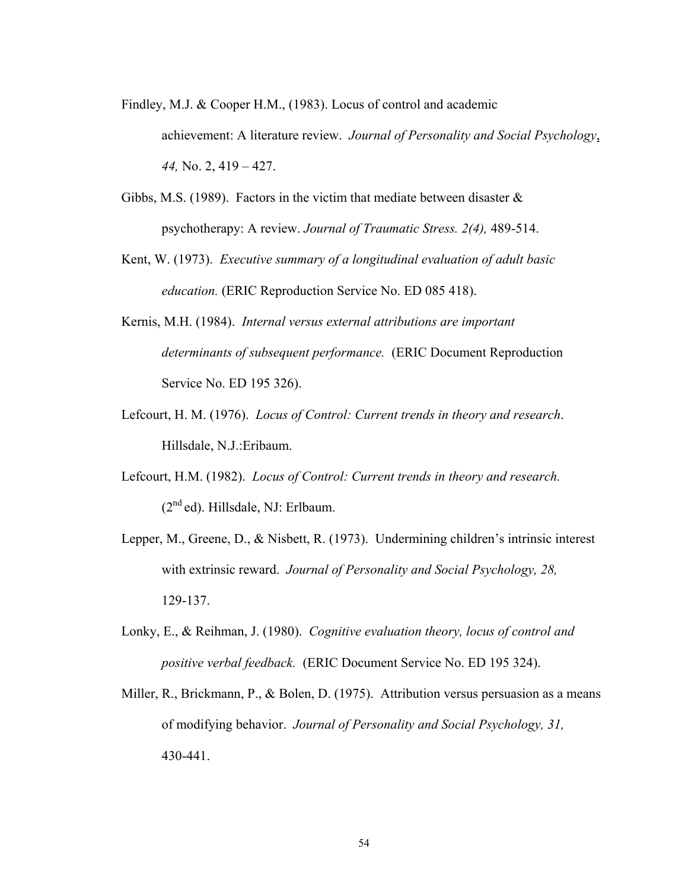Findley, M.J. & Cooper H.M., (1983). Locus of control and academic achievement: A literature review. *Journal of Personality and Social Psychology*, *44,* No. 2, 419 – 427.

Gibbs, M.S. (1989). Factors in the victim that mediate between disaster & psychotherapy: A review. *Journal of Traumatic Stress. 2(4),* 489-514.

Kent, W. (1973). *Executive summary of a longitudinal evaluation of adult basic education.* (ERIC Reproduction Service No. ED 085 418).

Kernis, M.H. (1984). *Internal versus external attributions are important determinants of subsequent performance.* (ERIC Document Reproduction Service No. ED 195 326).

Lefcourt, H. M. (1976). *Locus of Control: Current trends in theory and research*. Hillsdale, N.J.:Eribaum.

Lefcourt, H.M. (1982). *Locus of Control: Current trends in theory and research.* (2nd ed). Hillsdale, NJ: Erlbaum.

Lepper, M., Greene, D., & Nisbett, R. (1973). Undermining children's intrinsic interest with extrinsic reward. *Journal of Personality and Social Psychology, 28,* 129-137.

Lonky, E., & Reihman, J. (1980). *Cognitive evaluation theory, locus of control and positive verbal feedback.* (ERIC Document Service No. ED 195 324).

Miller, R., Brickmann, P., & Bolen, D. (1975). Attribution versus persuasion as a means of modifying behavior. *Journal of Personality and Social Psychology, 31,* 430-441.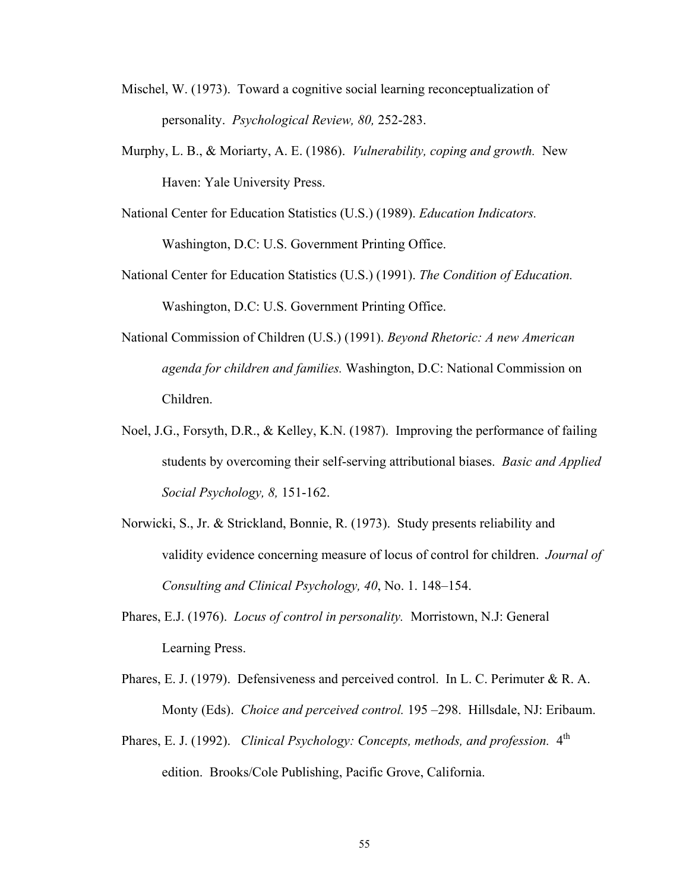Mischel, W. (1973). Toward a cognitive social learning reconceptualization of personality. *Psychological Review, 80,* 252-283.

Murphy, L. B., & Moriarty, A. E. (1986). *Vulnerability, coping and growth.* New Haven: Yale University Press.

National Center for Education Statistics (U.S.) (1989). *Education Indicators.* Washington, D.C: U.S. Government Printing Office.

National Center for Education Statistics (U.S.) (1991). *The Condition of Education.* Washington, D.C: U.S. Government Printing Office.

National Commission of Children (U.S.) (1991). *Beyond Rhetoric: A new American agenda for children and families.* Washington, D.C: National Commission on Children.

Noel, J.G., Forsyth, D.R., & Kelley, K.N. (1987). Improving the performance of failing students by overcoming their self-serving attributional biases. *Basic and Applied Social Psychology, 8,* 151-162.

Norwicki, S., Jr. & Strickland, Bonnie, R. (1973). Study presents reliability and validity evidence concerning measure of locus of control for children. *Journal of Consulting and Clinical Psychology, 40*, No. 1. 148–154.

Phares, E.J. (1976). *Locus of control in personality.* Morristown, N.J: General Learning Press.

Phares, E. J. (1979). Defensiveness and perceived control. In L. C. Perimuter & R. A. Monty (Eds). *Choice and perceived control.* 195 –298. Hillsdale, NJ: Eribaum.

Phares, E. J. (1992). *Clinical Psychology: Concepts, methods, and profession.* 4th edition. Brooks/Cole Publishing, Pacific Grove, California.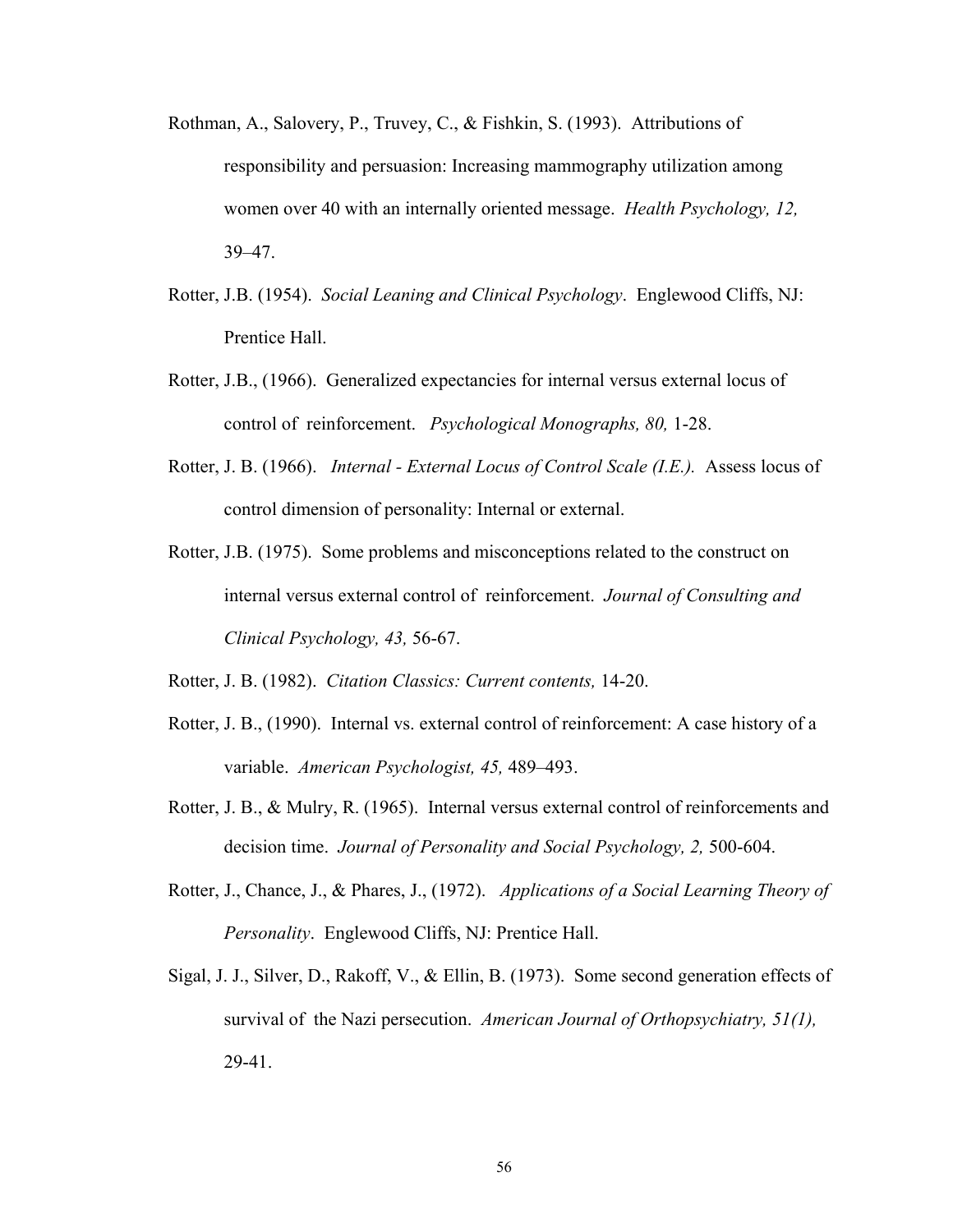Rothman, A., Salovery, P., Truvey, C., & Fishkin, S. (1993). Attributions of responsibility and persuasion: Increasing mammography utilization among women over 40 with an internally oriented message. *Health Psychology, 12,* 39–47.

Rotter, J.B. (1954). *Social Leaning and Clinical Psychology*. Englewood Cliffs, NJ: Prentice Hall.

Rotter, J.B., (1966). Generalized expectancies for internal versus external locus of control of reinforcement. *Psychological Monographs, 80,* 1-28.

Rotter, J. B. (1966). *Internal - External Locus of Control Scale (I.E.).* Assess locus of control dimension of personality: Internal or external.

Rotter, J.B. (1975). Some problems and misconceptions related to the construct on internal versus external control of reinforcement. *Journal of Consulting and Clinical Psychology, 43,* 56-67.

Rotter, J. B. (1982). *Citation Classics: Current contents,* 14-20.

Rotter, J. B., (1990). Internal vs. external control of reinforcement: A case history of a variable. *American Psychologist, 45,* 489–493.

Rotter, J. B., & Mulry, R. (1965). Internal versus external control of reinforcements and decision time. *Journal of Personality and Social Psychology, 2,* 500-604.

Rotter, J., Chance, J., & Phares, J., (1972). *Applications of a Social Learning Theory of Personality*. Englewood Cliffs, NJ: Prentice Hall.

Sigal, J. J., Silver, D., Rakoff, V., & Ellin, B. (1973). Some second generation effects of survival of the Nazi persecution. *American Journal of Orthopsychiatry, 51(1),* 29-41.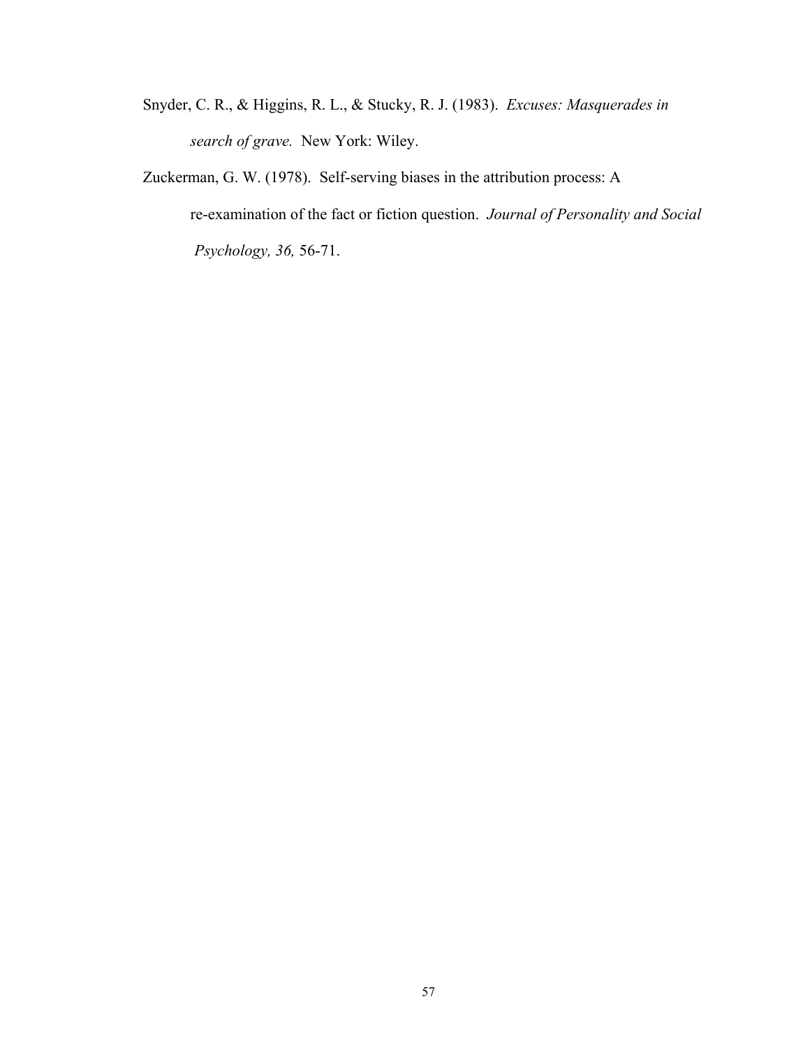Snyder, C. R., & Higgins, R. L., & Stucky, R. J. (1983). *Excuses: Masquerades in search of grave.* New York: Wiley.

Zuckerman, G. W. (1978). Self-serving biases in the attribution process: A re-examination of the fact or fiction question. *Journal of Personality and Social Psychology, 36,* 56-71.